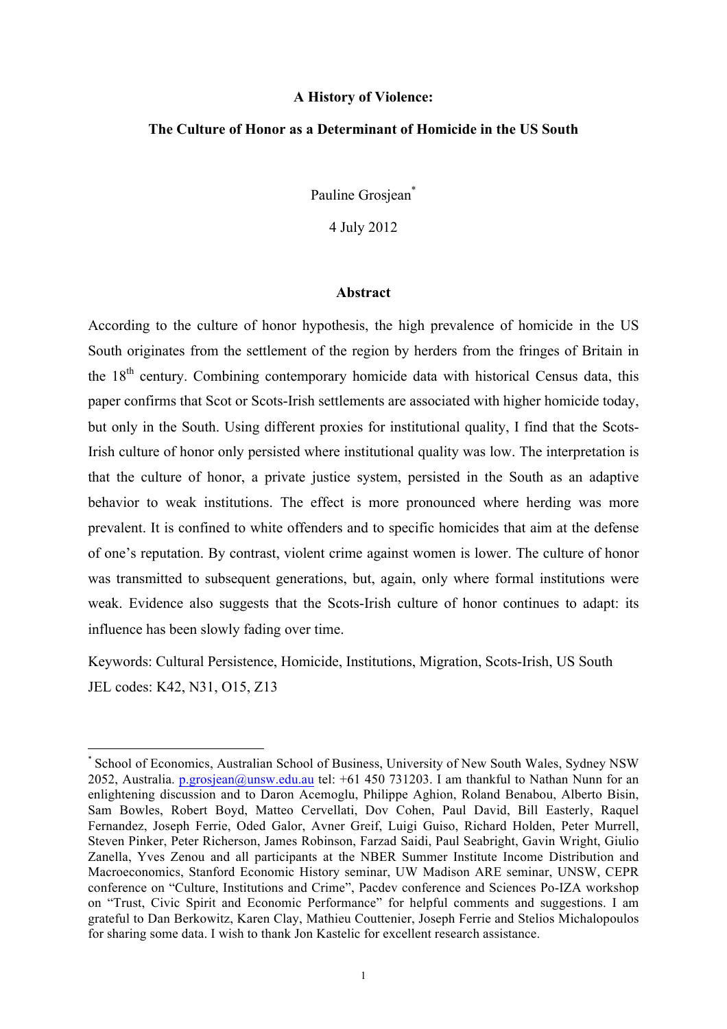# A History of Violence:

## The Culture of Honor as a Determinant of Homicide in the US South

Pauline Grosjean[*]

4 July 2012

### Abstract

According to the culture of honor hypothesis, the high prevalence of homicide in the US South originates from the settlement of the region by herders from the fringes of Britain in the 18th century. Combining contemporary homicide data with historical Census data, this paper confirms that Scot or Scots-Irish settlements are associated with higher homicide today, but only in the South. Using different proxies for institutional quality, I find that the Scots-Irish culture of honor only persisted where institutional quality was low. The interpretation is that the culture of honor, a private justice system, persisted in the South as an adaptive behavior to weak institutions. The effect is more pronounced where herding was more prevalent. It is confined to white offenders and to specific homicides that aim at the defense of one's reputation. By contrast, violent crime against women is lower. The culture of honor was transmitted to subsequent generations, but, again, only where formal institutions were weak. Evidence also suggests that the Scots-Irish culture of honor continues to adapt: its influence has been slowly fading over time.

Keywords: Cultural Persistence, Homicide, Institutions, Migration, Scots-Irish, US South

JEL codes: K42, N31, O15, Z13

---

[*] School of Economics, Australian School of Business, University of New South Wales, Sydney NSW 2052, Australia. p.grosjean@unsw.edu.au tel: +61 450 731203. I am thankful to Nathan Nunn for an enlightening discussion and to Daron Acemoglu, Philippe Aghion, Roland Benabou, Alberto Bisin, Sam Bowles, Robert Boyd, Matteo Cervellati, Dov Cohen, Paul David, Bill Easterly, Raquel Fernandez, Joseph Ferrie, Oded Galor, Avner Greif, Luigi Guiso, Richard Holden, Peter Murrell, Steven Pinker, Peter Richerson, James Robinson, Farzad Saidi, Paul Seabright, Gavin Wright, Giulio Zanella, Yves Zenou and all participants at the NBER Summer Institute Income Distribution and Macroeconomics, Stanford Economic History seminar, UW Madison ARE seminar, UNSW, CEPR conference on "Culture, Institutions and Crime", Pacdev conference and Sciences Po-IZA workshop on "Trust, Civic Spirit and Economic Performance" for helpful comments and suggestions. I am grateful to Dan Berkowitz, Karen Clay, Mathieu Couttenier, Joseph Ferrie and Stelios Michalopoulos for sharing some data. I wish to thank Jon Kastelic for excellent research assistance.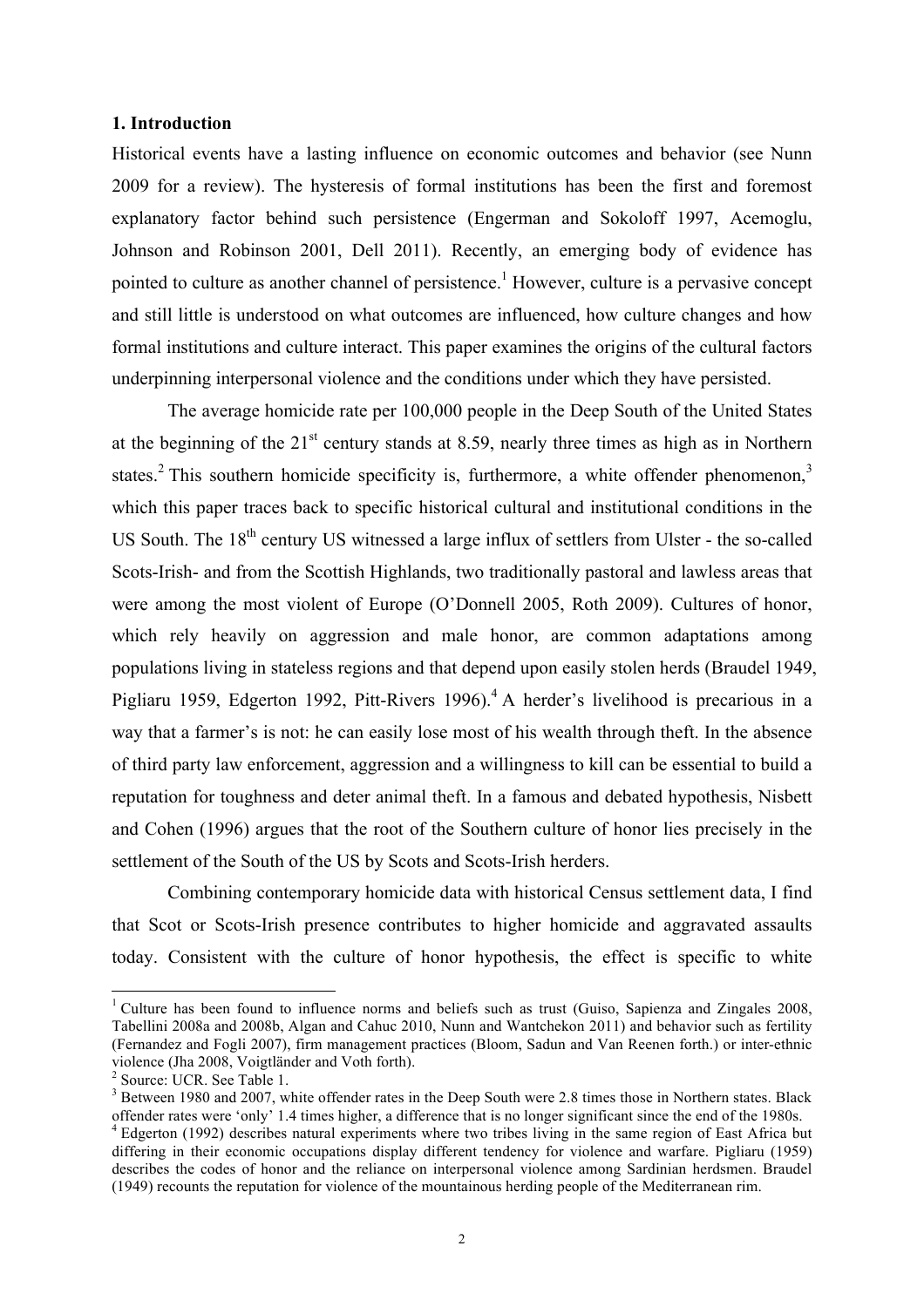## 1. Introduction

Historical events have a lasting influence on economic outcomes and behavior (see Nunn 2009 for a review). The hysteresis of formal institutions has been the first and foremost explanatory factor behind such persistence (Engerman and Sokoloff 1997, Acemoglu, Johnson and Robinson 2001, Dell 2011). Recently, an emerging body of evidence has pointed to culture as another channel of persistence.[1] However, culture is a pervasive concept and still little is understood on what outcomes are influenced, how culture changes and how formal institutions and culture interact. This paper examines the origins of the cultural factors underpinning interpersonal violence and the conditions under which they have persisted.

The average homicide rate per 100,000 people in the Deep South of the United States at the beginning of the 21$^{st}$ century stands at 8.59, nearly three times as high as in Northern states.[2] This southern homicide specificity is, furthermore, a white offender phenomenon,[3] which this paper traces back to specific historical cultural and institutional conditions in the US South. The 18$^{th}$ century US witnessed a large influx of settlers from Ulster - the so-called Scots-Irish- and from the Scottish Highlands, two traditionally pastoral and lawless areas that were among the most violent of Europe (O'Donnell 2005, Roth 2009). Cultures of honor, which rely heavily on aggression and male honor, are common adaptations among populations living in stateless regions and that depend upon easily stolen herds (Braudel 1949, Pigliaru 1959, Edgerton 1992, Pitt-Rivers 1996).[4] A herder's livelihood is precarious in a way that a farmer's is not: he can easily lose most of his wealth through theft. In the absence of third party law enforcement, aggression and a willingness to kill can be essential to build a reputation for toughness and deter animal theft. In a famous and debated hypothesis, Nisbett and Cohen (1996) argues that the root of the Southern culture of honor lies precisely in the settlement of the South of the US by Scots and Scots-Irish herders.

Combining contemporary homicide data with historical Census settlement data, I find that Scot or Scots-Irish presence contributes to higher homicide and aggravated assaults today. Consistent with the culture of honor hypothesis, the effect is specific to white

---

[1] Culture has been found to influence norms and beliefs such as trust (Guiso, Sapienza and Zingales 2008, Tabellini 2008a and 2008b, Algan and Cahuc 2010, Nunn and Wantchekon 2011) and behavior such as fertility (Fernandez and Fogli 2007), firm management practices (Bloom, Sadun and Van Reenen forth.) or inter-ethnic violence (Jha 2008, Voigtländer and Voth forth).

[2] Source: UCR. See Table 1.

[3] Between 1980 and 2007, white offender rates in the Deep South were 2.8 times those in Northern states. Black offender rates were 'only' 1.4 times higher, a difference that is no longer significant since the end of the 1980s.

[4] Edgerton (1992) describes natural experiments where two tribes living in the same region of East Africa but differing in their economic occupations display different tendency for violence and warfare. Pigliaru (1959) describes the codes of honor and the reliance on interpersonal violence among Sardinian herdsmen. Braudel (1949) recounts the reputation for violence of the mountainous herding people of the Mediterranean rim.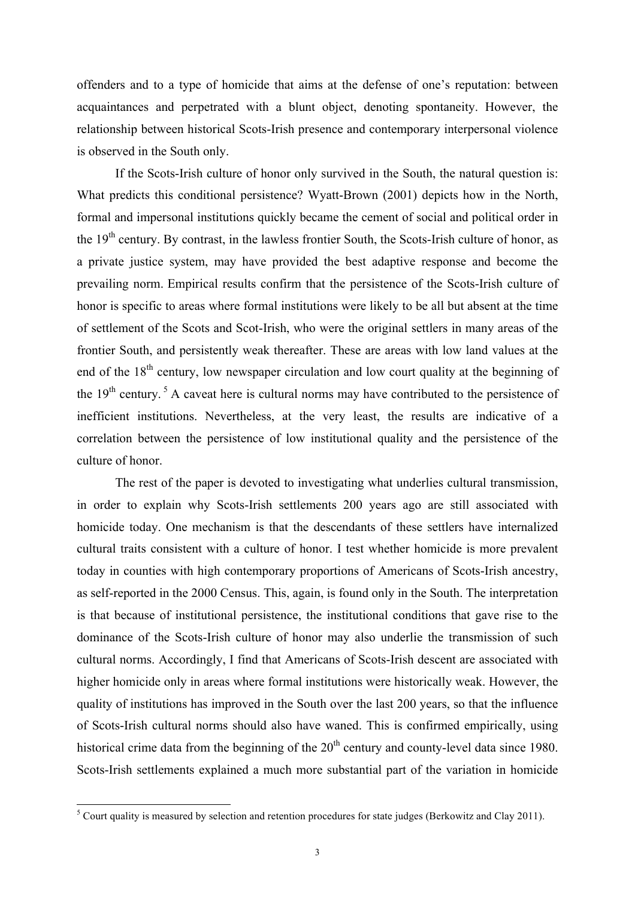offenders and to a type of homicide that aims at the defense of one's reputation: between acquaintances and perpetrated with a blunt object, denoting spontaneity. However, the relationship between historical Scots-Irish presence and contemporary interpersonal violence is observed in the South only.

If the Scots-Irish culture of honor only survived in the South, the natural question is: What predicts this conditional persistence? Wyatt-Brown (2001) depicts how in the North, formal and impersonal institutions quickly became the cement of social and political order in the 19th century. By contrast, in the lawless frontier South, the Scots-Irish culture of honor, as a private justice system, may have provided the best adaptive response and become the prevailing norm. Empirical results confirm that the persistence of the Scots-Irish culture of honor is specific to areas where formal institutions were likely to be all but absent at the time of settlement of the Scots and Scot-Irish, who were the original settlers in many areas of the frontier South, and persistently weak thereafter. These are areas with low land values at the end of the 18th century, low newspaper circulation and low court quality at the beginning of the 19th century. [5] A caveat here is cultural norms may have contributed to the persistence of inefficient institutions. Nevertheless, at the very least, the results are indicative of a correlation between the persistence of low institutional quality and the persistence of the culture of honor.

The rest of the paper is devoted to investigating what underlies cultural transmission, in order to explain why Scots-Irish settlements 200 years ago are still associated with homicide today. One mechanism is that the descendants of these settlers have internalized cultural traits consistent with a culture of honor. I test whether homicide is more prevalent today in counties with high contemporary proportions of Americans of Scots-Irish ancestry, as self-reported in the 2000 Census. This, again, is found only in the South. The interpretation is that because of institutional persistence, the institutional conditions that gave rise to the dominance of the Scots-Irish culture of honor may also underlie the transmission of such cultural norms. Accordingly, I find that Americans of Scots-Irish descent are associated with higher homicide only in areas where formal institutions were historically weak. However, the quality of institutions has improved in the South over the last 200 years, so that the influence of Scots-Irish cultural norms should also have waned. This is confirmed empirically, using historical crime data from the beginning of the 20th century and county-level data since 1980. Scots-Irish settlements explained a much more substantial part of the variation in homicide

[5] Court quality is measured by selection and retention procedures for state judges (Berkowitz and Clay 2011).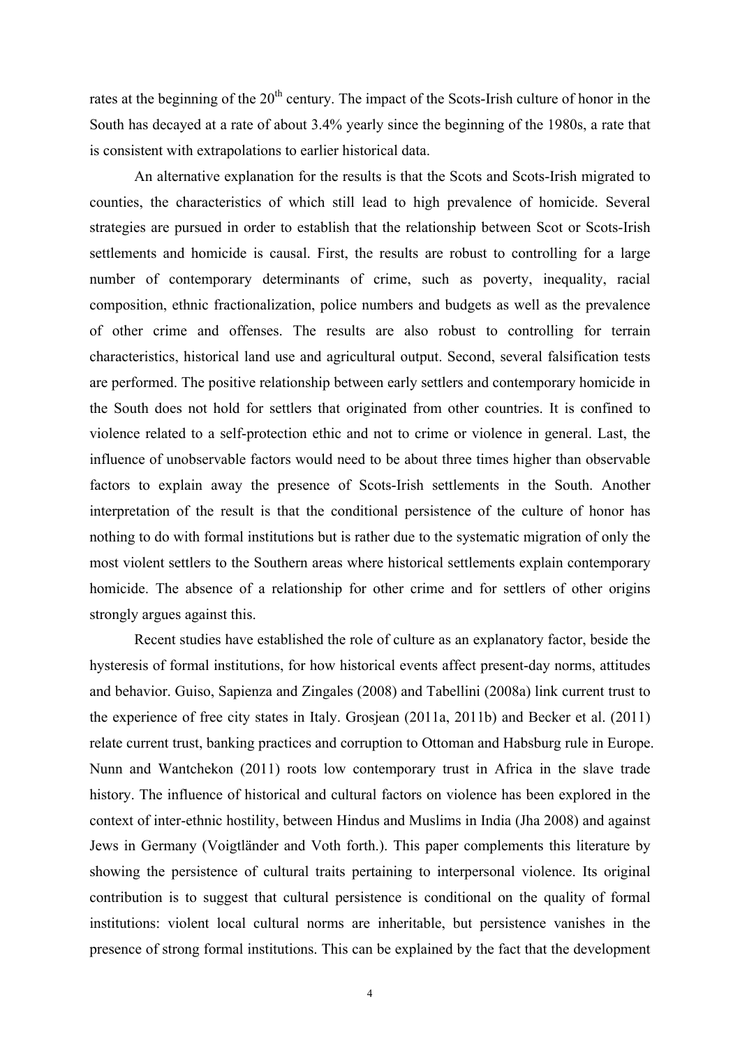rates at the beginning of the 20th century. The impact of the Scots-Irish culture of honor in the South has decayed at a rate of about 3.4% yearly since the beginning of the 1980s, a rate that is consistent with extrapolations to earlier historical data.

An alternative explanation for the results is that the Scots and Scots-Irish migrated to counties, the characteristics of which still lead to high prevalence of homicide. Several strategies are pursued in order to establish that the relationship between Scot or Scots-Irish settlements and homicide is causal. First, the results are robust to controlling for a large number of contemporary determinants of crime, such as poverty, inequality, racial composition, ethnic fractionalization, police numbers and budgets as well as the prevalence of other crime and offenses. The results are also robust to controlling for terrain characteristics, historical land use and agricultural output. Second, several falsification tests are performed. The positive relationship between early settlers and contemporary homicide in the South does not hold for settlers that originated from other countries. It is confined to violence related to a self-protection ethic and not to crime or violence in general. Last, the influence of unobservable factors would need to be about three times higher than observable factors to explain away the presence of Scots-Irish settlements in the South. Another interpretation of the result is that the conditional persistence of the culture of honor has nothing to do with formal institutions but is rather due to the systematic migration of only the most violent settlers to the Southern areas where historical settlements explain contemporary homicide. The absence of a relationship for other crime and for settlers of other origins strongly argues against this.

Recent studies have established the role of culture as an explanatory factor, beside the hysteresis of formal institutions, for how historical events affect present-day norms, attitudes and behavior. Guiso, Sapienza and Zingales (2008) and Tabellini (2008a) link current trust to the experience of free city states in Italy. Grosjean (2011a, 2011b) and Becker et al. (2011) relate current trust, banking practices and corruption to Ottoman and Habsburg rule in Europe. Nunn and Wantchekon (2011) roots low contemporary trust in Africa in the slave trade history. The influence of historical and cultural factors on violence has been explored in the context of inter-ethnic hostility, between Hindus and Muslims in India (Jha 2008) and against Jews in Germany (Voigtländer and Voth forth.). This paper complements this literature by showing the persistence of cultural traits pertaining to interpersonal violence. Its original contribution is to suggest that cultural persistence is conditional on the quality of formal institutions: violent local cultural norms are inheritable, but persistence vanishes in the presence of strong formal institutions. This can be explained by the fact that the development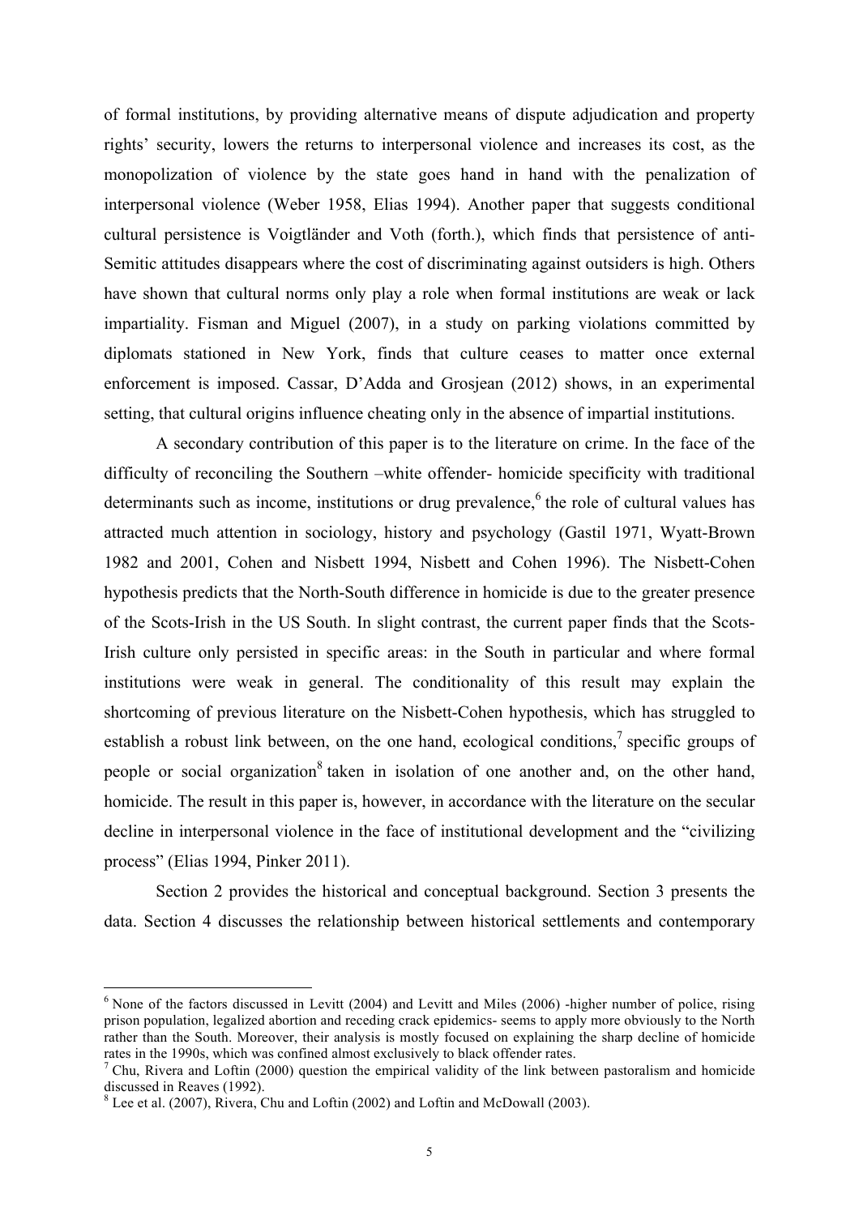of formal institutions, by providing alternative means of dispute adjudication and property rights' security, lowers the returns to interpersonal violence and increases its cost, as the monopolization of violence by the state goes hand in hand with the penalization of interpersonal violence (Weber 1958, Elias 1994). Another paper that suggests conditional cultural persistence is Voigtländer and Voth (forth.), which finds that persistence of anti-Semitic attitudes disappears where the cost of discriminating against outsiders is high. Others have shown that cultural norms only play a role when formal institutions are weak or lack impartiality. Fisman and Miguel (2007), in a study on parking violations committed by diplomats stationed in New York, finds that culture ceases to matter once external enforcement is imposed. Cassar, D'Adda and Grosjean (2012) shows, in an experimental setting, that cultural origins influence cheating only in the absence of impartial institutions.

A secondary contribution of this paper is to the literature on crime. In the face of the difficulty of reconciling the Southern –white offender- homicide specificity with traditional determinants such as income, institutions or drug prevalence,[6] the role of cultural values has attracted much attention in sociology, history and psychology (Gastil 1971, Wyatt-Brown 1982 and 2001, Cohen and Nisbett 1994, Nisbett and Cohen 1996). The Nisbett-Cohen hypothesis predicts that the North-South difference in homicide is due to the greater presence of the Scots-Irish in the US South. In slight contrast, the current paper finds that the Scots-Irish culture only persisted in specific areas: in the South in particular and where formal institutions were weak in general. The conditionality of this result may explain the shortcoming of previous literature on the Nisbett-Cohen hypothesis, which has struggled to establish a robust link between, on the one hand, ecological conditions,[7] specific groups of people or social organization[8] taken in isolation of one another and, on the other hand, homicide. The result in this paper is, however, in accordance with the literature on the secular decline in interpersonal violence in the face of institutional development and the "civilizing process" (Elias 1994, Pinker 2011).

Section 2 provides the historical and conceptual background. Section 3 presents the data. Section 4 discusses the relationship between historical settlements and contemporary

---

[6] None of the factors discussed in Levitt (2004) and Levitt and Miles (2006) -higher number of police, rising prison population, legalized abortion and receding crack epidemics- seems to apply more obviously to the North rather than the South. Moreover, their analysis is mostly focused on explaining the sharp decline of homicide rates in the 1990s, which was confined almost exclusively to black offender rates.

[7] Chu, Rivera and Loftin (2000) question the empirical validity of the link between pastoralism and homicide discussed in Reaves (1992).

[8] Lee et al. (2007), Rivera, Chu and Loftin (2002) and Loftin and McDowall (2003).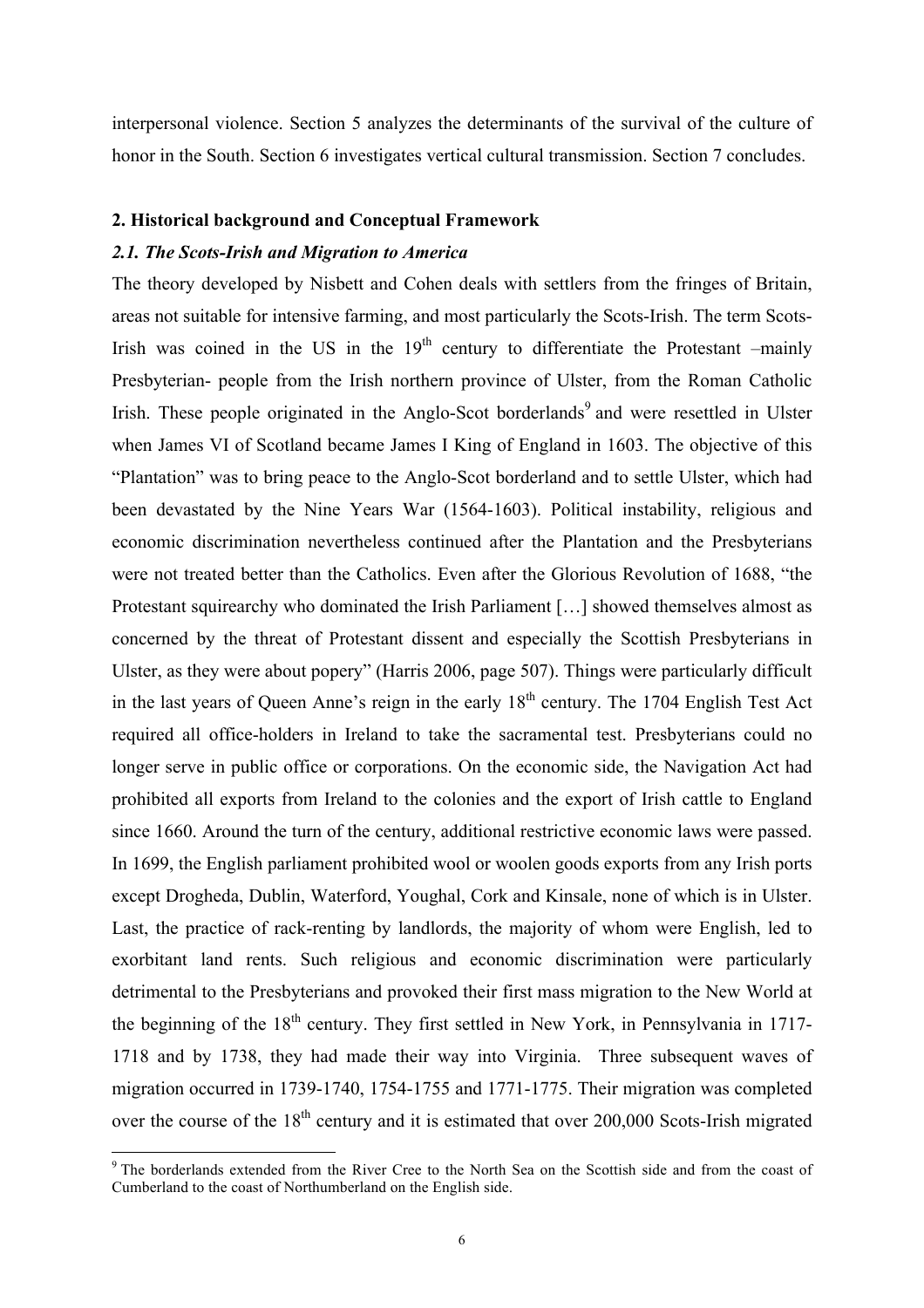interpersonal violence. Section 5 analyzes the determinants of the survival of the culture of honor in the South. Section 6 investigates vertical cultural transmission. Section 7 concludes.

## 2. Historical background and Conceptual Framework

### *2.1. The Scots-Irish and Migration to America*

The theory developed by Nisbett and Cohen deals with settlers from the fringes of Britain, areas not suitable for intensive farming, and most particularly the Scots-Irish. The term Scots-Irish was coined in the US in the 19th century to differentiate the Protestant –mainly Presbyterian- people from the Irish northern province of Ulster, from the Roman Catholic Irish. These people originated in the Anglo-Scot borderlands[9] and were resettled in Ulster when James VI of Scotland became James I King of England in 1603. The objective of this "Plantation" was to bring peace to the Anglo-Scot borderland and to settle Ulster, which had been devastated by the Nine Years War (1564-1603). Political instability, religious and economic discrimination nevertheless continued after the Plantation and the Presbyterians were not treated better than the Catholics. Even after the Glorious Revolution of 1688, "the Protestant squirearchy who dominated the Irish Parliament […] showed themselves almost as concerned by the threat of Protestant dissent and especially the Scottish Presbyterians in Ulster, as they were about popery" (Harris 2006, page 507). Things were particularly difficult in the last years of Queen Anne's reign in the early 18th century. The 1704 English Test Act required all office-holders in Ireland to take the sacramental test. Presbyterians could no longer serve in public office or corporations. On the economic side, the Navigation Act had prohibited all exports from Ireland to the colonies and the export of Irish cattle to England since 1660. Around the turn of the century, additional restrictive economic laws were passed. In 1699, the English parliament prohibited wool or woolen goods exports from any Irish ports except Drogheda, Dublin, Waterford, Youghal, Cork and Kinsale, none of which is in Ulster. Last, the practice of rack-renting by landlords, the majority of whom were English, led to exorbitant land rents. Such religious and economic discrimination were particularly detrimental to the Presbyterians and provoked their first mass migration to the New World at the beginning of the 18th century. They first settled in New York, in Pennsylvania in 1717-1718 and by 1738, they had made their way into Virginia. Three subsequent waves of migration occurred in 1739-1740, 1754-1755 and 1771-1775. Their migration was completed over the course of the 18th century and it is estimated that over 200,000 Scots-Irish migrated

[9] The borderlands extended from the River Cree to the North Sea on the Scottish side and from the coast of Cumberland to the coast of Northumberland on the English side.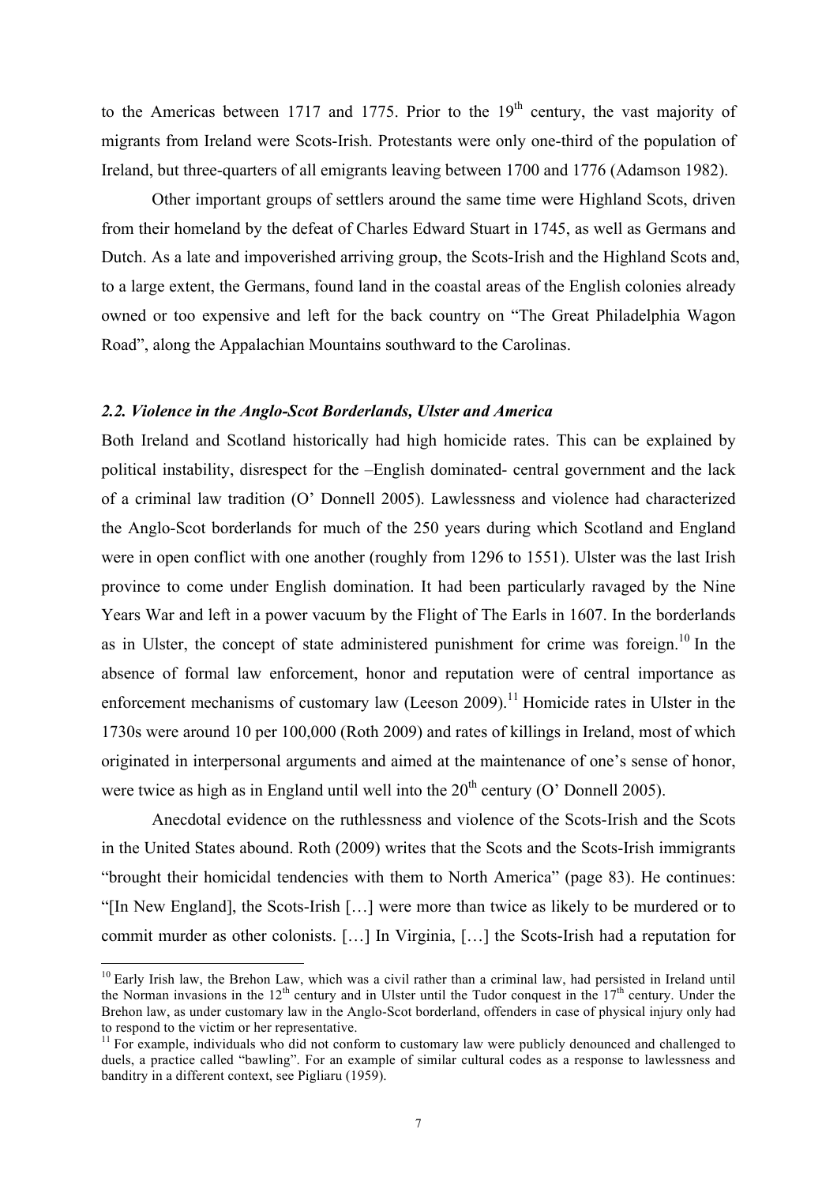to the Americas between 1717 and 1775. Prior to the 19th century, the vast majority of migrants from Ireland were Scots-Irish. Protestants were only one-third of the population of Ireland, but three-quarters of all emigrants leaving between 1700 and 1776 (Adamson 1982).

Other important groups of settlers around the same time were Highland Scots, driven from their homeland by the defeat of Charles Edward Stuart in 1745, as well as Germans and Dutch. As a late and impoverished arriving group, the Scots-Irish and the Highland Scots and, to a large extent, the Germans, found land in the coastal areas of the English colonies already owned or too expensive and left for the back country on "The Great Philadelphia Wagon Road", along the Appalachian Mountains southward to the Carolinas.

### *2.2. Violence in the Anglo-Scot Borderlands, Ulster and America*

Both Ireland and Scotland historically had high homicide rates. This can be explained by political instability, disrespect for the –English dominated- central government and the lack of a criminal law tradition (O' Donnell 2005). Lawlessness and violence had characterized the Anglo-Scot borderlands for much of the 250 years during which Scotland and England were in open conflict with one another (roughly from 1296 to 1551). Ulster was the last Irish province to come under English domination. It had been particularly ravaged by the Nine Years War and left in a power vacuum by the Flight of The Earls in 1607. In the borderlands as in Ulster, the concept of state administered punishment for crime was foreign.[10] In the absence of formal law enforcement, honor and reputation were of central importance as enforcement mechanisms of customary law (Leeson 2009).[11] Homicide rates in Ulster in the 1730s were around 10 per 100,000 (Roth 2009) and rates of killings in Ireland, most of which originated in interpersonal arguments and aimed at the maintenance of one's sense of honor, were twice as high as in England until well into the 20th century (O' Donnell 2005).

Anecdotal evidence on the ruthlessness and violence of the Scots-Irish and the Scots in the United States abound. Roth (2009) writes that the Scots and the Scots-Irish immigrants "brought their homicidal tendencies with them to North America" (page 83). He continues: "[In New England], the Scots-Irish […] were more than twice as likely to be murdered or to commit murder as other colonists. […] In Virginia, […] the Scots-Irish had a reputation for

---

[10] Early Irish law, the Brehon Law, which was a civil rather than a criminal law, had persisted in Ireland until the Norman invasions in the 12th century and in Ulster until the Tudor conquest in the 17th century. Under the Brehon law, as under customary law in the Anglo-Scot borderland, offenders in case of physical injury only had to respond to the victim or her representative.

[11] For example, individuals who did not conform to customary law were publicly denounced and challenged to duels, a practice called "bawling". For an example of similar cultural codes as a response to lawlessness and banditry in a different context, see Pigliaru (1959).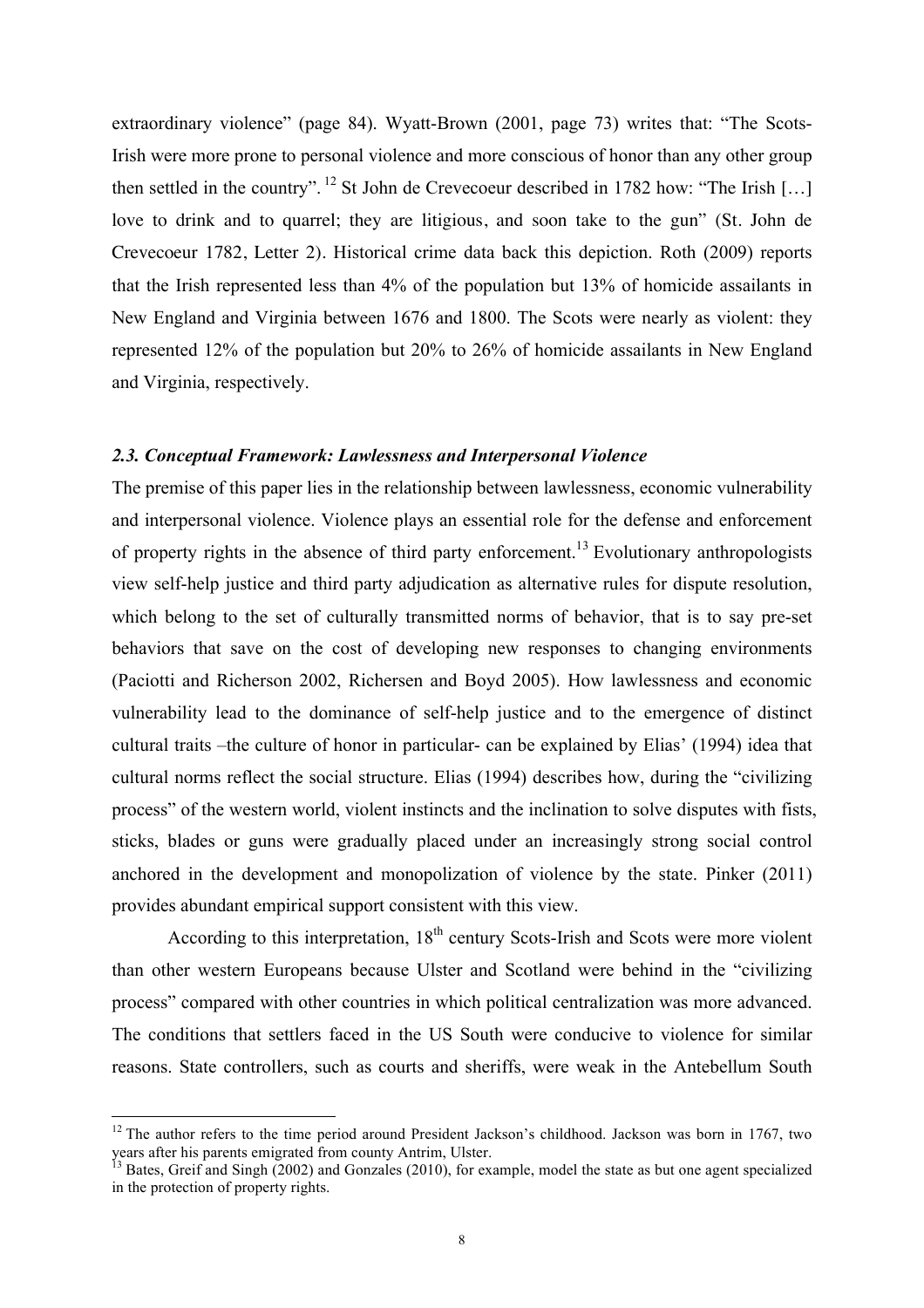extraordinary violence" (page 84). Wyatt-Brown (2001, page 73) writes that: "The Scots-Irish were more prone to personal violence and more conscious of honor than any other group then settled in the country".[12] St John de Crevecoeur described in 1782 how: "The Irish […] love to drink and to quarrel; they are litigious, and soon take to the gun" (St. John de Crevecoeur 1782, Letter 2). Historical crime data back this depiction. Roth (2009) reports that the Irish represented less than 4% of the population but 13% of homicide assailants in New England and Virginia between 1676 and 1800. The Scots were nearly as violent: they represented 12% of the population but 20% to 26% of homicide assailants in New England and Virginia, respectively.

### *2.3. Conceptual Framework: Lawlessness and Interpersonal Violence*

The premise of this paper lies in the relationship between lawlessness, economic vulnerability and interpersonal violence. Violence plays an essential role for the defense and enforcement of property rights in the absence of third party enforcement.[13] Evolutionary anthropologists view self-help justice and third party adjudication as alternative rules for dispute resolution, which belong to the set of culturally transmitted norms of behavior, that is to say pre-set behaviors that save on the cost of developing new responses to changing environments (Paciotti and Richerson 2002, Richersen and Boyd 2005). How lawlessness and economic vulnerability lead to the dominance of self-help justice and to the emergence of distinct cultural traits –the culture of honor in particular- can be explained by Elias' (1994) idea that cultural norms reflect the social structure. Elias (1994) describes how, during the "civilizing process" of the western world, violent instincts and the inclination to solve disputes with fists, sticks, blades or guns were gradually placed under an increasingly strong social control anchored in the development and monopolization of violence by the state. Pinker (2011) provides abundant empirical support consistent with this view.

According to this interpretation, 18th century Scots-Irish and Scots were more violent than other western Europeans because Ulster and Scotland were behind in the "civilizing process" compared with other countries in which political centralization was more advanced. The conditions that settlers faced in the US South were conducive to violence for similar reasons. State controllers, such as courts and sheriffs, were weak in the Antebellum South

[12] The author refers to the time period around President Jackson's childhood. Jackson was born in 1767, two years after his parents emigrated from county Antrim, Ulster.

[13] Bates, Greif and Singh (2002) and Gonzales (2010), for example, model the state as but one agent specialized in the protection of property rights.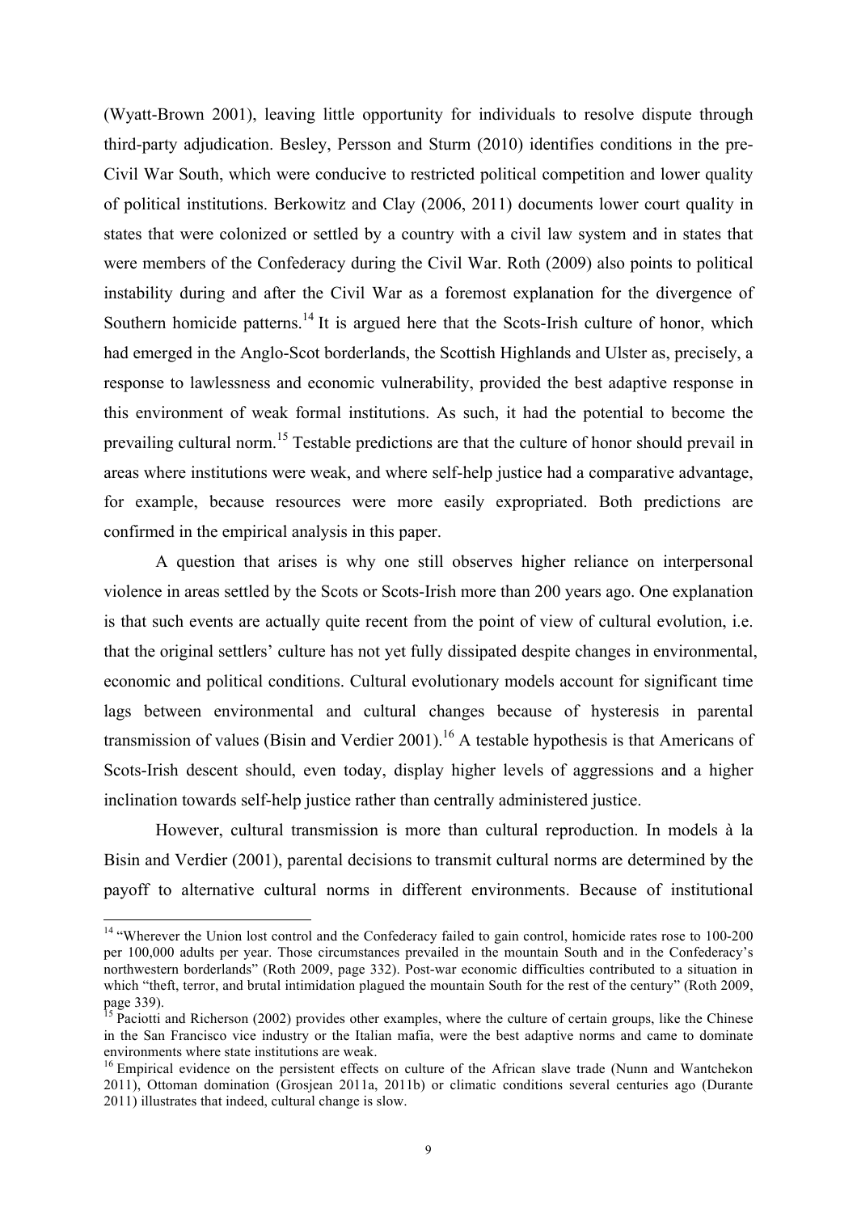(Wyatt-Brown 2001), leaving little opportunity for individuals to resolve dispute through third-party adjudication. Besley, Persson and Sturm (2010) identifies conditions in the pre-Civil War South, which were conducive to restricted political competition and lower quality of political institutions. Berkowitz and Clay (2006, 2011) documents lower court quality in states that were colonized or settled by a country with a civil law system and in states that were members of the Confederacy during the Civil War. Roth (2009) also points to political instability during and after the Civil War as a foremost explanation for the divergence of Southern homicide patterns.[14] It is argued here that the Scots-Irish culture of honor, which had emerged in the Anglo-Scot borderlands, the Scottish Highlands and Ulster as, precisely, a response to lawlessness and economic vulnerability, provided the best adaptive response in this environment of weak formal institutions. As such, it had the potential to become the prevailing cultural norm.[15] Testable predictions are that the culture of honor should prevail in areas where institutions were weak, and where self-help justice had a comparative advantage, for example, because resources were more easily expropriated. Both predictions are confirmed in the empirical analysis in this paper.

A question that arises is why one still observes higher reliance on interpersonal violence in areas settled by the Scots or Scots-Irish more than 200 years ago. One explanation is that such events are actually quite recent from the point of view of cultural evolution, i.e. that the original settlers' culture has not yet fully dissipated despite changes in environmental, economic and political conditions. Cultural evolutionary models account for significant time lags between environmental and cultural changes because of hysteresis in parental transmission of values (Bisin and Verdier 2001).[16] A testable hypothesis is that Americans of Scots-Irish descent should, even today, display higher levels of aggressions and a higher inclination towards self-help justice rather than centrally administered justice.

However, cultural transmission is more than cultural reproduction. In models à la Bisin and Verdier (2001), parental decisions to transmit cultural norms are determined by the payoff to alternative cultural norms in different environments. Because of institutional

---

[14] "Wherever the Union lost control and the Confederacy failed to gain control, homicide rates rose to 100-200 per 100,000 adults per year. Those circumstances prevailed in the mountain South and in the Confederacy's northwestern borderlands" (Roth 2009, page 332). Post-war economic difficulties contributed to a situation in which "theft, terror, and brutal intimidation plagued the mountain South for the rest of the century" (Roth 2009, page 339).

[15] Paciotti and Richerson (2002) provides other examples, where the culture of certain groups, like the Chinese in the San Francisco vice industry or the Italian mafia, were the best adaptive norms and came to dominate environments where state institutions are weak.

[16] Empirical evidence on the persistent effects on culture of the African slave trade (Nunn and Wantchekon 2011), Ottoman domination (Grosjean 2011a, 2011b) or climatic conditions several centuries ago (Durante 2011) illustrates that indeed, cultural change is slow.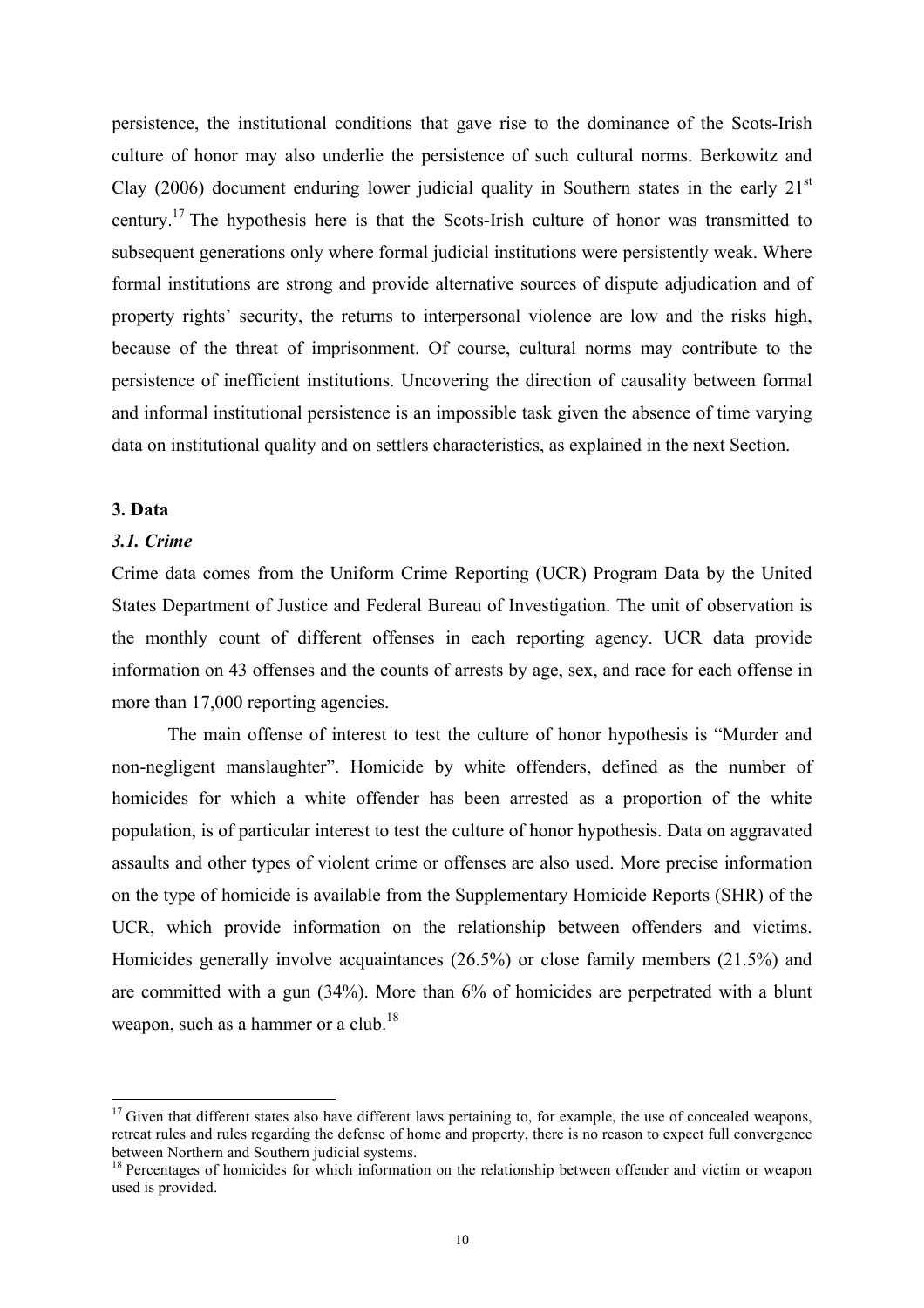persistence, the institutional conditions that gave rise to the dominance of the Scots-Irish culture of honor may also underlie the persistence of such cultural norms. Berkowitz and Clay (2006) document enduring lower judicial quality in Southern states in the early 21st century.[17] The hypothesis here is that the Scots-Irish culture of honor was transmitted to subsequent generations only where formal judicial institutions were persistently weak. Where formal institutions are strong and provide alternative sources of dispute adjudication and of property rights' security, the returns to interpersonal violence are low and the risks high, because of the threat of imprisonment. Of course, cultural norms may contribute to the persistence of inefficient institutions. Uncovering the direction of causality between formal and informal institutional persistence is an impossible task given the absence of time varying data on institutional quality and on settlers characteristics, as explained in the next Section.

## 3. Data

### *3.1. Crime*

Crime data comes from the Uniform Crime Reporting (UCR) Program Data by the United States Department of Justice and Federal Bureau of Investigation. The unit of observation is the monthly count of different offenses in each reporting agency. UCR data provide information on 43 offenses and the counts of arrests by age, sex, and race for each offense in more than 17,000 reporting agencies.

The main offense of interest to test the culture of honor hypothesis is "Murder and non-negligent manslaughter". Homicide by white offenders, defined as the number of homicides for which a white offender has been arrested as a proportion of the white population, is of particular interest to test the culture of honor hypothesis. Data on aggravated assaults and other types of violent crime or offenses are also used. More precise information on the type of homicide is available from the Supplementary Homicide Reports (SHR) of the UCR, which provide information on the relationship between offenders and victims. Homicides generally involve acquaintances (26.5%) or close family members (21.5%) and are committed with a gun (34%). More than 6% of homicides are perpetrated with a blunt weapon, such as a hammer or a club.[18]

---

[17] Given that different states also have different laws pertaining to, for example, the use of concealed weapons, retreat rules and rules regarding the defense of home and property, there is no reason to expect full convergence between Northern and Southern judicial systems.

[18] Percentages of homicides for which information on the relationship between offender and victim or weapon used is provided.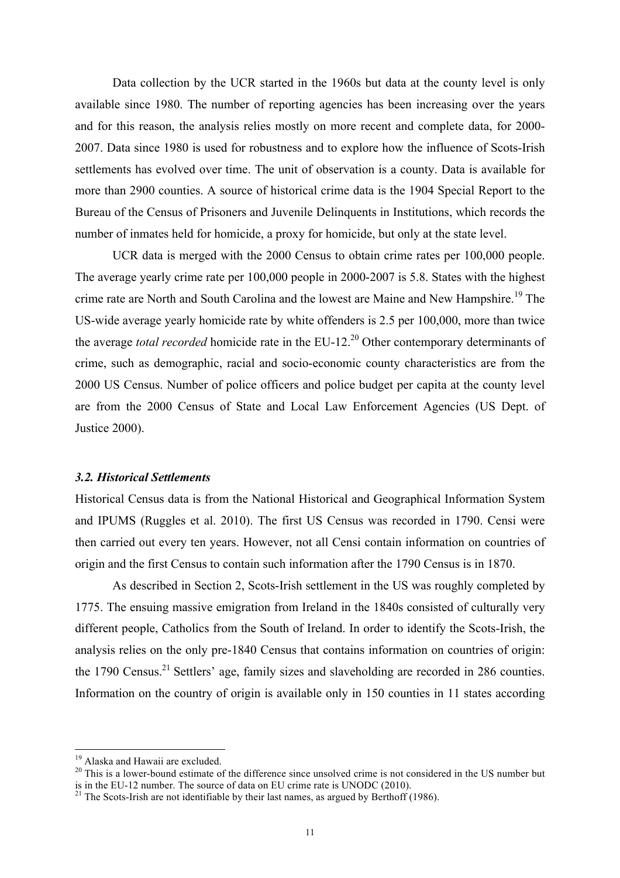Data collection by the UCR started in the 1960s but data at the county level is only available since 1980. The number of reporting agencies has been increasing over the years and for this reason, the analysis relies mostly on more recent and complete data, for 2000-2007. Data since 1980 is used for robustness and to explore how the influence of Scots-Irish settlements has evolved over time. The unit of observation is a county. Data is available for more than 2900 counties. A source of historical crime data is the 1904 Special Report to the Bureau of the Census of Prisoners and Juvenile Delinquents in Institutions, which records the number of inmates held for homicide, a proxy for homicide, but only at the state level.

UCR data is merged with the 2000 Census to obtain crime rates per 100,000 people. The average yearly crime rate per 100,000 people in 2000-2007 is 5.8. States with the highest crime rate are North and South Carolina and the lowest are Maine and New Hampshire.[19] The US-wide average yearly homicide rate by white offenders is 2.5 per 100,000, more than twice the average *total recorded* homicide rate in the EU-12.[20] Other contemporary determinants of crime, such as demographic, racial and socio-economic county characteristics are from the 2000 US Census. Number of police officers and police budget per capita at the county level are from the 2000 Census of State and Local Law Enforcement Agencies (US Dept. of Justice 2000).

### *3.2. Historical Settlements*

Historical Census data is from the National Historical and Geographical Information System and IPUMS (Ruggles et al. 2010). The first US Census was recorded in 1790. Censi were then carried out every ten years. However, not all Censi contain information on countries of origin and the first Census to contain such information after the 1790 Census is in 1870.

As described in Section 2, Scots-Irish settlement in the US was roughly completed by 1775. The ensuing massive emigration from Ireland in the 1840s consisted of culturally very different people, Catholics from the South of Ireland. In order to identify the Scots-Irish, the analysis relies on the only pre-1840 Census that contains information on countries of origin: the 1790 Census.[21] Settlers' age, family sizes and slaveholding are recorded in 286 counties. Information on the country of origin is available only in 150 counties in 11 states according

---

[19] Alaska and Hawaii are excluded.

[20] This is a lower-bound estimate of the difference since unsolved crime is not considered in the US number but is in the EU-12 number. The source of data on EU crime rate is UNODC (2010).

[21] The Scots-Irish are not identifiable by their last names, as argued by Berthoff (1986).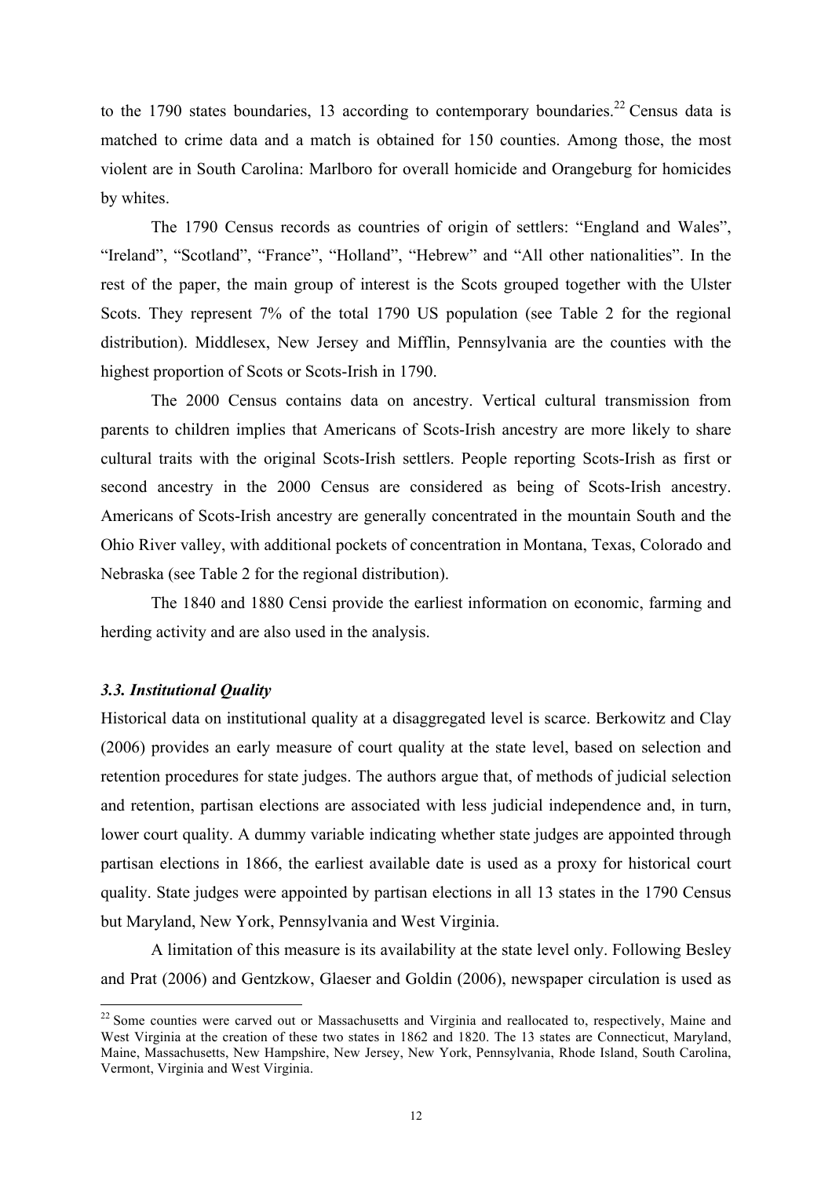to the 1790 states boundaries, 13 according to contemporary boundaries.[22] Census data is matched to crime data and a match is obtained for 150 counties. Among those, the most violent are in South Carolina: Marlboro for overall homicide and Orangeburg for homicides by whites.

The 1790 Census records as countries of origin of settlers: “England and Wales”, “Ireland”, “Scotland”, “France”, “Holland”, “Hebrew” and “All other nationalities”. In the rest of the paper, the main group of interest is the Scots grouped together with the Ulster Scots. They represent 7% of the total 1790 US population (see Table 2 for the regional distribution). Middlesex, New Jersey and Mifflin, Pennsylvania are the counties with the highest proportion of Scots or Scots-Irish in 1790.

The 2000 Census contains data on ancestry. Vertical cultural transmission from parents to children implies that Americans of Scots-Irish ancestry are more likely to share cultural traits with the original Scots-Irish settlers. People reporting Scots-Irish as first or second ancestry in the 2000 Census are considered as being of Scots-Irish ancestry. Americans of Scots-Irish ancestry are generally concentrated in the mountain South and the Ohio River valley, with additional pockets of concentration in Montana, Texas, Colorado and Nebraska (see Table 2 for the regional distribution).

The 1840 and 1880 Censi provide the earliest information on economic, farming and herding activity and are also used in the analysis.

### *3.3. Institutional Quality*

Historical data on institutional quality at a disaggregated level is scarce. Berkowitz and Clay (2006) provides an early measure of court quality at the state level, based on selection and retention procedures for state judges. The authors argue that, of methods of judicial selection and retention, partisan elections are associated with less judicial independence and, in turn, lower court quality. A dummy variable indicating whether state judges are appointed through partisan elections in 1866, the earliest available date is used as a proxy for historical court quality. State judges were appointed by partisan elections in all 13 states in the 1790 Census but Maryland, New York, Pennsylvania and West Virginia.

A limitation of this measure is its availability at the state level only. Following Besley and Prat (2006) and Gentzkow, Glaeser and Goldin (2006), newspaper circulation is used as

---

[22] Some counties were carved out or Massachusetts and Virginia and reallocated to, respectively, Maine and West Virginia at the creation of these two states in 1862 and 1820. The 13 states are Connecticut, Maryland, Maine, Massachusetts, New Hampshire, New Jersey, New York, Pennsylvania, Rhode Island, South Carolina, Vermont, Virginia and West Virginia.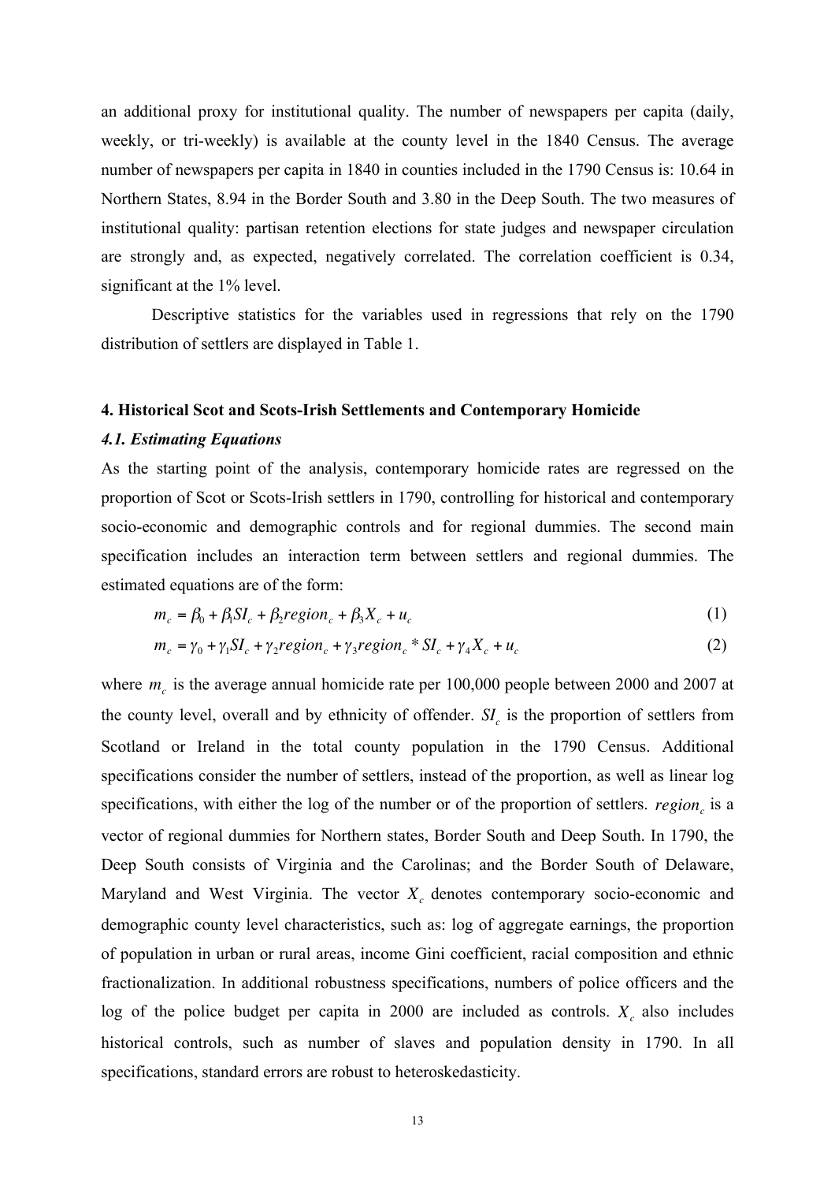an additional proxy for institutional quality. The number of newspapers per capita (daily, weekly, or tri-weekly) is available at the county level in the 1840 Census. The average number of newspapers per capita in 1840 in counties included in the 1790 Census is: 10.64 in Northern States, 8.94 in the Border South and 3.80 in the Deep South. The two measures of institutional quality: partisan retention elections for state judges and newspaper circulation are strongly and, as expected, negatively correlated. The correlation coefficient is 0.34, significant at the 1% level.

Descriptive statistics for the variables used in regressions that rely on the 1790 distribution of settlers are displayed in Table 1.

## 4. Historical Scot and Scots-Irish Settlements and Contemporary Homicide

### *4.1. Estimating Equations*

As the starting point of the analysis, contemporary homicide rates are regressed on the proportion of Scot or Scots-Irish settlers in 1790, controlling for historical and contemporary socio-economic and demographic controls and for regional dummies. The second main specification includes an interaction term between settlers and regional dummies. The estimated equations are of the form:

$$m_c = \beta_0 + \beta_1 SI_c + \beta_2 region_c + \beta_3 X_c + u_c \qquad (1)$$

$$m_c = \gamma_0 + \gamma_1 SI_c + \gamma_2 region_c + \gamma_3 region_c * SI_c + \gamma_4 X_c + u_c \qquad (2)$$

where $m_c$ is the average annual homicide rate per 100,000 people between 2000 and 2007 at the county level, overall and by ethnicity of offender. $SI_c$ is the proportion of settlers from Scotland or Ireland in the total county population in the 1790 Census. Additional specifications consider the number of settlers, instead of the proportion, as well as linear log specifications, with either the log of the number or of the proportion of settlers. $region_c$ is a vector of regional dummies for Northern states, Border South and Deep South. In 1790, the Deep South consists of Virginia and the Carolinas; and the Border South of Delaware, Maryland and West Virginia. The vector $X_c$ denotes contemporary socio-economic and demographic county level characteristics, such as: log of aggregate earnings, the proportion of population in urban or rural areas, income Gini coefficient, racial composition and ethnic fractionalization. In additional robustness specifications, numbers of police officers and the log of the police budget per capita in 2000 are included as controls. $X_c$ also includes historical controls, such as number of slaves and population density in 1790. In all specifications, standard errors are robust to heteroskedasticity.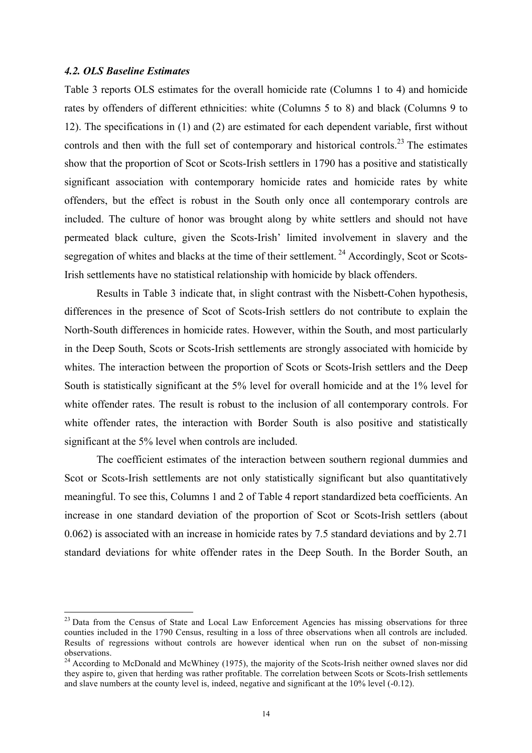### *4.2. OLS Baseline Estimates*

Table 3 reports OLS estimates for the overall homicide rate (Columns 1 to 4) and homicide rates by offenders of different ethnicities: white (Columns 5 to 8) and black (Columns 9 to 12). The specifications in (1) and (2) are estimated for each dependent variable, first without controls and then with the full set of contemporary and historical controls.[23] The estimates show that the proportion of Scot or Scots-Irish settlers in 1790 has a positive and statistically significant association with contemporary homicide rates and homicide rates by white offenders, but the effect is robust in the South only once all contemporary controls are included. The culture of honor was brought along by white settlers and should not have permeated black culture, given the Scots-Irish' limited involvement in slavery and the segregation of whites and blacks at the time of their settlement.[24] Accordingly, Scot or Scots-Irish settlements have no statistical relationship with homicide by black offenders.

Results in Table 3 indicate that, in slight contrast with the Nisbett-Cohen hypothesis, differences in the presence of Scot of Scots-Irish settlers do not contribute to explain the North-South differences in homicide rates. However, within the South, and most particularly in the Deep South, Scots or Scots-Irish settlements are strongly associated with homicide by whites. The interaction between the proportion of Scots or Scots-Irish settlers and the Deep South is statistically significant at the 5% level for overall homicide and at the 1% level for white offender rates. The result is robust to the inclusion of all contemporary controls. For white offender rates, the interaction with Border South is also positive and statistically significant at the 5% level when controls are included.

The coefficient estimates of the interaction between southern regional dummies and Scot or Scots-Irish settlements are not only statistically significant but also quantitatively meaningful. To see this, Columns 1 and 2 of Table 4 report standardized beta coefficients. An increase in one standard deviation of the proportion of Scot or Scots-Irish settlers (about 0.062) is associated with an increase in homicide rates by 7.5 standard deviations and by 2.71 standard deviations for white offender rates in the Deep South. In the Border South, an

---

[23] Data from the Census of State and Local Law Enforcement Agencies has missing observations for three counties included in the 1790 Census, resulting in a loss of three observations when all controls are included. Results of regressions without controls are however identical when run on the subset of non-missing observations.

[24] According to McDonald and McWhiney (1975), the majority of the Scots-Irish neither owned slaves nor did they aspire to, given that herding was rather profitable. The correlation between Scots or Scots-Irish settlements and slave numbers at the county level is, indeed, negative and significant at the 10% level (-0.12).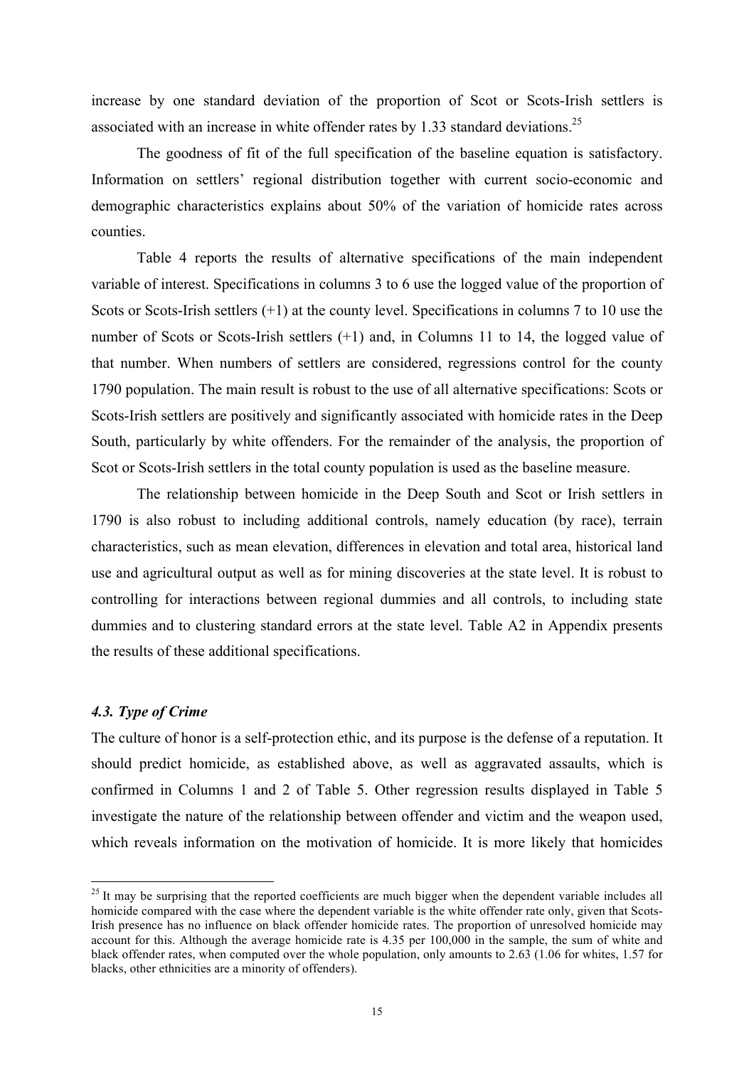increase by one standard deviation of the proportion of Scot or Scots-Irish settlers is associated with an increase in white offender rates by 1.33 standard deviations.[25]

The goodness of fit of the full specification of the baseline equation is satisfactory. Information on settlers' regional distribution together with current socio-economic and demographic characteristics explains about 50% of the variation of homicide rates across counties.

Table 4 reports the results of alternative specifications of the main independent variable of interest. Specifications in columns 3 to 6 use the logged value of the proportion of Scots or Scots-Irish settlers (+1) at the county level. Specifications in columns 7 to 10 use the number of Scots or Scots-Irish settlers (+1) and, in Columns 11 to 14, the logged value of that number. When numbers of settlers are considered, regressions control for the county 1790 population. The main result is robust to the use of all alternative specifications: Scots or Scots-Irish settlers are positively and significantly associated with homicide rates in the Deep South, particularly by white offenders. For the remainder of the analysis, the proportion of Scot or Scots-Irish settlers in the total county population is used as the baseline measure.

The relationship between homicide in the Deep South and Scot or Irish settlers in 1790 is also robust to including additional controls, namely education (by race), terrain characteristics, such as mean elevation, differences in elevation and total area, historical land use and agricultural output as well as for mining discoveries at the state level. It is robust to controlling for interactions between regional dummies and all controls, to including state dummies and to clustering standard errors at the state level. Table A2 in Appendix presents the results of these additional specifications.

### *4.3. Type of Crime*

The culture of honor is a self-protection ethic, and its purpose is the defense of a reputation. It should predict homicide, as established above, as well as aggravated assaults, which is confirmed in Columns 1 and 2 of Table 5. Other regression results displayed in Table 5 investigate the nature of the relationship between offender and victim and the weapon used, which reveals information on the motivation of homicide. It is more likely that homicides

[25] It may be surprising that the reported coefficients are much bigger when the dependent variable includes all homicide compared with the case where the dependent variable is the white offender rate only, given that Scots-Irish presence has no influence on black offender homicide rates. The proportion of unresolved homicide may account for this. Although the average homicide rate is 4.35 per 100,000 in the sample, the sum of white and black offender rates, when computed over the whole population, only amounts to 2.63 (1.06 for whites, 1.57 for blacks, other ethnicities are a minority of offenders).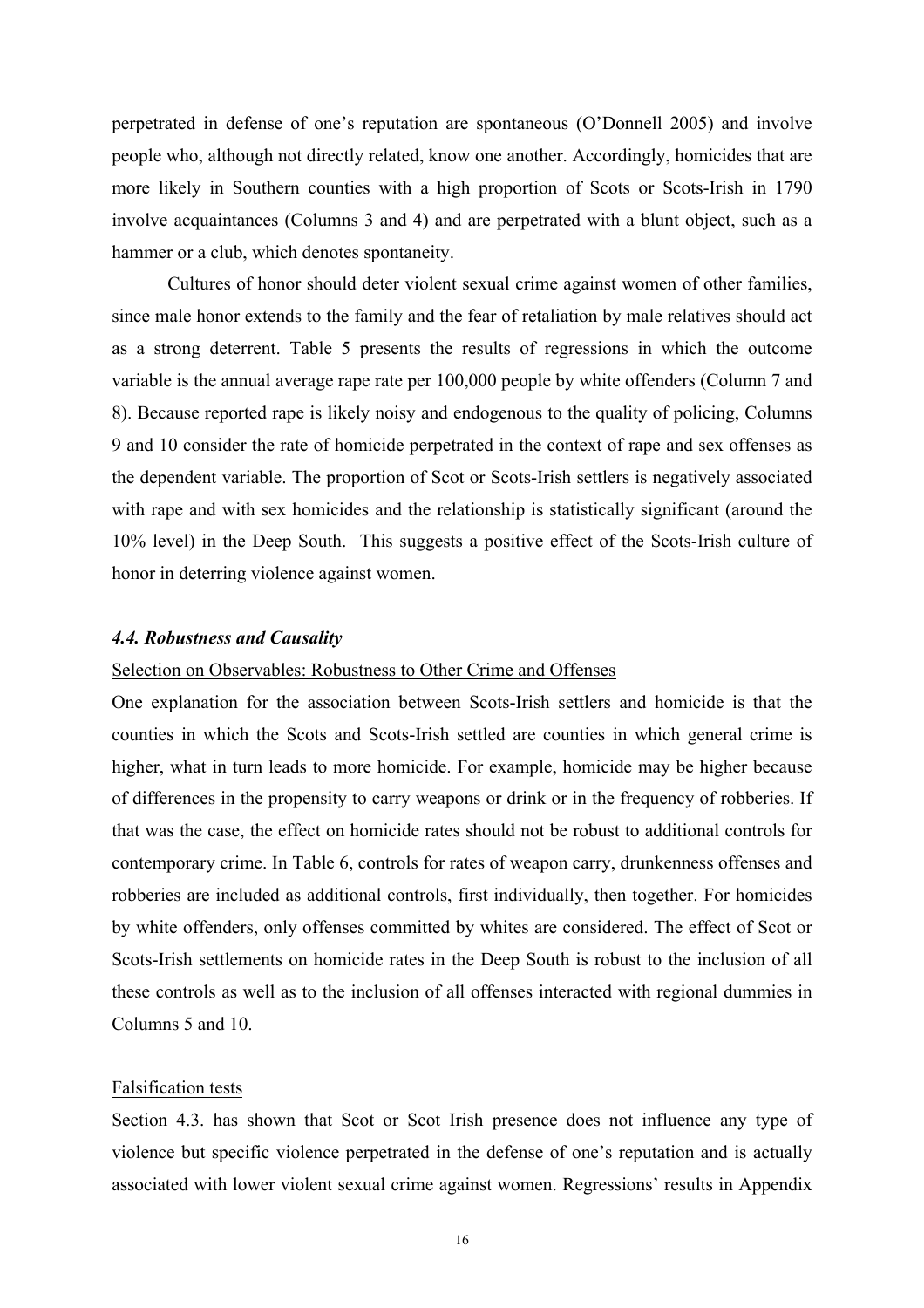perpetrated in defense of one's reputation are spontaneous (O'Donnell 2005) and involve people who, although not directly related, know one another. Accordingly, homicides that are more likely in Southern counties with a high proportion of Scots or Scots-Irish in 1790 involve acquaintances (Columns 3 and 4) and are perpetrated with a blunt object, such as a hammer or a club, which denotes spontaneity.

Cultures of honor should deter violent sexual crime against women of other families, since male honor extends to the family and the fear of retaliation by male relatives should act as a strong deterrent. Table 5 presents the results of regressions in which the outcome variable is the annual average rape rate per 100,000 people by white offenders (Column 7 and 8). Because reported rape is likely noisy and endogenous to the quality of policing, Columns 9 and 10 consider the rate of homicide perpetrated in the context of rape and sex offenses as the dependent variable. The proportion of Scot or Scots-Irish settlers is negatively associated with rape and with sex homicides and the relationship is statistically significant (around the 10% level) in the Deep South. This suggests a positive effect of the Scots-Irish culture of honor in deterring violence against women.

### *4.4. Robustness and Causality*

Selection on Observables: Robustness to Other Crime and Offenses

One explanation for the association between Scots-Irish settlers and homicide is that the counties in which the Scots and Scots-Irish settled are counties in which general crime is higher, what in turn leads to more homicide. For example, homicide may be higher because of differences in the propensity to carry weapons or drink or in the frequency of robberies. If that was the case, the effect on homicide rates should not be robust to additional controls for contemporary crime. In Table 6, controls for rates of weapon carry, drunkenness offenses and robberies are included as additional controls, first individually, then together. For homicides by white offenders, only offenses committed by whites are considered. The effect of Scot or Scots-Irish settlements on homicide rates in the Deep South is robust to the inclusion of all these controls as well as to the inclusion of all offenses interacted with regional dummies in Columns 5 and 10.

Falsification tests

Section 4.3. has shown that Scot or Scot Irish presence does not influence any type of violence but specific violence perpetrated in the defense of one's reputation and is actually associated with lower violent sexual crime against women. Regressions' results in Appendix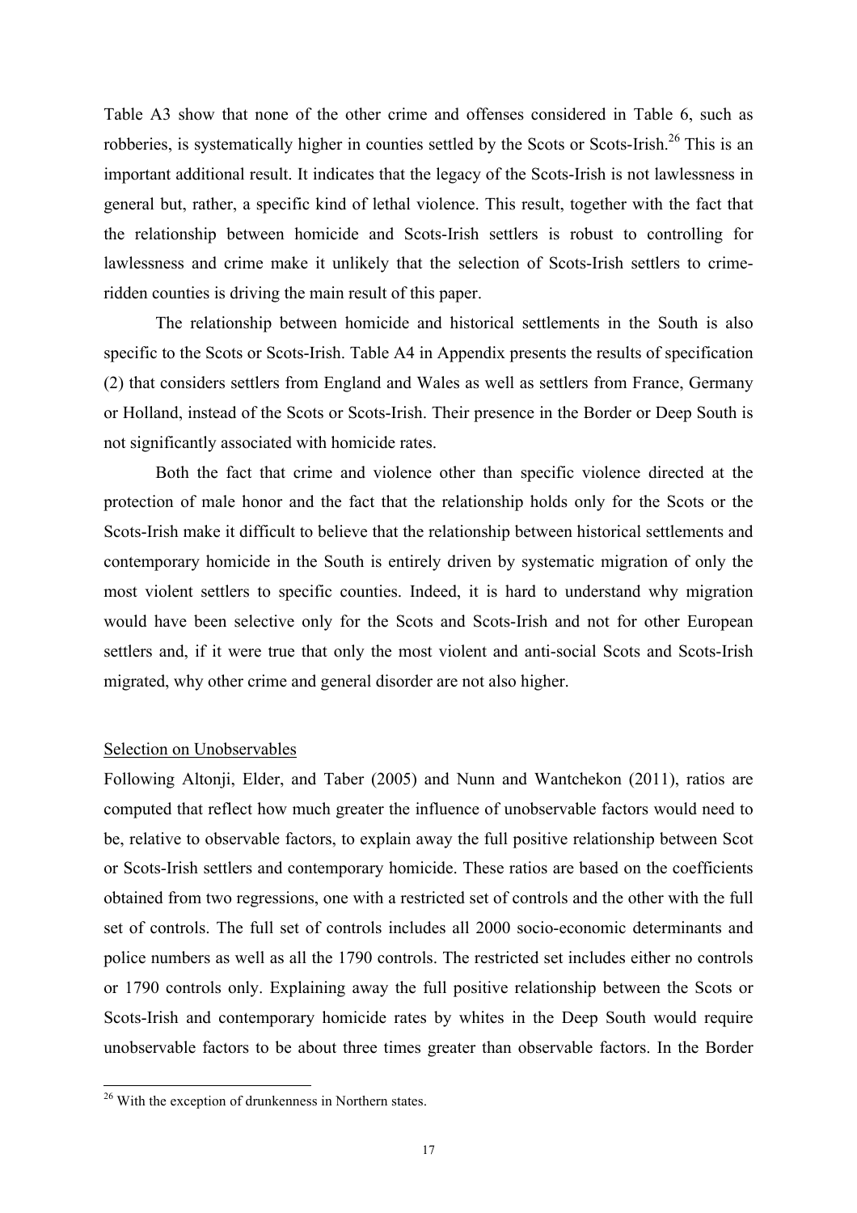Table A3 show that none of the other crime and offenses considered in Table 6, such as robberies, is systematically higher in counties settled by the Scots or Scots-Irish.[26] This is an important additional result. It indicates that the legacy of the Scots-Irish is not lawlessness in general but, rather, a specific kind of lethal violence. This result, together with the fact that the relationship between homicide and Scots-Irish settlers is robust to controlling for lawlessness and crime make it unlikely that the selection of Scots-Irish settlers to crime-ridden counties is driving the main result of this paper.

The relationship between homicide and historical settlements in the South is also specific to the Scots or Scots-Irish. Table A4 in Appendix presents the results of specification (2) that considers settlers from England and Wales as well as settlers from France, Germany or Holland, instead of the Scots or Scots-Irish. Their presence in the Border or Deep South is not significantly associated with homicide rates.

Both the fact that crime and violence other than specific violence directed at the protection of male honor and the fact that the relationship holds only for the Scots or the Scots-Irish make it difficult to believe that the relationship between historical settlements and contemporary homicide in the South is entirely driven by systematic migration of only the most violent settlers to specific counties. Indeed, it is hard to understand why migration would have been selective only for the Scots and Scots-Irish and not for other European settlers and, if it were true that only the most violent and anti-social Scots and Scots-Irish migrated, why other crime and general disorder are not also higher.

Selection on Unobservables

Following Altonji, Elder, and Taber (2005) and Nunn and Wantchekon (2011), ratios are computed that reflect how much greater the influence of unobservable factors would need to be, relative to observable factors, to explain away the full positive relationship between Scot or Scots-Irish settlers and contemporary homicide. These ratios are based on the coefficients obtained from two regressions, one with a restricted set of controls and the other with the full set of controls. The full set of controls includes all 2000 socio-economic determinants and police numbers as well as all the 1790 controls. The restricted set includes either no controls or 1790 controls only. Explaining away the full positive relationship between the Scots or Scots-Irish and contemporary homicide rates by whites in the Deep South would require unobservable factors to be about three times greater than observable factors. In the Border

[26] With the exception of drunkenness in Northern states.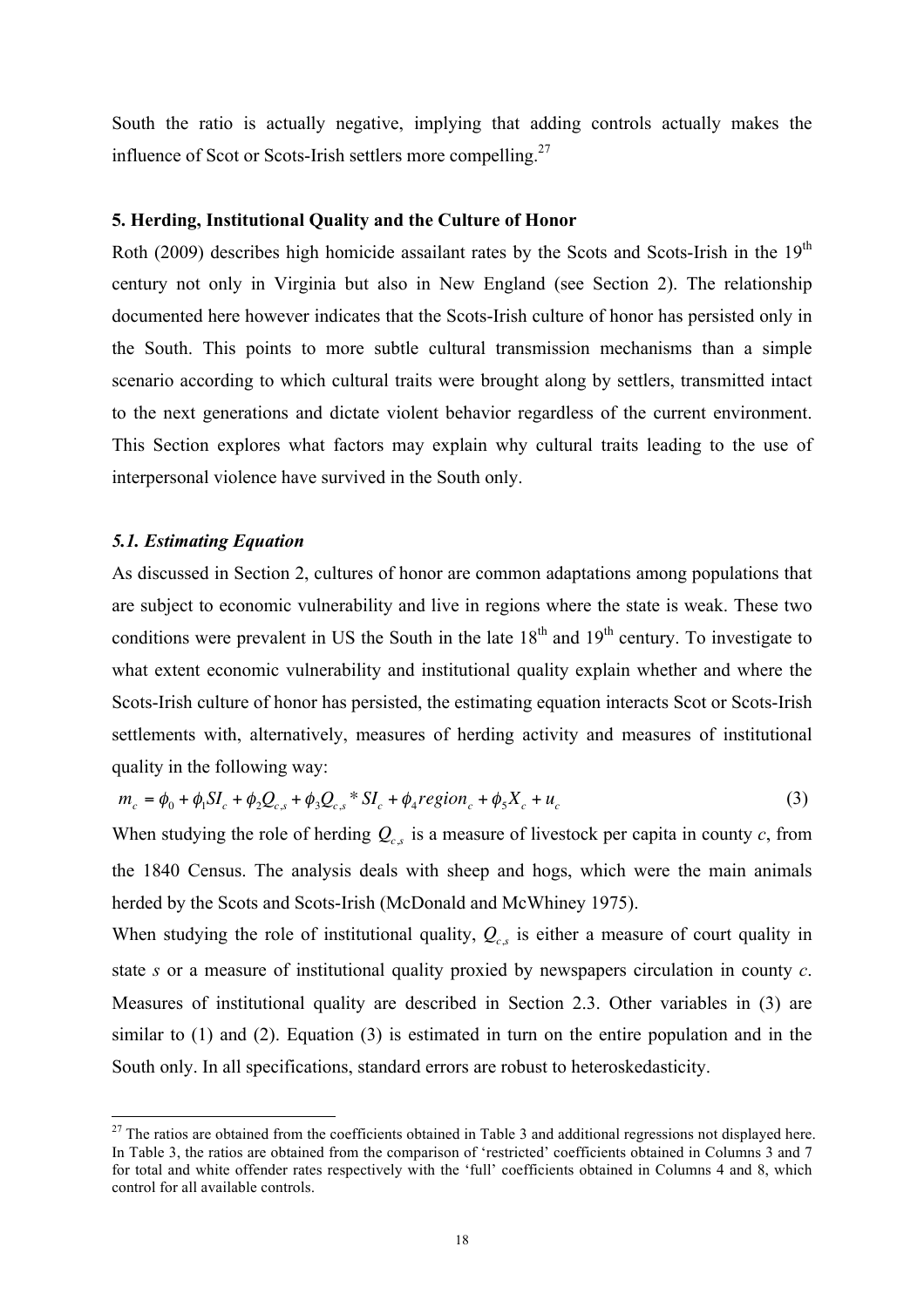South the ratio is actually negative, implying that adding controls actually makes the influence of Scot or Scots-Irish settlers more compelling.[27]

## 5. Herding, Institutional Quality and the Culture of Honor

Roth (2009) describes high homicide assailant rates by the Scots and Scots-Irish in the 19[th] century not only in Virginia but also in New England (see Section 2). The relationship documented here however indicates that the Scots-Irish culture of honor has persisted only in the South. This points to more subtle cultural transmission mechanisms than a simple scenario according to which cultural traits were brought along by settlers, transmitted intact to the next generations and dictate violent behavior regardless of the current environment. This Section explores what factors may explain why cultural traits leading to the use of interpersonal violence have survived in the South only.

### *5.1. Estimating Equation*

As discussed in Section 2, cultures of honor are common adaptations among populations that are subject to economic vulnerability and live in regions where the state is weak. These two conditions were prevalent in US the South in the late 18[th] and 19[th] century. To investigate to what extent economic vulnerability and institutional quality explain whether and where the Scots-Irish culture of honor has persisted, the estimating equation interacts Scot or Scots-Irish settlements with, alternatively, measures of herding activity and measures of institutional quality in the following way:

$$m_c = \phi_0 + \phi_1 SI_c + \phi_2 Q_{c,s} + \phi_3 Q_{c,s} * SI_c + \phi_4 region_c + \phi_5 X_c + u_c \tag{3}$$

When studying the role of herding $Q_{c,s}$ is a measure of livestock per capita in county *c*, from the 1840 Census. The analysis deals with sheep and hogs, which were the main animals herded by the Scots and Scots-Irish (McDonald and McWhiney 1975).

When studying the role of institutional quality, $Q_{c,s}$ is either a measure of court quality in state *s* or a measure of institutional quality proxied by newspapers circulation in county *c*. Measures of institutional quality are described in Section 2.3. Other variables in (3) are similar to (1) and (2). Equation (3) is estimated in turn on the entire population and in the South only. In all specifications, standard errors are robust to heteroskedasticity.

[27] The ratios are obtained from the coefficients obtained in Table 3 and additional regressions not displayed here. In Table 3, the ratios are obtained from the comparison of 'restricted' coefficients obtained in Columns 3 and 7 for total and white offender rates respectively with the 'full' coefficients obtained in Columns 4 and 8, which control for all available controls.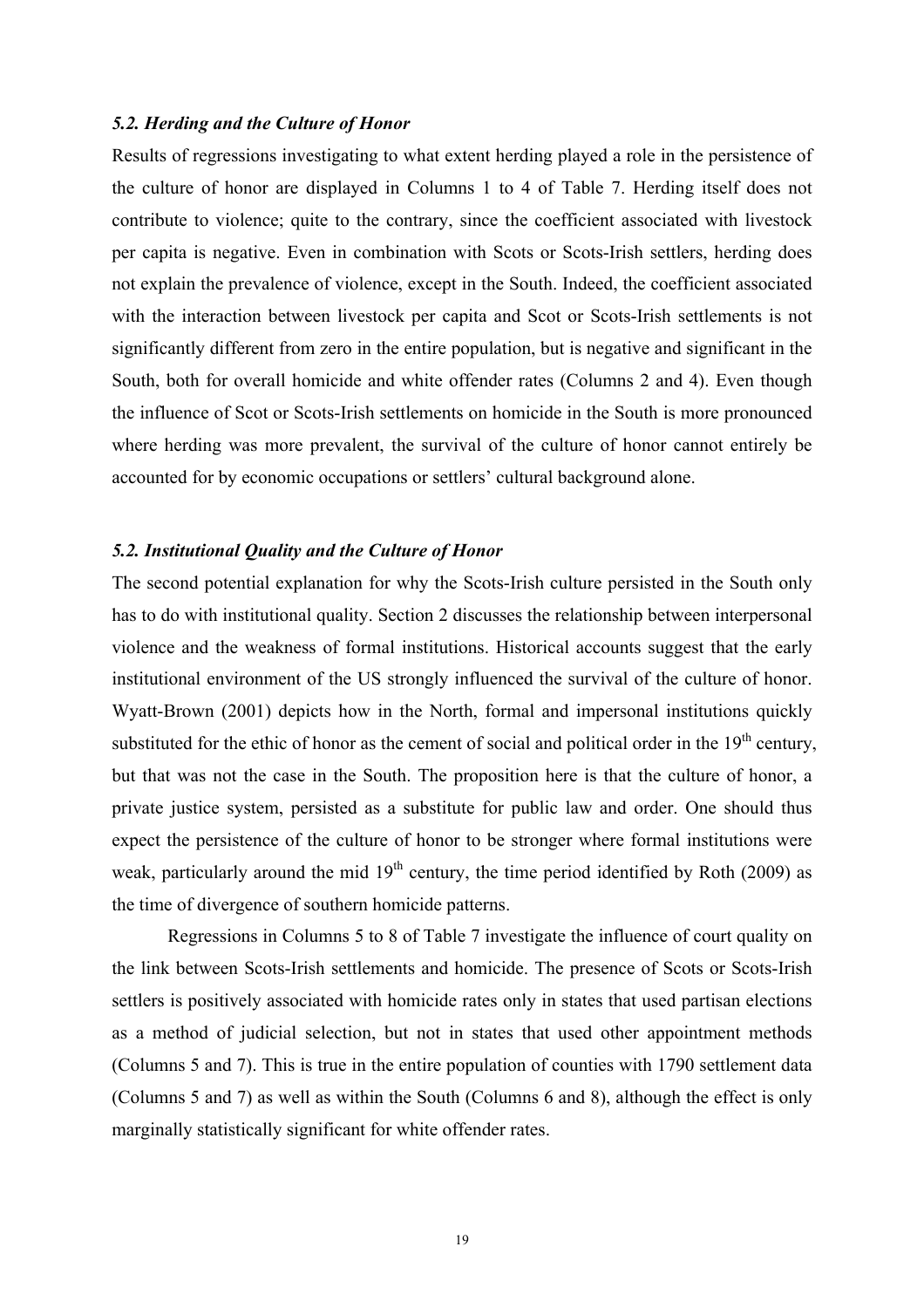### *5.2. Herding and the Culture of Honor*

Results of regressions investigating to what extent herding played a role in the persistence of the culture of honor are displayed in Columns 1 to 4 of Table 7. Herding itself does not contribute to violence; quite to the contrary, since the coefficient associated with livestock per capita is negative. Even in combination with Scots or Scots-Irish settlers, herding does not explain the prevalence of violence, except in the South. Indeed, the coefficient associated with the interaction between livestock per capita and Scot or Scots-Irish settlements is not significantly different from zero in the entire population, but is negative and significant in the South, both for overall homicide and white offender rates (Columns 2 and 4). Even though the influence of Scot or Scots-Irish settlements on homicide in the South is more pronounced where herding was more prevalent, the survival of the culture of honor cannot entirely be accounted for by economic occupations or settlers' cultural background alone.

### *5.2. Institutional Quality and the Culture of Honor*

The second potential explanation for why the Scots-Irish culture persisted in the South only has to do with institutional quality. Section 2 discusses the relationship between interpersonal violence and the weakness of formal institutions. Historical accounts suggest that the early institutional environment of the US strongly influenced the survival of the culture of honor. Wyatt-Brown (2001) depicts how in the North, formal and impersonal institutions quickly substituted for the ethic of honor as the cement of social and political order in the 19th century, but that was not the case in the South. The proposition here is that the culture of honor, a private justice system, persisted as a substitute for public law and order. One should thus expect the persistence of the culture of honor to be stronger where formal institutions were weak, particularly around the mid 19th century, the time period identified by Roth (2009) as the time of divergence of southern homicide patterns.

Regressions in Columns 5 to 8 of Table 7 investigate the influence of court quality on the link between Scots-Irish settlements and homicide. The presence of Scots or Scots-Irish settlers is positively associated with homicide rates only in states that used partisan elections as a method of judicial selection, but not in states that used other appointment methods (Columns 5 and 7). This is true in the entire population of counties with 1790 settlement data (Columns 5 and 7) as well as within the South (Columns 6 and 8), although the effect is only marginally statistically significant for white offender rates.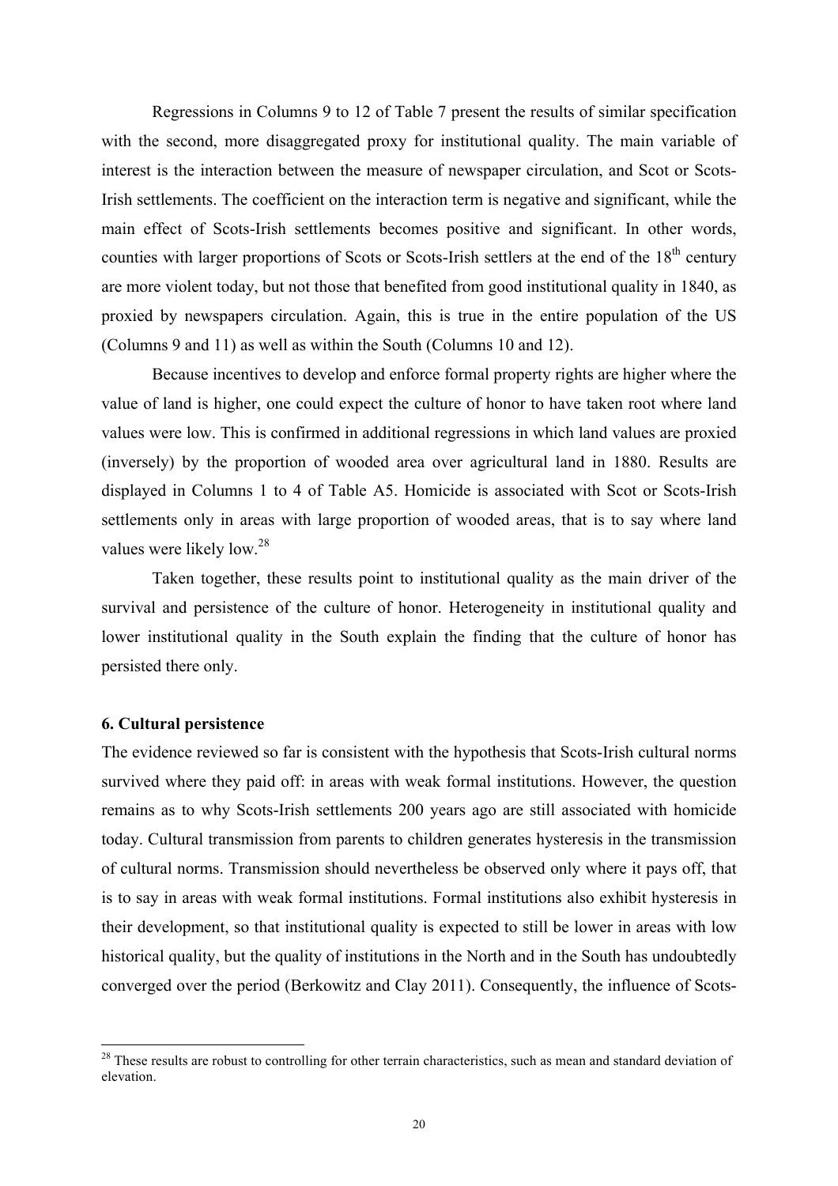Regressions in Columns 9 to 12 of Table 7 present the results of similar specification with the second, more disaggregated proxy for institutional quality. The main variable of interest is the interaction between the measure of newspaper circulation, and Scot or Scots-Irish settlements. The coefficient on the interaction term is negative and significant, while the main effect of Scots-Irish settlements becomes positive and significant. In other words, counties with larger proportions of Scots or Scots-Irish settlers at the end of the 18th century are more violent today, but not those that benefited from good institutional quality in 1840, as proxied by newspapers circulation. Again, this is true in the entire population of the US (Columns 9 and 11) as well as within the South (Columns 10 and 12).

Because incentives to develop and enforce formal property rights are higher where the value of land is higher, one could expect the culture of honor to have taken root where land values were low. This is confirmed in additional regressions in which land values are proxied (inversely) by the proportion of wooded area over agricultural land in 1880. Results are displayed in Columns 1 to 4 of Table A5. Homicide is associated with Scot or Scots-Irish settlements only in areas with large proportion of wooded areas, that is to say where land values were likely low.[28]

Taken together, these results point to institutional quality as the main driver of the survival and persistence of the culture of honor. Heterogeneity in institutional quality and lower institutional quality in the South explain the finding that the culture of honor has persisted there only.

### 6. Cultural persistence

The evidence reviewed so far is consistent with the hypothesis that Scots-Irish cultural norms survived where they paid off: in areas with weak formal institutions. However, the question remains as to why Scots-Irish settlements 200 years ago are still associated with homicide today. Cultural transmission from parents to children generates hysteresis in the transmission of cultural norms. Transmission should nevertheless be observed only where it pays off, that is to say in areas with weak formal institutions. Formal institutions also exhibit hysteresis in their development, so that institutional quality is expected to still be lower in areas with low historical quality, but the quality of institutions in the North and in the South has undoubtedly converged over the period (Berkowitz and Clay 2011). Consequently, the influence of Scots-

[28] These results are robust to controlling for other terrain characteristics, such as mean and standard deviation of elevation.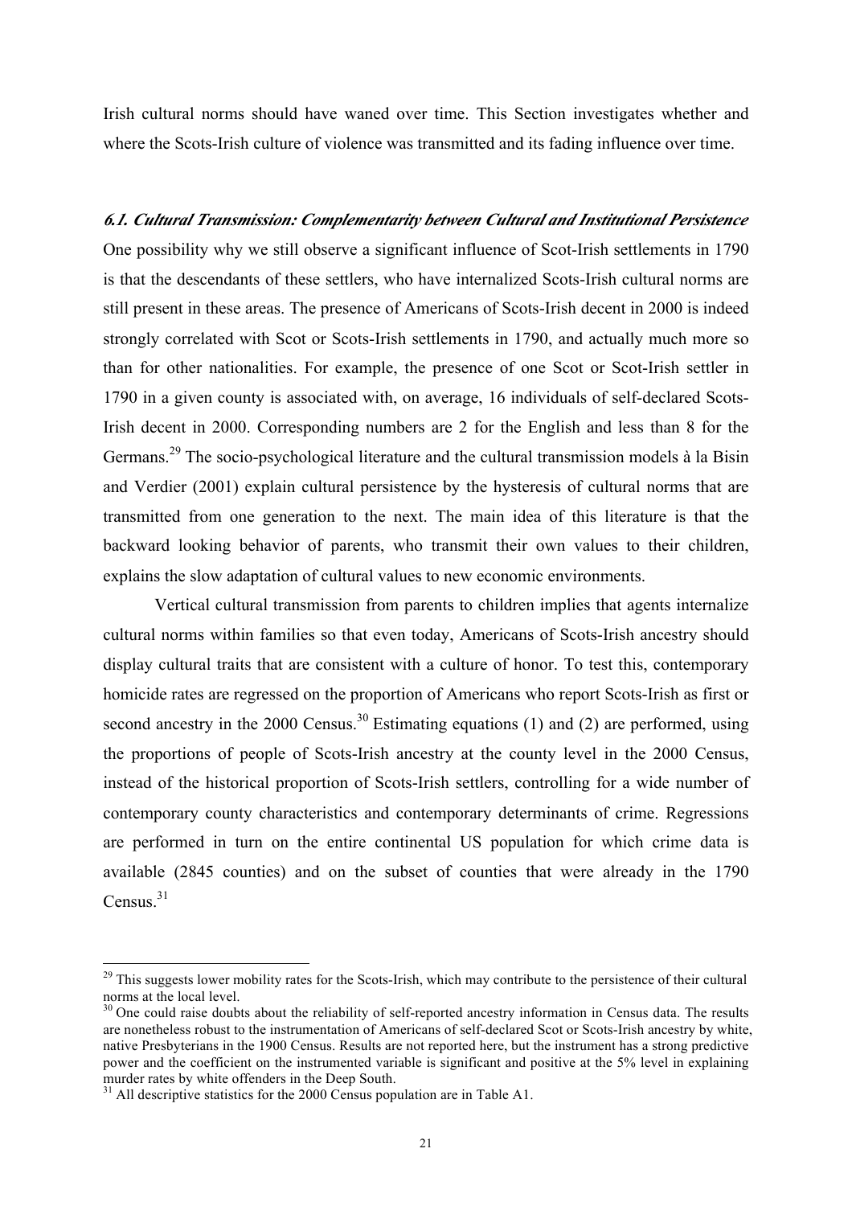Irish cultural norms should have waned over time. This Section investigates whether and where the Scots-Irish culture of violence was transmitted and its fading influence over time.

### *6.1. Cultural Transmission: Complementarity between Cultural and Institutional Persistence*

One possibility why we still observe a significant influence of Scot-Irish settlements in 1790 is that the descendants of these settlers, who have internalized Scots-Irish cultural norms are still present in these areas. The presence of Americans of Scots-Irish decent in 2000 is indeed strongly correlated with Scot or Scots-Irish settlements in 1790, and actually much more so than for other nationalities. For example, the presence of one Scot or Scot-Irish settler in 1790 in a given county is associated with, on average, 16 individuals of self-declared Scots-Irish decent in 2000. Corresponding numbers are 2 for the English and less than 8 for the Germans.[29] The socio-psychological literature and the cultural transmission models à la Bisin and Verdier (2001) explain cultural persistence by the hysteresis of cultural norms that are transmitted from one generation to the next. The main idea of this literature is that the backward looking behavior of parents, who transmit their own values to their children, explains the slow adaptation of cultural values to new economic environments.

Vertical cultural transmission from parents to children implies that agents internalize cultural norms within families so that even today, Americans of Scots-Irish ancestry should display cultural traits that are consistent with a culture of honor. To test this, contemporary homicide rates are regressed on the proportion of Americans who report Scots-Irish as first or second ancestry in the 2000 Census.[30] Estimating equations (1) and (2) are performed, using the proportions of people of Scots-Irish ancestry at the county level in the 2000 Census, instead of the historical proportion of Scots-Irish settlers, controlling for a wide number of contemporary county characteristics and contemporary determinants of crime. Regressions are performed in turn on the entire continental US population for which crime data is available (2845 counties) and on the subset of counties that were already in the 1790 Census.[31]

---

[29] This suggests lower mobility rates for the Scots-Irish, which may contribute to the persistence of their cultural norms at the local level.

[30] One could raise doubts about the reliability of self-reported ancestry information in Census data. The results are nonetheless robust to the instrumentation of Americans of self-declared Scot or Scots-Irish ancestry by white, native Presbyterians in the 1900 Census. Results are not reported here, but the instrument has a strong predictive power and the coefficient on the instrumented variable is significant and positive at the 5% level in explaining murder rates by white offenders in the Deep South.

[31] All descriptive statistics for the 2000 Census population are in Table A1.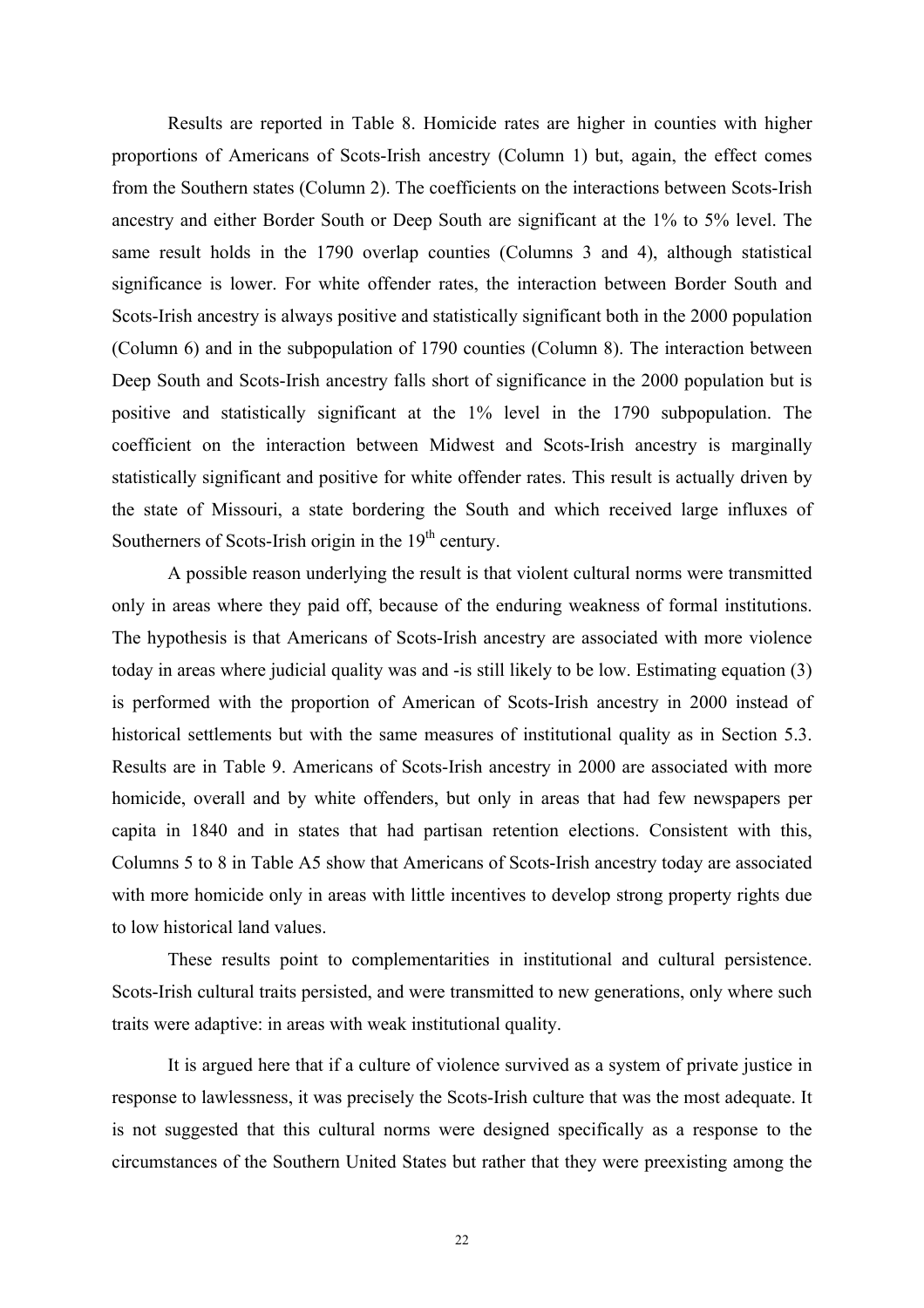Results are reported in Table 8. Homicide rates are higher in counties with higher proportions of Americans of Scots-Irish ancestry (Column 1) but, again, the effect comes from the Southern states (Column 2). The coefficients on the interactions between Scots-Irish ancestry and either Border South or Deep South are significant at the 1% to 5% level. The same result holds in the 1790 overlap counties (Columns 3 and 4), although statistical significance is lower. For white offender rates, the interaction between Border South and Scots-Irish ancestry is always positive and statistically significant both in the 2000 population (Column 6) and in the subpopulation of 1790 counties (Column 8). The interaction between Deep South and Scots-Irish ancestry falls short of significance in the 2000 population but is positive and statistically significant at the 1% level in the 1790 subpopulation. The coefficient on the interaction between Midwest and Scots-Irish ancestry is marginally statistically significant and positive for white offender rates. This result is actually driven by the state of Missouri, a state bordering the South and which received large influxes of Southerners of Scots-Irish origin in the 19th century.

A possible reason underlying the result is that violent cultural norms were transmitted only in areas where they paid off, because of the enduring weakness of formal institutions. The hypothesis is that Americans of Scots-Irish ancestry are associated with more violence today in areas where judicial quality was and -is still likely to be low. Estimating equation (3) is performed with the proportion of American of Scots-Irish ancestry in 2000 instead of historical settlements but with the same measures of institutional quality as in Section 5.3. Results are in Table 9. Americans of Scots-Irish ancestry in 2000 are associated with more homicide, overall and by white offenders, but only in areas that had few newspapers per capita in 1840 and in states that had partisan retention elections. Consistent with this, Columns 5 to 8 in Table A5 show that Americans of Scots-Irish ancestry today are associated with more homicide only in areas with little incentives to develop strong property rights due to low historical land values.

These results point to complementarities in institutional and cultural persistence. Scots-Irish cultural traits persisted, and were transmitted to new generations, only where such traits were adaptive: in areas with weak institutional quality.

It is argued here that if a culture of violence survived as a system of private justice in response to lawlessness, it was precisely the Scots-Irish culture that was the most adequate. It is not suggested that this cultural norms were designed specifically as a response to the circumstances of the Southern United States but rather that they were preexisting among the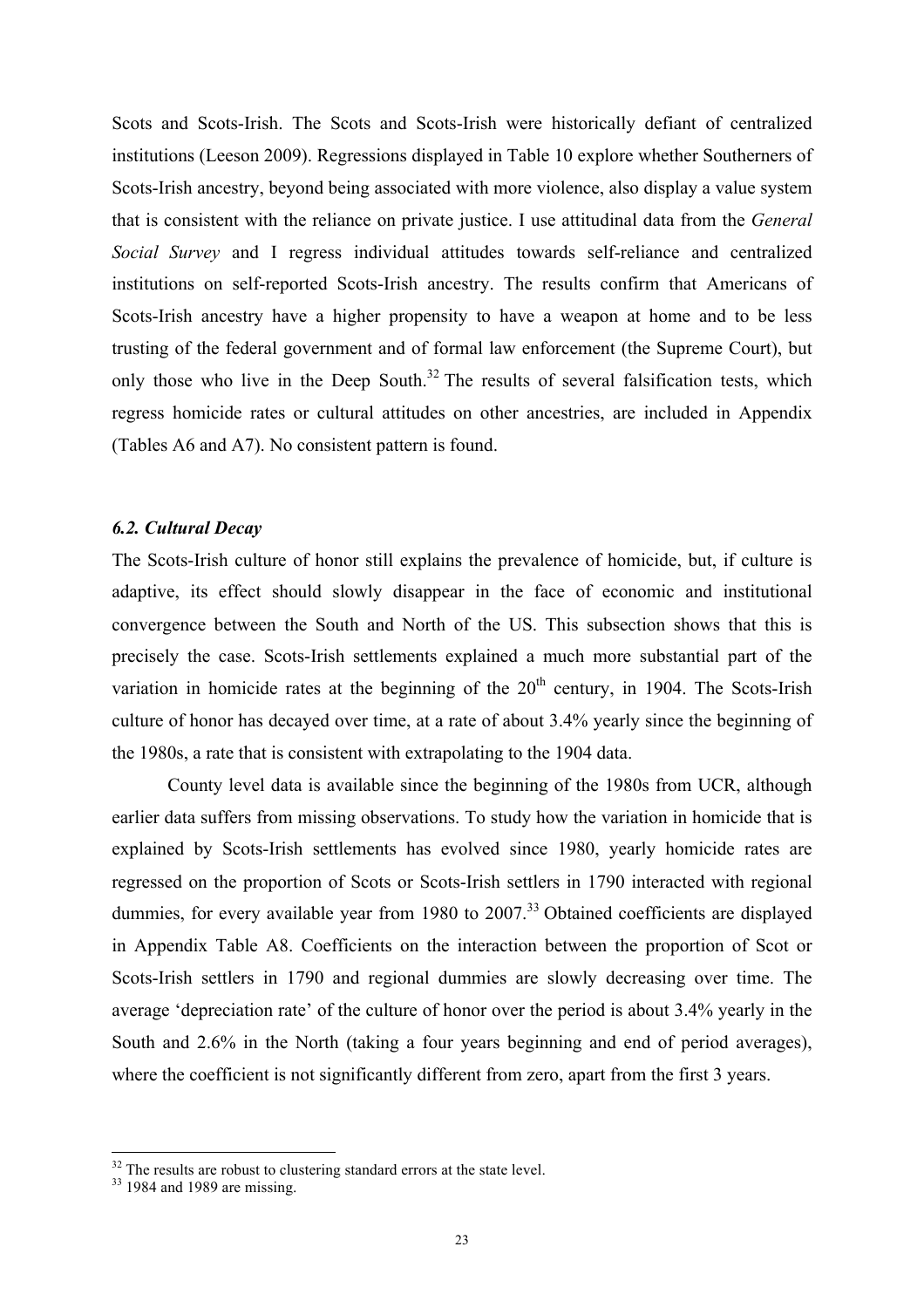Scots and Scots-Irish. The Scots and Scots-Irish were historically defiant of centralized institutions (Leeson 2009). Regressions displayed in Table 10 explore whether Southerners of Scots-Irish ancestry, beyond being associated with more violence, also display a value system that is consistent with the reliance on private justice. I use attitudinal data from the *General Social Survey* and I regress individual attitudes towards self-reliance and centralized institutions on self-reported Scots-Irish ancestry. The results confirm that Americans of Scots-Irish ancestry have a higher propensity to have a weapon at home and to be less trusting of the federal government and of formal law enforcement (the Supreme Court), but only those who live in the Deep South.[32] The results of several falsification tests, which regress homicide rates or cultural attitudes on other ancestries, are included in Appendix (Tables A6 and A7). No consistent pattern is found.

### *6.2. Cultural Decay*

The Scots-Irish culture of honor still explains the prevalence of homicide, but, if culture is adaptive, its effect should slowly disappear in the face of economic and institutional convergence between the South and North of the US. This subsection shows that this is precisely the case. Scots-Irish settlements explained a much more substantial part of the variation in homicide rates at the beginning of the 20th century, in 1904. The Scots-Irish culture of honor has decayed over time, at a rate of about 3.4% yearly since the beginning of the 1980s, a rate that is consistent with extrapolating to the 1904 data.

County level data is available since the beginning of the 1980s from UCR, although earlier data suffers from missing observations. To study how the variation in homicide that is explained by Scots-Irish settlements has evolved since 1980, yearly homicide rates are regressed on the proportion of Scots or Scots-Irish settlers in 1790 interacted with regional dummies, for every available year from 1980 to 2007.[33] Obtained coefficients are displayed in Appendix Table A8. Coefficients on the interaction between the proportion of Scot or Scots-Irish settlers in 1790 and regional dummies are slowly decreasing over time. The average 'depreciation rate' of the culture of honor over the period is about 3.4% yearly in the South and 2.6% in the North (taking a four years beginning and end of period averages), where the coefficient is not significantly different from zero, apart from the first 3 years.

---

[32] The results are robust to clustering standard errors at the state level.

[33] 1984 and 1989 are missing.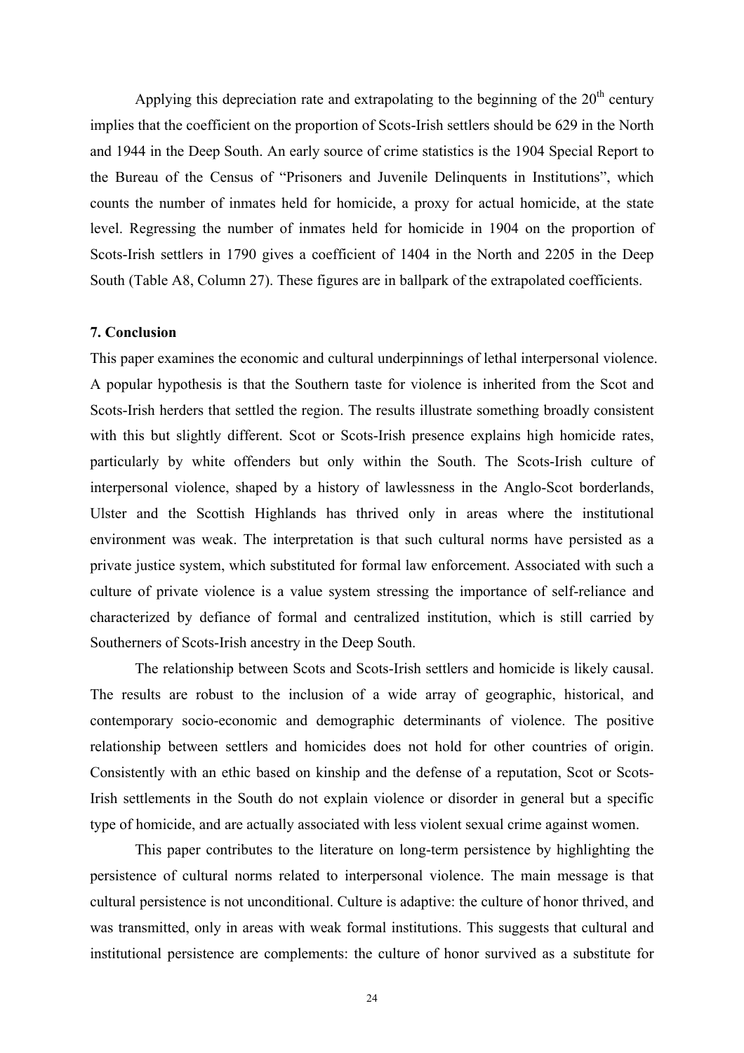Applying this depreciation rate and extrapolating to the beginning of the $20^{th}$ century implies that the coefficient on the proportion of Scots-Irish settlers should be 629 in the North and 1944 in the Deep South. An early source of crime statistics is the 1904 Special Report to the Bureau of the Census of "Prisoners and Juvenile Delinquents in Institutions", which counts the number of inmates held for homicide, a proxy for actual homicide, at the state level. Regressing the number of inmates held for homicide in 1904 on the proportion of Scots-Irish settlers in 1790 gives a coefficient of 1404 in the North and 2205 in the Deep South (Table A8, Column 27). These figures are in ballpark of the extrapolated coefficients.

## 7. Conclusion

This paper examines the economic and cultural underpinnings of lethal interpersonal violence. A popular hypothesis is that the Southern taste for violence is inherited from the Scot and Scots-Irish herders that settled the region. The results illustrate something broadly consistent with this but slightly different. Scot or Scots-Irish presence explains high homicide rates, particularly by white offenders but only within the South. The Scots-Irish culture of interpersonal violence, shaped by a history of lawlessness in the Anglo-Scot borderlands, Ulster and the Scottish Highlands has thrived only in areas where the institutional environment was weak. The interpretation is that such cultural norms have persisted as a private justice system, which substituted for formal law enforcement. Associated with such a culture of private violence is a value system stressing the importance of self-reliance and characterized by defiance of formal and centralized institution, which is still carried by Southerners of Scots-Irish ancestry in the Deep South.

The relationship between Scots and Scots-Irish settlers and homicide is likely causal. The results are robust to the inclusion of a wide array of geographic, historical, and contemporary socio-economic and demographic determinants of violence. The positive relationship between settlers and homicides does not hold for other countries of origin. Consistently with an ethic based on kinship and the defense of a reputation, Scot or Scots-Irish settlements in the South do not explain violence or disorder in general but a specific type of homicide, and are actually associated with less violent sexual crime against women.

This paper contributes to the literature on long-term persistence by highlighting the persistence of cultural norms related to interpersonal violence. The main message is that cultural persistence is not unconditional. Culture is adaptive: the culture of honor thrived, and was transmitted, only in areas with weak formal institutions. This suggests that cultural and institutional persistence are complements: the culture of honor survived as a substitute for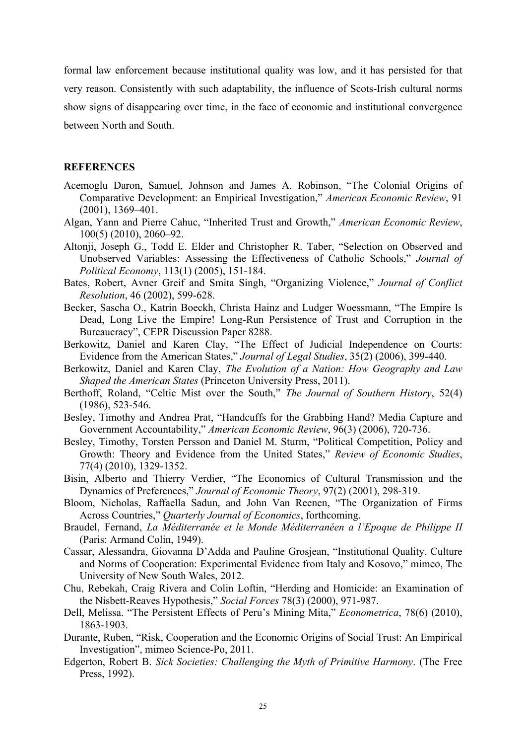formal law enforcement because institutional quality was low, and it has persisted for that very reason. Consistently with such adaptability, the influence of Scots-Irish cultural norms show signs of disappearing over time, in the face of economic and institutional convergence between North and South.

## REFERENCES

Acemoglu Daron, Samuel, Johnson and James A. Robinson, "The Colonial Origins of Comparative Development: an Empirical Investigation," *American Economic Review*, 91 (2001), 1369–401.

Algan, Yann and Pierre Cahuc, "Inherited Trust and Growth," *American Economic Review*, 100(5) (2010), 2060–92.

Altonji, Joseph G., Todd E. Elder and Christopher R. Taber, "Selection on Observed and Unobserved Variables: Assessing the Effectiveness of Catholic Schools," *Journal of Political Economy*, 113(1) (2005), 151-184.

Bates, Robert, Avner Greif and Smita Singh, "Organizing Violence," *Journal of Conflict Resolution*, 46 (2002), 599-628.

Becker, Sascha O., Katrin Boeckh, Christa Hainz and Ludger Woessmann, "The Empire Is Dead, Long Live the Empire! Long-Run Persistence of Trust and Corruption in the Bureaucracy", CEPR Discussion Paper 8288.

Berkowitz, Daniel and Karen Clay, "The Effect of Judicial Independence on Courts: Evidence from the American States," *Journal of Legal Studies*, 35(2) (2006), 399-440.

Berkowitz, Daniel and Karen Clay, *The Evolution of a Nation: How Geography and Law Shaped the American States* (Princeton University Press, 2011).

Berthoff, Roland, "Celtic Mist over the South," *The Journal of Southern History*, 52(4) (1986), 523-546.

Besley, Timothy and Andrea Prat, "Handcuffs for the Grabbing Hand? Media Capture and Government Accountability," *American Economic Review*, 96(3) (2006), 720-736.

Besley, Timothy, Torsten Persson and Daniel M. Sturm, "Political Competition, Policy and Growth: Theory and Evidence from the United States," *Review of Economic Studies*, 77(4) (2010), 1329-1352.

Bisin, Alberto and Thierry Verdier, "The Economics of Cultural Transmission and the Dynamics of Preferences," *Journal of Economic Theory*, 97(2) (2001), 298-319.

Bloom, Nicholas, Raffaella Sadun, and John Van Reenen, "The Organization of Firms Across Countries," *Quarterly Journal of Economics*, forthcoming.

Braudel, Fernand, *La Méditerranée et le Monde Méditerranéen a l'Epoque de Philippe II* (Paris: Armand Colin, 1949).

Cassar, Alessandra, Giovanna D'Adda and Pauline Grosjean, "Institutional Quality, Culture and Norms of Cooperation: Experimental Evidence from Italy and Kosovo," mimeo, The University of New South Wales, 2012.

Chu, Rebekah, Craig Rivera and Colin Loftin, "Herding and Homicide: an Examination of the Nisbett-Reaves Hypothesis," *Social Forces* 78(3) (2000), 971-987.

Dell, Melissa. "The Persistent Effects of Peru's Mining Mita," *Econometrica*, 78(6) (2010), 1863-1903.

Durante, Ruben, "Risk, Cooperation and the Economic Origins of Social Trust: An Empirical Investigation", mimeo Science-Po, 2011.

Edgerton, Robert B. *Sick Societies: Challenging the Myth of Primitive Harmony*. (The Free Press, 1992).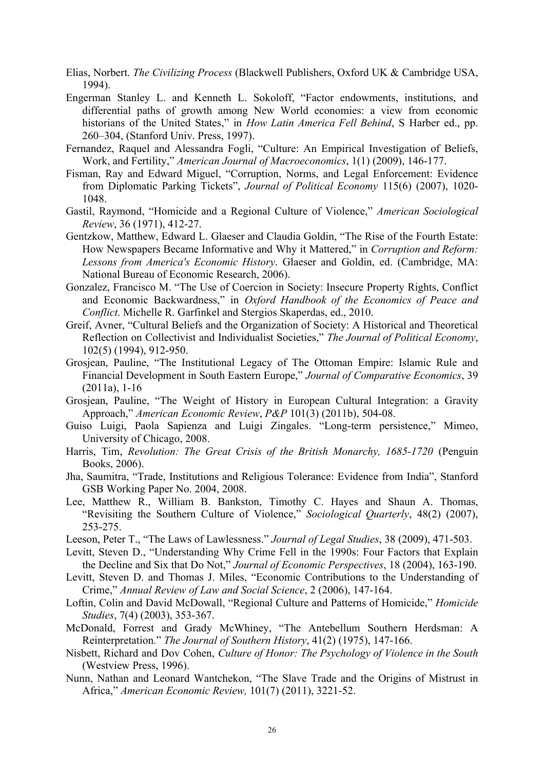Elias, Norbert. *The Civilizing Process* (Blackwell Publishers, Oxford UK & Cambridge USA, 1994).

Engerman Stanley L. and Kenneth L. Sokoloff, "Factor endowments, institutions, and differential paths of growth among New World economies: a view from economic historians of the United States," in *How Latin America Fell Behind*, S Harber ed., pp. 260–304, (Stanford Univ. Press, 1997).

Fernandez, Raquel and Alessandra Fogli, "Culture: An Empirical Investigation of Beliefs, Work, and Fertility," *American Journal of Macroeconomics*, 1(1) (2009), 146-177.

Fisman, Ray and Edward Miguel, "Corruption, Norms, and Legal Enforcement: Evidence from Diplomatic Parking Tickets", *Journal of Political Economy* 115(6) (2007), 1020-1048.

Gastil, Raymond, "Homicide and a Regional Culture of Violence," *American Sociological Review*, 36 (1971), 412-27.

Gentzkow, Matthew, Edward L. Glaeser and Claudia Goldin, "The Rise of the Fourth Estate: How Newspapers Became Informative and Why it Mattered," in *Corruption and Reform: Lessons from America's Economic History*. Glaeser and Goldin, ed. (Cambridge, MA: National Bureau of Economic Research, 2006).

Gonzalez, Francisco M. "The Use of Coercion in Society: Insecure Property Rights, Conflict and Economic Backwardness," in *Oxford Handbook of the Economics of Peace and Conflict*. Michelle R. Garfinkel and Stergios Skaperdas, ed., 2010.

Greif, Avner, "Cultural Beliefs and the Organization of Society: A Historical and Theoretical Reflection on Collectivist and Individualist Societies," *The Journal of Political Economy*, 102(5) (1994), 912-950.

Grosjean, Pauline, "The Institutional Legacy of The Ottoman Empire: Islamic Rule and Financial Development in South Eastern Europe," *Journal of Comparative Economics*, 39 (2011a), 1-16

Grosjean, Pauline, "The Weight of History in European Cultural Integration: a Gravity Approach," *American Economic Review*, *P&P* 101(3) (2011b), 504-08.

Guiso Luigi, Paola Sapienza and Luigi Zingales. "Long-term persistence," Mimeo, University of Chicago, 2008.

Harris, Tim, *Revolution: The Great Crisis of the British Monarchy, 1685-1720* (Penguin Books, 2006).

Jha, Saumitra, "Trade, Institutions and Religious Tolerance: Evidence from India", Stanford GSB Working Paper No. 2004, 2008.

Lee, Matthew R., William B. Bankston, Timothy C. Hayes and Shaun A. Thomas, "Revisiting the Southern Culture of Violence," *Sociological Quarterly*, 48(2) (2007), 253-275.

Leeson, Peter T., "The Laws of Lawlessness." *Journal of Legal Studies*, 38 (2009), 471-503.

Levitt, Steven D., "Understanding Why Crime Fell in the 1990s: Four Factors that Explain the Decline and Six that Do Not," *Journal of Economic Perspectives*, 18 (2004), 163-190.

Levitt, Steven D. and Thomas J. Miles, "Economic Contributions to the Understanding of Crime," *Annual Review of Law and Social Science*, 2 (2006), 147-164.

Loftin, Colin and David McDowall, "Regional Culture and Patterns of Homicide," *Homicide Studies*, 7(4) (2003), 353-367.

McDonald, Forrest and Grady McWhiney, "The Antebellum Southern Herdsman: A Reinterpretation." *The Journal of Southern History*, 41(2) (1975), 147-166.

Nisbett, Richard and Dov Cohen, *Culture of Honor: The Psychology of Violence in the South* (Westview Press, 1996).

Nunn, Nathan and Leonard Wantchekon, "The Slave Trade and the Origins of Mistrust in Africa," *American Economic Review,* 101(7) (2011), 3221-52.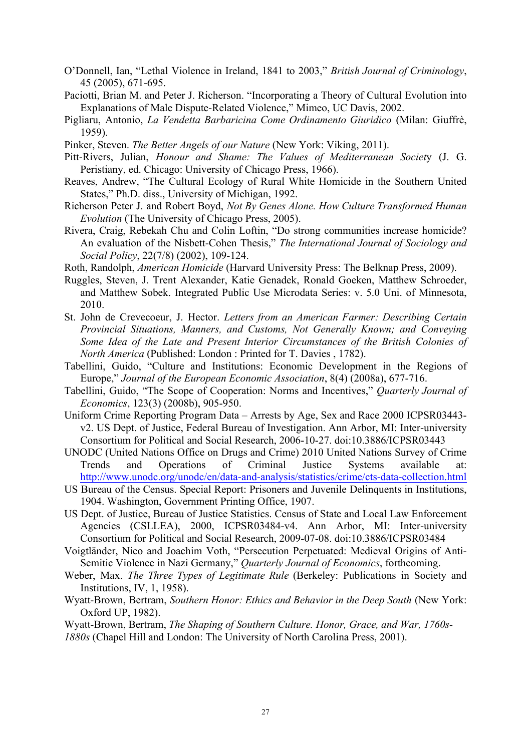O'Donnell, Ian, "Lethal Violence in Ireland, 1841 to 2003," *British Journal of Criminology*, 45 (2005), 671-695.

Paciotti, Brian M. and Peter J. Richerson. "Incorporating a Theory of Cultural Evolution into Explanations of Male Dispute-Related Violence," Mimeo, UC Davis, 2002.

Pigliaru, Antonio, *La Vendetta Barbaricina Come Ordinamento Giuridico* (Milan: Giuffrè, 1959).

Pinker, Steven. *The Better Angels of our Nature* (New York: Viking, 2011).

Pitt-Rivers, Julian, *Honour and Shame: The Values of Mediterranean Society* (J. G. Peristiany, ed. Chicago: University of Chicago Press, 1966).

Reaves, Andrew, "The Cultural Ecology of Rural White Homicide in the Southern United States," Ph.D. diss., University of Michigan, 1992.

Richerson Peter J. and Robert Boyd, *Not By Genes Alone. How Culture Transformed Human Evolution* (The University of Chicago Press, 2005).

Rivera, Craig, Rebekah Chu and Colin Loftin, "Do strong communities increase homicide? An evaluation of the Nisbett-Cohen Thesis," *The International Journal of Sociology and Social Policy*, 22(7/8) (2002), 109-124.

Roth, Randolph, *American Homicide* (Harvard University Press: The Belknap Press, 2009).

Ruggles, Steven, J. Trent Alexander, Katie Genadek, Ronald Goeken, Matthew Schroeder, and Matthew Sobek. Integrated Public Use Microdata Series: v. 5.0 Uni. of Minnesota, 2010.

St. John de Crevecoeur, J. Hector. *Letters from an American Farmer: Describing Certain Provincial Situations, Manners, and Customs, Not Generally Known; and Conveying Some Idea of the Late and Present Interior Circumstances of the British Colonies of North America* (Published: London : Printed for T. Davies , 1782).

Tabellini, Guido, "Culture and Institutions: Economic Development in the Regions of Europe," *Journal of the European Economic Association*, 8(4) (2008a), 677-716.

Tabellini, Guido, "The Scope of Cooperation: Norms and Incentives," *Quarterly Journal of Economics*, 123(3) (2008b), 905-950.

Uniform Crime Reporting Program Data – Arrests by Age, Sex and Race 2000 ICPSR03443-v2. US Dept. of Justice, Federal Bureau of Investigation. Ann Arbor, MI: Inter-university Consortium for Political and Social Research, 2006-10-27. doi:10.3886/ICPSR03443

UNODC (United Nations Office on Drugs and Crime) 2010 United Nations Survey of Crime Trends and Operations of Criminal Justice Systems available at: http://www.unodc.org/unodc/en/data-and-analysis/statistics/crime/cts-data-collection.html

US Bureau of the Census. Special Report: Prisoners and Juvenile Delinquents in Institutions, 1904. Washington, Government Printing Office, 1907.

US Dept. of Justice, Bureau of Justice Statistics. Census of State and Local Law Enforcement Agencies (CSLLEA), 2000, ICPSR03484-v4. Ann Arbor, MI: Inter-university Consortium for Political and Social Research, 2009-07-08. doi:10.3886/ICPSR03484

Voigtländer, Nico and Joachim Voth, "Persecution Perpetuated: Medieval Origins of Anti-Semitic Violence in Nazi Germany," *Quarterly Journal of Economics*, forthcoming.

Weber, Max. *The Three Types of Legitimate Rule* (Berkeley: Publications in Society and Institutions, IV, 1, 1958).

Wyatt-Brown, Bertram, *Southern Honor: Ethics and Behavior in the Deep South* (New York: Oxford UP, 1982).

Wyatt-Brown, Bertram, *The Shaping of Southern Culture. Honor, Grace, and War, 1760s-1880s* (Chapel Hill and London: The University of North Carolina Press, 2001).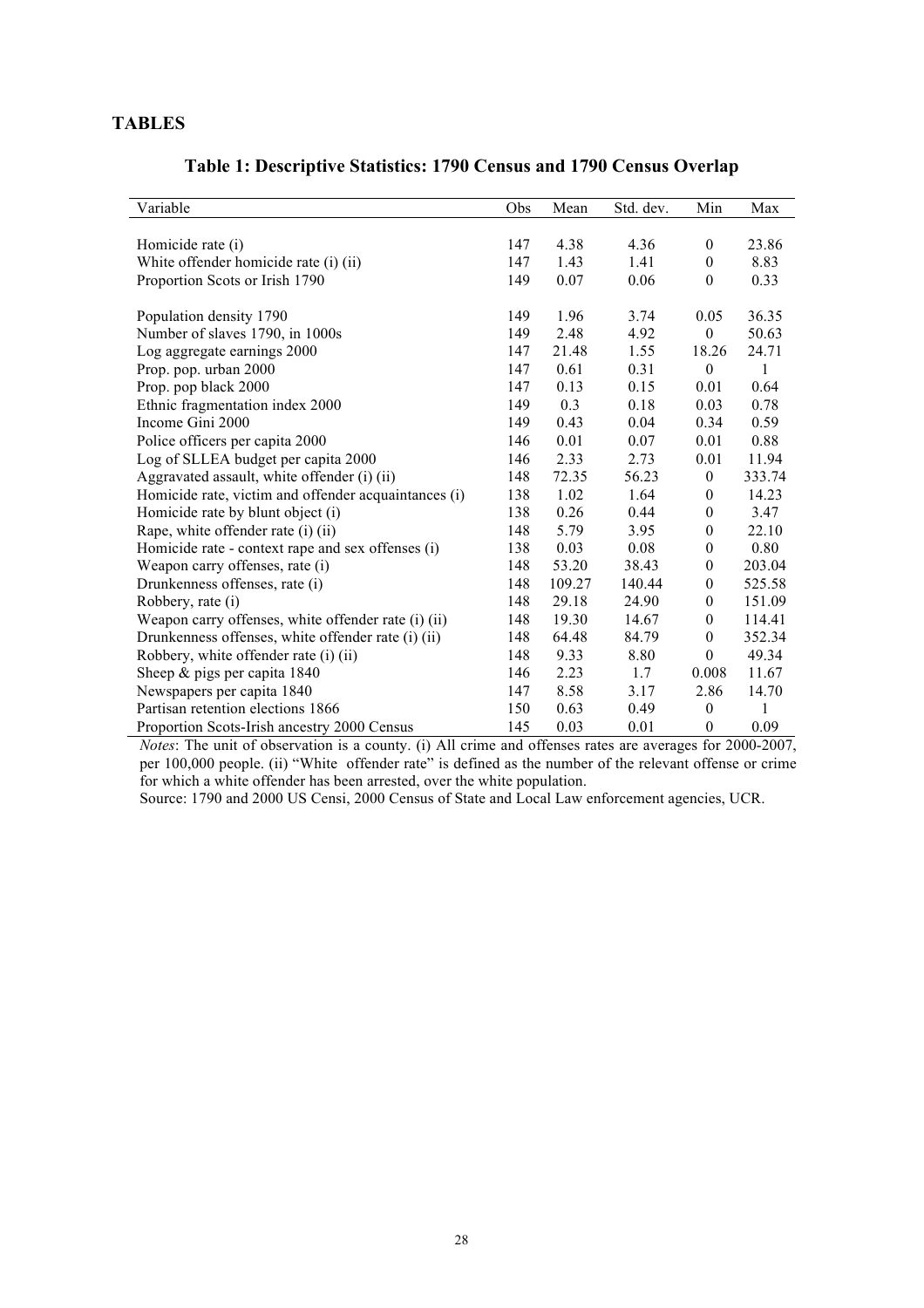## TABLES

### Table 1: Descriptive Statistics: 1790 Census and 1790 Census Overlap

| Variable | Obs | Mean | Std. dev. | Min | Max |
|---|---|---|---|---|---|
| Homicide rate (i) | 147 | 4.38 | 4.36 | 0 | 23.86 |
| White offender homicide rate (i) (ii) | 147 | 1.43 | 1.41 | 0 | 8.83 |
| Proportion Scots or Irish 1790 | 149 | 0.07 | 0.06 | 0 | 0.33 |
| Population density 1790 | 149 | 1.96 | 3.74 | 0.05 | 36.35 |
| Number of slaves 1790, in 1000s | 149 | 2.48 | 4.92 | 0 | 50.63 |
| Log aggregate earnings 2000 | 147 | 21.48 | 1.55 | 18.26 | 24.71 |
| Prop. pop. urban 2000 | 147 | 0.61 | 0.31 | 0 | 1 |
| Prop. pop black 2000 | 147 | 0.13 | 0.15 | 0.01 | 0.64 |
| Ethnic fragmentation index 2000 | 149 | 0.3 | 0.18 | 0.03 | 0.78 |
| Income Gini 2000 | 149 | 0.43 | 0.04 | 0.34 | 0.59 |
| Police officers per capita 2000 | 146 | 0.01 | 0.07 | 0.01 | 0.88 |
| Log of SLLEA budget per capita 2000 | 146 | 2.33 | 2.73 | 0.01 | 11.94 |
| Aggravated assault, white offender (i) (ii) | 148 | 72.35 | 56.23 | 0 | 333.74 |
| Homicide rate, victim and offender acquaintances (i) | 138 | 1.02 | 1.64 | 0 | 14.23 |
| Homicide rate by blunt object (i) | 138 | 0.26 | 0.44 | 0 | 3.47 |
| Rape, white offender rate (i) (ii) | 148 | 5.79 | 3.95 | 0 | 22.10 |
| Homicide rate - context rape and sex offenses (i) | 138 | 0.03 | 0.08 | 0 | 0.80 |
| Weapon carry offenses, rate (i) | 148 | 53.20 | 38.43 | 0 | 203.04 |
| Drunkenness offenses, rate (i) | 148 | 109.27 | 140.44 | 0 | 525.58 |
| Robbery, rate (i) | 148 | 29.18 | 24.90 | 0 | 151.09 |
| Weapon carry offenses, white offender rate (i) (ii) | 148 | 19.30 | 14.67 | 0 | 114.41 |
| Drunkenness offenses, white offender rate (i) (ii) | 148 | 64.48 | 84.79 | 0 | 352.34 |
| Robbery, white offender rate (i) (ii) | 148 | 9.33 | 8.80 | 0 | 49.34 |
| Sheep & pigs per capita 1840 | 146 | 2.23 | 1.7 | 0.008 | 11.67 |
| Newspapers per capita 1840 | 147 | 8.58 | 3.17 | 2.86 | 14.70 |
| Partisan retention elections 1866 | 150 | 0.63 | 0.49 | 0 | 1 |
| Proportion Scots-Irish ancestry 2000 Census | 145 | 0.03 | 0.01 | 0 | 0.09 |

*Notes*: The unit of observation is a county. (i) All crime and offenses rates are averages for 2000-2007, per 100,000 people. (ii) "White offender rate" is defined as the number of the relevant offense or crime for which a white offender has been arrested, over the white population.

Source: 1790 and 2000 US Censi, 2000 Census of State and Local Law enforcement agencies, UCR.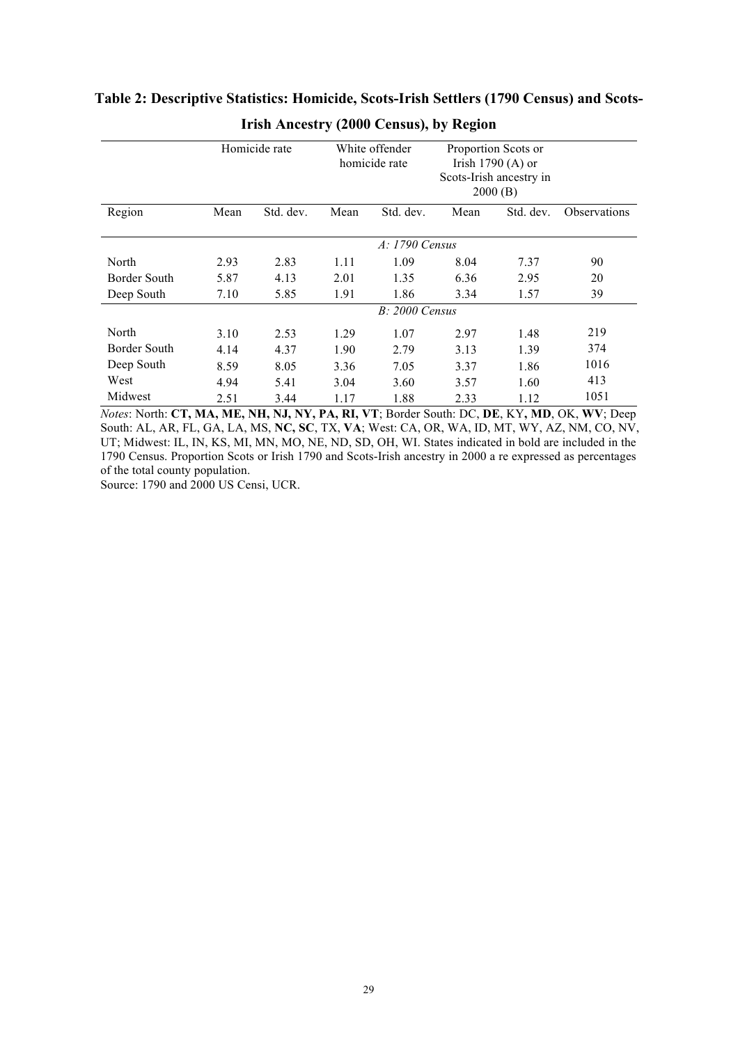**Table 2: Descriptive Statistics: Homicide, Scots-Irish Settlers (1790 Census) and Scots-Irish Ancestry (2000 Census), by Region**

| | Homicide rate | | White offender homicide rate | | Proportion Scots or Irish 1790 (A) or Scots-Irish ancestry in 2000 (B) | | |
|---|---|---|---|---|---|---|---|
| Region | Mean | Std. dev. | Mean | Std. dev. | Mean | Std. dev. | Observations |
| | | | | *A: 1790 Census* | | | |
| North | 2.93 | 2.83 | 1.11 | 1.09 | 8.04 | 7.37 | 90 |
| Border South | 5.87 | 4.13 | 2.01 | 1.35 | 6.36 | 2.95 | 20 |
| Deep South | 7.10 | 5.85 | 1.91 | 1.86 | 3.34 | 1.57 | 39 |
| | | | | *B: 2000 Census* | | | |
| North | 3.10 | 2.53 | 1.29 | 1.07 | 2.97 | 1.48 | 219 |
| Border South | 4.14 | 4.37 | 1.90 | 2.79 | 3.13 | 1.39 | 374 |
| Deep South | 8.59 | 8.05 | 3.36 | 7.05 | 3.37 | 1.86 | 1016 |
| West | 4.94 | 5.41 | 3.04 | 3.60 | 3.57 | 1.60 | 413 |
| Midwest | 2.51 | 3.44 | 1.17 | 1.88 | 2.33 | 1.12 | 1051 |

*Notes*: North: **CT, MA, ME, NH, NJ, NY, PA, RI, VT**; Border South: DC, **DE**, KY, **MD**, OK, **WV**; Deep South: AL, AR, FL, GA, LA, MS, **NC, SC**, TX, **VA**; West: CA, OR, WA, ID, MT, WY, AZ, NM, CO, NV, UT; Midwest: IL, IN, KS, MI, MN, MO, NE, ND, SD, OH, WI. States indicated in bold are included in the 1790 Census. Proportion Scots or Irish 1790 and Scots-Irish ancestry in 2000 a re expressed as percentages of the total county population.

Source: 1790 and 2000 US Censi, UCR.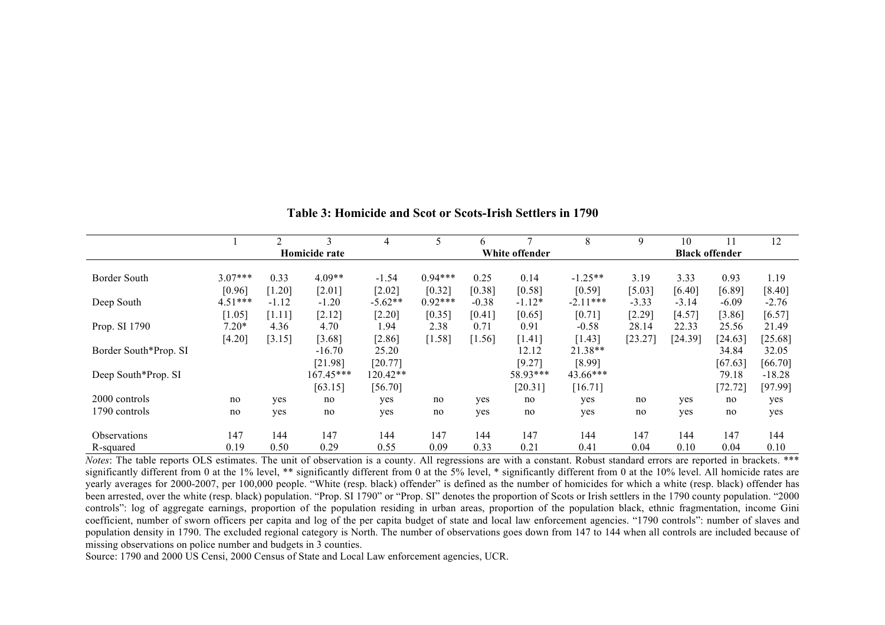**Table 3: Homicide and Scot or Scots-Irish Settlers in 1790**

| | 1 | 2 | 3 | 4 | 5 | 6 | 7 | 8 | 9 | 10 | 11 | 12 |
|---|---|---|---|---|---|---|---|---|---|---|---|---|
| | Homicide rate | | | | White offender | | | | Black offender | | | |
| Border South | 3.07*** | 0.33 | 4.09** | -1.54 | 0.94*** | 0.25 | 0.14 | -1.25** | 3.19 | 3.33 | 0.93 | 1.19 |
| | [0.96] | [1.20] | [2.01] | [2.02] | [0.32] | [0.38] | [0.58] | [0.59] | [5.03] | [6.40] | [6.89] | [8.40] |
| Deep South | 4.51*** | -1.12 | -1.20 | -5.62** | 0.92*** | -0.38 | -1.12* | -2.11*** | -3.33 | -3.14 | -6.09 | -2.76 |
| | [1.05] | [1.11] | [2.12] | [2.20] | [0.35] | [0.41] | [0.65] | [0.71] | [2.29] | [4.57] | [3.86] | [6.57] |
| Prop. SI 1790 | 7.20* | 4.36 | 4.70 | 1.94 | 2.38 | 0.71 | 0.91 | -0.58 | 28.14 | 22.33 | 25.56 | 21.49 |
| | [4.20] | [3.15] | [3.68] | [2.86] | [1.58] | [1.56] | [1.41] | [1.43] | [23.27] | [24.39] | [24.63] | [25.68] |
| Border South*Prop. SI | | | -16.70 | 25.20 | | | 12.12 | 21.38** | | | 34.84 | 32.05 |
| | | | [21.98] | [20.77] | | | [9.27] | [8.99] | | | [67.63] | [66.70] |
| Deep South*Prop. SI | | | 167.45*** | 120.42** | | | 58.93*** | 43.66*** | | | 79.18 | -18.28 |
| | | | [63.15] | [56.70] | | | [20.31] | [16.71] | | | [72.72] | [97.99] |
| 2000 controls | no | yes | no | yes | no | yes | no | yes | no | yes | no | yes |
| 1790 controls | no | yes | no | yes | no | yes | no | yes | no | yes | no | yes |
| Observations | 147 | 144 | 147 | 144 | 147 | 144 | 147 | 144 | 147 | 144 | 147 | 144 |
| R-squared | 0.19 | 0.50 | 0.29 | 0.55 | 0.09 | 0.33 | 0.21 | 0.41 | 0.04 | 0.10 | 0.04 | 0.10 |

*Notes*: The table reports OLS estimates. The unit of observation is a county. All regressions are with a constant. Robust standard errors are reported in brackets. *** significantly different from 0 at the 1% level, ** significantly different from 0 at the 5% level, * significantly different from 0 at the 10% level. All homicide rates are yearly averages for 2000-2007, per 100,000 people. "White (resp. black) offender" is defined as the number of homicides for which a white (resp. black) offender has been arrested, over the white (resp. black) population. "Prop. SI 1790" or "Prop. SI" denotes the proportion of Scots or Irish settlers in the 1790 county population. "2000 controls": log of aggregate earnings, proportion of the population residing in urban areas, proportion of the population black, ethnic fragmentation, income Gini coefficient, number of sworn officers per capita and log of the per capita budget of state and local law enforcement agencies. "1790 controls": number of slaves and population density in 1790. The excluded regional category is North. The number of observations goes down from 147 to 144 when all controls are included because of missing observations on police number and budgets in 3 counties.

Source: 1790 and 2000 US Censi, 2000 Census of State and Local Law enforcement agencies, UCR.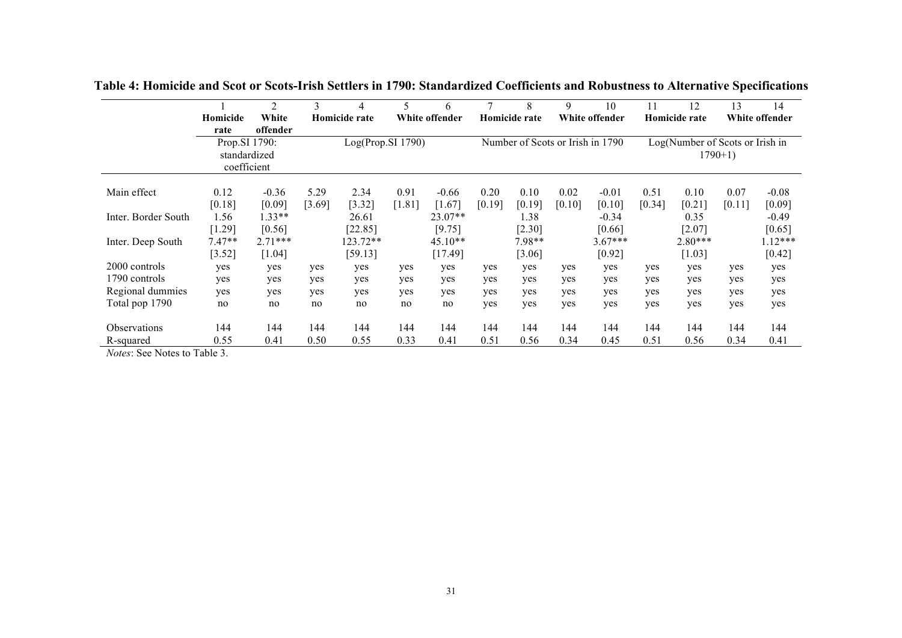**Table 4: Homicide and Scot or Scots-Irish Settlers in 1790: Standardized Coefficients and Robustness to Alternative Specifications**

| | 1 | 2 | 3 | 4 | 5 | 6 | 7 | 8 | 9 | 10 | 11 | 12 | 13 | 14 |
|---|---|---|---|---|---|---|---|---|---|---|---|---|---|---|
| | **Homicide rate** | **White offender** | **Homicide rate** | | **White offender** | | **Homicide rate** | | **White offender** | | **Homicide rate** | | **White offender** | |
| | Prop.SI 1790: standardized coefficient | | Log(Prop.SI 1790) | | | | Number of Scots or Irish in 1790 | | | | Log(Number of Scots or Irish in 1790+1) | | | |
| Main effect | 0.12 | -0.36 | 5.29 | 2.34 | 0.91 | -0.66 | 0.20 | 0.10 | 0.02 | -0.01 | 0.51 | 0.10 | 0.07 | -0.08 |
| | [0.18] | [0.09] | [3.69] | [3.32] | [1.81] | [1.67] | [0.19] | [0.19] | [0.10] | [0.10] | [0.34] | [0.21] | [0.11] | [0.09] |
| Inter. Border South | 1.56 | 1.33** | | 26.61 | | 23.07** | | 1.38 | | -0.34 | | 0.35 | | -0.49 |
| | [1.29] | [0.56] | | [22.85] | | [9.75] | | [2.30] | | [0.66] | | [2.07] | | [0.65] |
| Inter. Deep South | 7.47** | 2.71*** | | 123.72** | | 45.10** | | 7.98** | | 3.67*** | | 2.80*** | | 1.12*** |
| | [3.52] | [1.04] | | [59.13] | | [17.49] | | [3.06] | | [0.92] | | [1.03] | | [0.42] |
| 2000 controls | yes | yes | yes | yes | yes | yes | yes | yes | yes | yes | yes | yes | yes | yes |
| 1790 controls | yes | yes | yes | yes | yes | yes | yes | yes | yes | yes | yes | yes | yes | yes |
| Regional dummies | yes | yes | yes | yes | yes | yes | yes | yes | yes | yes | yes | yes | yes | yes |
| Total pop 1790 | no | no | no | no | no | no | yes | yes | yes | yes | yes | yes | yes | yes |
| Observations | 144 | 144 | 144 | 144 | 144 | 144 | 144 | 144 | 144 | 144 | 144 | 144 | 144 | 144 |
| R-squared | 0.55 | 0.41 | 0.50 | 0.55 | 0.33 | 0.41 | 0.51 | 0.56 | 0.34 | 0.45 | 0.51 | 0.56 | 0.34 | 0.41 |

*Notes*: See Notes to Table 3.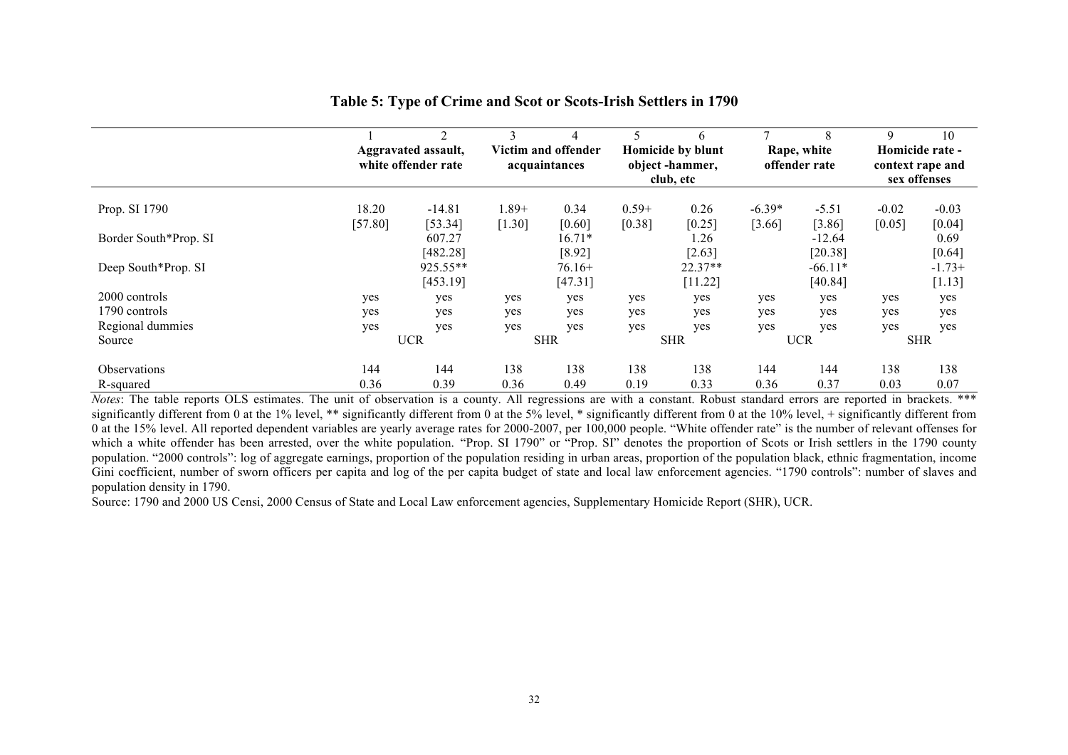**Table 5: Type of Crime and Scot or Scots-Irish Settlers in 1790**

| | 1 | 2 | 3 | 4 | 5 | 6 | 7 | 8 | 9 | 10 |
|---|---|---|---|---|---|---|---|---|---|---|
| | Aggravated assault, white offender rate | | Victim and offender acquaintances | | Homicide by blunt object -hammer, club, etc | | Rape, white offender rate | | Homicide rate - context rape and sex offenses | |
| Prop. SI 1790 | 18.20 | -14.81 | 1.89+ | 0.34 | 0.59+ | 0.26 | -6.39* | -5.51 | -0.02 | -0.03 |
| | [57.80] | [53.34] | [1.30] | [0.60] | [0.38] | [0.25] | [3.66] | [3.86] | [0.05] | [0.04] |
| Border South*Prop. SI | | 607.27 | | 16.71* | | 1.26 | | -12.64 | | 0.69 |
| | | [482.28] | | [8.92] | | [2.63] | | [20.38] | | [0.64] |
| Deep South*Prop. SI | | 925.55** | | 76.16+ | | 22.37** | | -66.11* | | -1.73+ |
| | | [453.19] | | [47.31] | | [11.22] | | [40.84] | | [1.13] |
| 2000 controls | yes | yes | yes | yes | yes | yes | yes | yes | yes | yes |
| 1790 controls | yes | yes | yes | yes | yes | yes | yes | yes | yes | yes |
| Regional dummies | yes | yes | yes | yes | yes | yes | yes | yes | yes | yes |
| Source | UCR | | SHR | | SHR | | UCR | | SHR | |
| Observations | 144 | 144 | 138 | 138 | 138 | 138 | 144 | 144 | 138 | 138 |
| R-squared | 0.36 | 0.39 | 0.36 | 0.49 | 0.19 | 0.33 | 0.36 | 0.37 | 0.03 | 0.07 |

*Notes*: The table reports OLS estimates. The unit of observation is a county. All regressions are with a constant. Robust standard errors are reported in brackets. *** significantly different from 0 at the 1% level, ** significantly different from 0 at the 5% level, * significantly different from 0 at the 10% level, + significantly different from 0 at the 15% level. All reported dependent variables are yearly average rates for 2000-2007, per 100,000 people. "White offender rate" is the number of relevant offenses for which a white offender has been arrested, over the white population. "Prop. SI 1790" or "Prop. SI" denotes the proportion of Scots or Irish settlers in the 1790 county population. "2000 controls": log of aggregate earnings, proportion of the population residing in urban areas, proportion of the population black, ethnic fragmentation, income Gini coefficient, number of sworn officers per capita and log of the per capita budget of state and local law enforcement agencies. "1790 controls": number of slaves and population density in 1790.

Source: 1790 and 2000 US Censi, 2000 Census of State and Local Law enforcement agencies, Supplementary Homicide Report (SHR), UCR.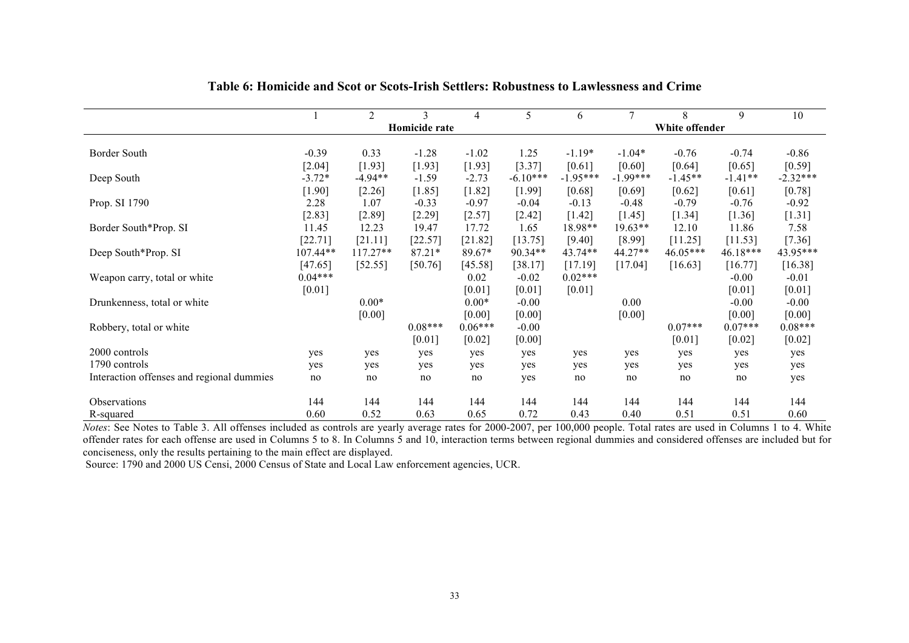**Table 6: Homicide and Scot or Scots-Irish Settlers: Robustness to Lawlessness and Crime**

| | 1 | 2 | 3 | 4 | 5 | 6 | 7 | 8 | 9 | 10 |
|---|---|---|---|---|---|---|---|---|---|---|
| | Homicide rate | | | | | White offender | | | | |
| Border South | -0.39 | 0.33 | -1.28 | -1.02 | 1.25 | -1.19* | -1.04* | -0.76 | -0.74 | -0.86 |
| | [2.04] | [1.93] | [1.93] | [1.93] | [3.37] | [0.61] | [0.60] | [0.64] | [0.65] | [0.59] |
| Deep South | -3.72* | -4.94** | -1.59 | -2.73 | -6.10*** | -1.95*** | -1.99*** | -1.45** | -1.41** | -2.32*** |
| | [1.90] | [2.26] | [1.85] | [1.82] | [1.99] | [0.68] | [0.69] | [0.62] | [0.61] | [0.78] |
| Prop. SI 1790 | 2.28 | 1.07 | -0.33 | -0.97 | -0.04 | -0.13 | -0.48 | -0.79 | -0.76 | -0.92 |
| | [2.83] | [2.89] | [2.29] | [2.57] | [2.42] | [1.42] | [1.45] | [1.34] | [1.36] | [1.31] |
| Border South*Prop. SI | 11.45 | 12.23 | 19.47 | 17.72 | 1.65 | 18.98** | 19.63** | 12.10 | 11.86 | 7.58 |
| | [22.71] | [21.11] | [22.57] | [21.82] | [13.75] | [9.40] | [8.99] | [11.25] | [11.53] | [7.36] |
| Deep South*Prop. SI | 107.44** | 117.27** | 87.21* | 89.67* | 90.34** | 43.74** | 44.27** | 46.05*** | 46.18*** | 43.95*** |
| | [47.65] | [52.55] | [50.76] | [45.58] | [38.17] | [17.19] | [17.04] | [16.63] | [16.77] | [16.38] |
| Weapon carry, total or white | 0.04*** | | | 0.02 | -0.02 | 0.02*** | | | -0.00 | -0.01 |
| | [0.01] | | | [0.01] | [0.01] | [0.01] | | | [0.01] | [0.01] |
| Drunkenness, total or white | | 0.00* | | 0.00* | -0.00 | | 0.00 | | -0.00 | -0.00 |
| | | [0.00] | | [0.00] | [0.00] | | [0.00] | | [0.00] | [0.00] |
| Robbery, total or white | | | 0.08*** | 0.06*** | -0.00 | | | 0.07*** | 0.07*** | 0.08*** |
| | | | [0.01] | [0.02] | [0.00] | | | [0.01] | [0.02] | [0.02] |
| 2000 controls | yes | yes | yes | yes | yes | yes | yes | yes | yes | yes |
| 1790 controls | yes | yes | yes | yes | yes | yes | yes | yes | yes | yes |
| Interaction offenses and regional dummies | no | no | no | no | yes | no | no | no | no | yes |
| Observations | 144 | 144 | 144 | 144 | 144 | 144 | 144 | 144 | 144 | 144 |
| R-squared | 0.60 | 0.52 | 0.63 | 0.65 | 0.72 | 0.43 | 0.40 | 0.51 | 0.51 | 0.60 |

*Notes*: See Notes to Table 3. All offenses included as controls are yearly average rates for 2000-2007, per 100,000 people. Total rates are used in Columns 1 to 4. White offender rates for each offense are used in Columns 5 to 8. In Columns 5 and 10, interaction terms between regional dummies and considered offenses are included but for conciseness, only the results pertaining to the main effect are displayed.

Source: 1790 and 2000 US Censi, 2000 Census of State and Local Law enforcement agencies, UCR.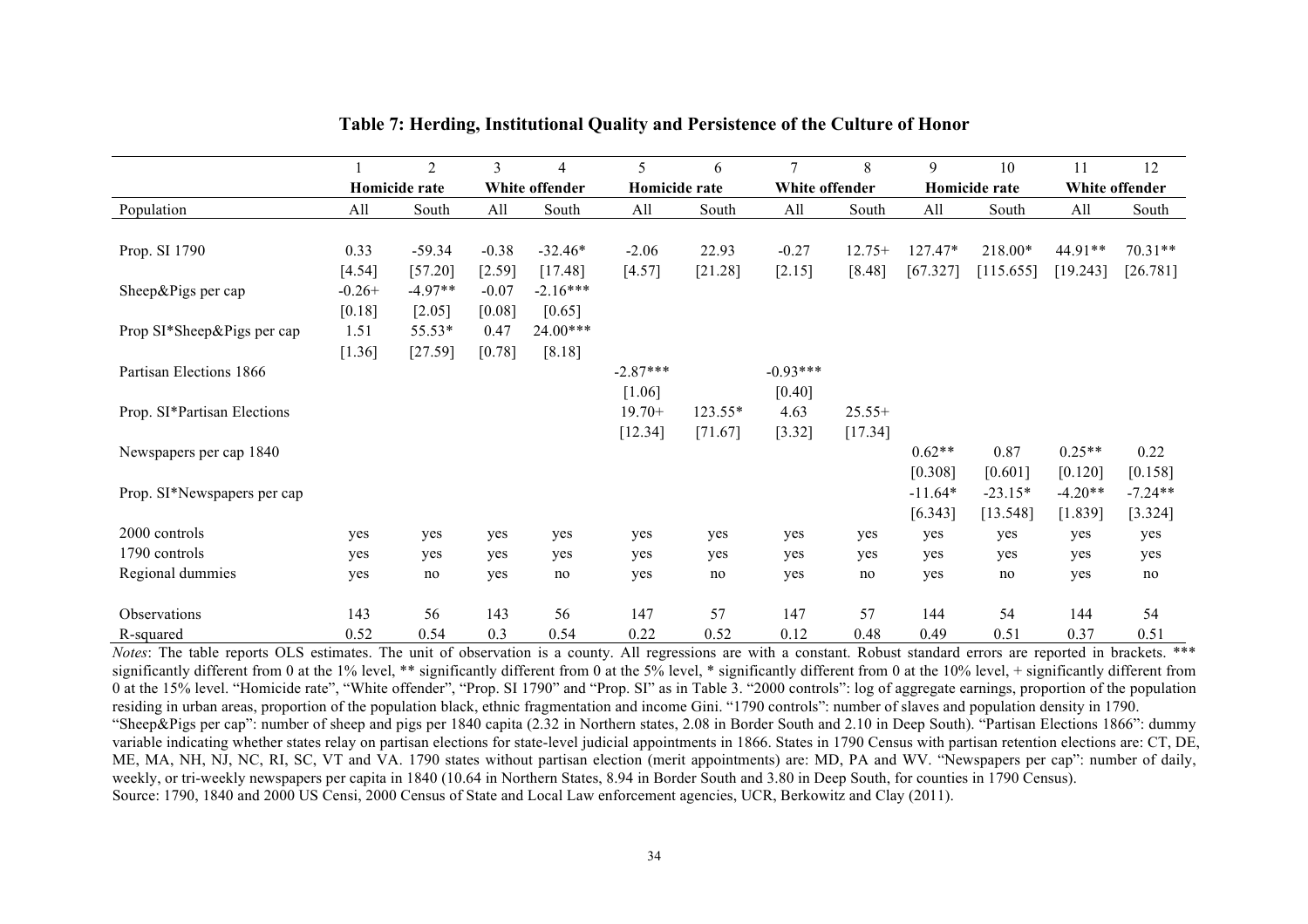**Table 7: Herding, Institutional Quality and Persistence of the Culture of Honor**

| | 1 | 2 | 3 | 4 | 5 | 6 | 7 | 8 | 9 | 10 | 11 | 12 |
|---|---|---|---|---|---|---|---|---|---|---|---|---|
| | Homicide rate | | White offender | | Homicide rate | | White offender | | Homicide rate | | White offender | |
| Population | All | South | All | South | All | South | All | South | All | South | All | South |
| Prop. SI 1790 | 0.33 | -59.34 | -0.38 | -32.46* | -2.06 | 22.93 | -0.27 | 12.75+ | 127.47* | 218.00* | 44.91** | 70.31** |
| | [4.54] | [57.20] | [2.59] | [17.48] | [4.57] | [21.28] | [2.15] | [8.48] | [67.327] | [115.655] | [19.243] | [26.781] |
| Sheep&Pigs per cap | -0.26+ | -4.97** | -0.07 | -2.16*** | | | | | | | | |
| | [0.18] | [2.05] | [0.08] | [0.65] | | | | | | | | |
| Prop SI*Sheep&Pigs per cap | 1.51 | 55.53* | 0.47 | 24.00*** | | | | | | | | |
| | [1.36] | [27.59] | [0.78] | [8.18] | | | | | | | | |
| Partisan Elections 1866 | | | | | -2.87*** | | -0.93*** | | | | | |
| | | | | | [1.06] | | [0.40] | | | | | |
| Prop. SI*Partisan Elections | | | | | 19.70+ | 123.55* | 4.63 | 25.55+ | | | | |
| | | | | | [12.34] | [71.67] | [3.32] | [17.34] | | | | |
| Newspapers per cap 1840 | | | | | | | | | 0.62** | 0.87 | 0.25** | 0.22 |
| | | | | | | | | | [0.308] | [0.601] | [0.120] | [0.158] |
| Prop. SI*Newspapers per cap | | | | | | | | | -11.64* | -23.15* | -4.20** | -7.24** |
| | | | | | | | | | [6.343] | [13.548] | [1.839] | [3.324] |
| 2000 controls | yes | yes | yes | yes | yes | yes | yes | yes | yes | yes | yes | yes |
| 1790 controls | yes | yes | yes | yes | yes | yes | yes | yes | yes | yes | yes | yes |
| Regional dummies | yes | no | yes | no | yes | no | yes | no | yes | no | yes | no |
| Observations | 143 | 56 | 143 | 56 | 147 | 57 | 147 | 57 | 144 | 54 | 144 | 54 |
| R-squared | 0.52 | 0.54 | 0.3 | 0.54 | 0.22 | 0.52 | 0.12 | 0.48 | 0.49 | 0.51 | 0.37 | 0.51 |

*Notes*: The table reports OLS estimates. The unit of observation is a county. All regressions are with a constant. Robust standard errors are reported in brackets. *** significantly different from 0 at the 1% level, ** significantly different from 0 at the 5% level, * significantly different from 0 at the 10% level, + significantly different from 0 at the 15% level. "Homicide rate", "White offender", "Prop. SI 1790" and "Prop. SI" as in Table 3. "2000 controls": log of aggregate earnings, proportion of the population residing in urban areas, proportion of the population black, ethnic fragmentation and income Gini. "1790 controls": number of slaves and population density in 1790.
"Sheep&Pigs per cap": number of sheep and pigs per 1840 capita (2.32 in Northern states, 2.08 in Border South and 2.10 in Deep South). "Partisan Elections 1866": dummy variable indicating whether states relay on partisan elections for state-level judicial appointments in 1866. States in 1790 Census with partisan retention elections are: CT, DE, ME, MA, NH, NJ, NC, RI, SC, VT and VA. 1790 states without partisan election (merit appointments) are: MD, PA and WV. "Newspapers per cap": number of daily, weekly, or tri-weekly newspapers per capita in 1840 (10.64 in Northern States, 8.94 in Border South and 3.80 in Deep South, for counties in 1790 Census).
Source: 1790, 1840 and 2000 US Censi, 2000 Census of State and Local Law enforcement agencies, UCR, Berkowitz and Clay (2011).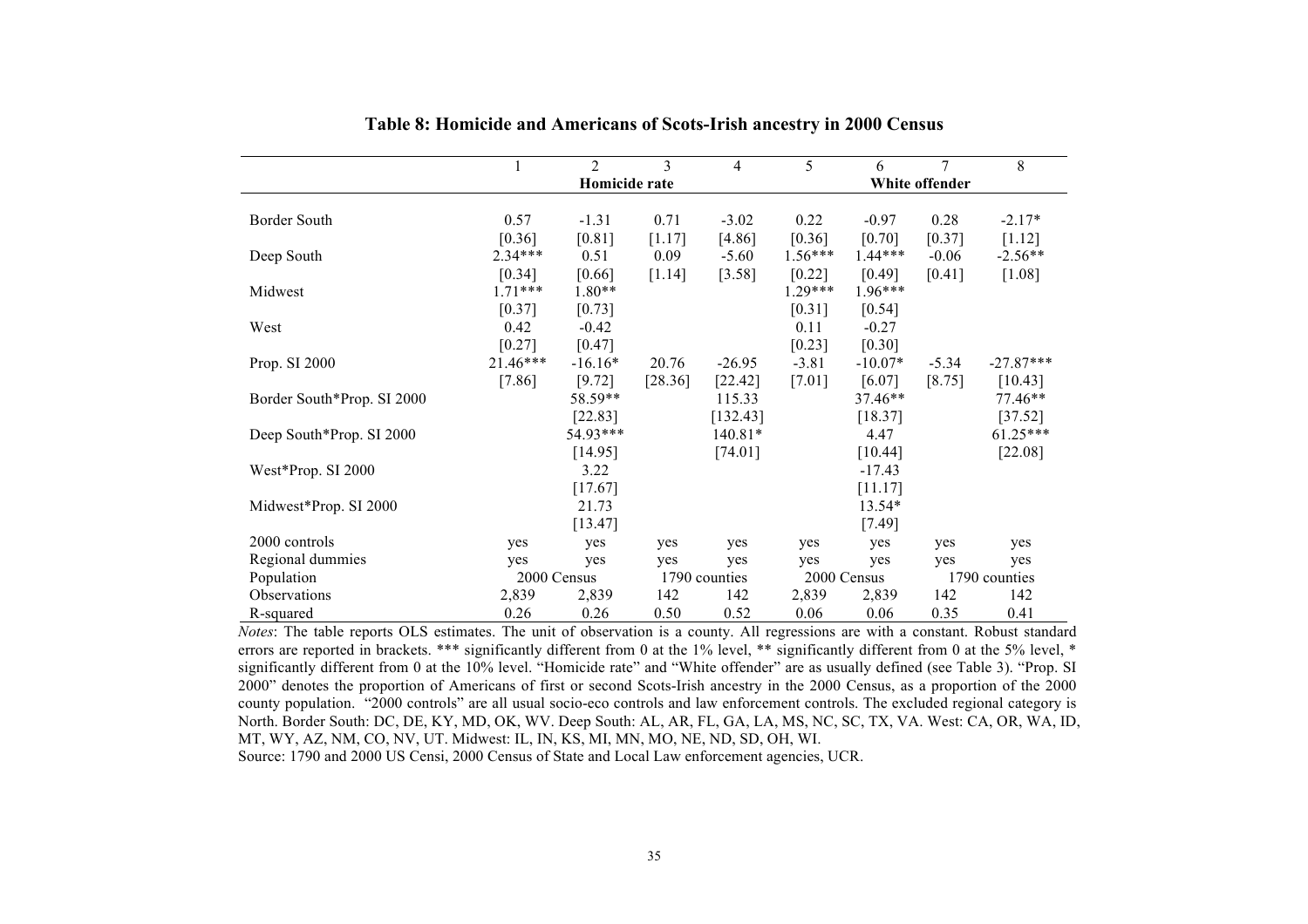**Table 8: Homicide and Americans of Scots-Irish ancestry in 2000 Census**

| | 1 | 2 | 3 | 4 | 5 | 6 | 7 | 8 |
|---|---|---|---|---|---|---|---|---|
| | Homicide rate | | | | White offender | | | |
| Border South | 0.57 | -1.31 | 0.71 | -3.02 | 0.22 | -0.97 | 0.28 | -2.17* |
| | [0.36] | [0.81] | [1.17] | [4.86] | [0.36] | [0.70] | [0.37] | [1.12] |
| Deep South | 2.34*** | 0.51 | 0.09 | -5.60 | 1.56*** | 1.44*** | -0.06 | -2.56** |
| | [0.34] | [0.66] | [1.14] | [3.58] | [0.22] | [0.49] | [0.41] | [1.08] |
| Midwest | 1.71*** | 1.80** | | | 1.29*** | 1.96*** | | |
| | [0.37] | [0.73] | | | [0.31] | [0.54] | | |
| West | 0.42 | -0.42 | | | 0.11 | -0.27 | | |
| | [0.27] | [0.47] | | | [0.23] | [0.30] | | |
| Prop. SI 2000 | 21.46*** | -16.16* | 20.76 | -26.95 | -3.81 | -10.07* | -5.34 | -27.87*** |
| | [7.86] | [9.72] | [28.36] | [22.42] | [7.01] | [6.07] | [8.75] | [10.43] |
| Border South*Prop. SI 2000 | | 58.59** | | 115.33 | | 37.46** | | 77.46** |
| | | [22.83] | | [132.43] | | [18.37] | | [37.52] |
| Deep South*Prop. SI 2000 | | 54.93*** | | 140.81* | | 4.47 | | 61.25*** |
| | | [14.95] | | [74.01] | | [10.44] | | [22.08] |
| West*Prop. SI 2000 | | 3.22 | | | | -17.43 | | |
| | | [17.67] | | | | [11.17] | | |
| Midwest*Prop. SI 2000 | | 21.73 | | | | 13.54* | | |
| | | [13.47] | | | | [7.49] | | |
| 2000 controls | yes | yes | yes | yes | yes | yes | yes | yes |
| Regional dummies | yes | yes | yes | yes | yes | yes | yes | yes |
| Population | 2000 Census | | 1790 counties | | 2000 Census | | 1790 counties | |
| Observations | 2,839 | 2,839 | 142 | 142 | 2,839 | 2,839 | 142 | 142 |
| R-squared | 0.26 | 0.26 | 0.50 | 0.52 | 0.06 | 0.06 | 0.35 | 0.41 |

*Notes*: The table reports OLS estimates. The unit of observation is a county. All regressions are with a constant. Robust standard errors are reported in brackets. *** significantly different from 0 at the 1% level, ** significantly different from 0 at the 5% level, * significantly different from 0 at the 10% level. "Homicide rate" and "White offender" are as usually defined (see Table 3). "Prop. SI 2000" denotes the proportion of Americans of first or second Scots-Irish ancestry in the 2000 Census, as a proportion of the 2000 county population. "2000 controls" are all usual socio-eco controls and law enforcement controls. The excluded regional category is North. Border South: DC, DE, KY, MD, OK, WV. Deep South: AL, AR, FL, GA, LA, MS, NC, SC, TX, VA. West: CA, OR, WA, ID, MT, WY, AZ, NM, CO, NV, UT. Midwest: IL, IN, KS, MI, MN, MO, NE, ND, SD, OH, WI.

Source: 1790 and 2000 US Censi, 2000 Census of State and Local Law enforcement agencies, UCR.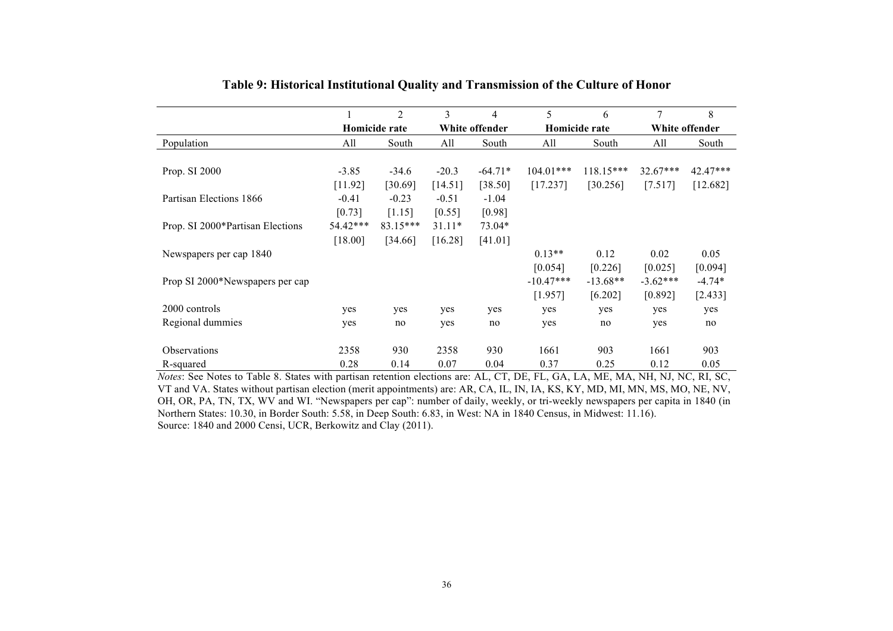## Table 9: Historical Institutional Quality and Transmission of the Culture of Honor

| | 1 | 2 | 3 | 4 | 5 | 6 | 7 | 8 |
|---|---|---|---|---|---|---|---|---|
| | Homicide rate | | White offender | | Homicide rate | | White offender | |
| Population | All | South | All | South | All | South | All | South |
| Prop. SI 2000 | -3.85 | -34.6 | -20.3 | -64.71* | 104.01*** | 118.15*** | 32.67*** | 42.47*** |
| | [11.92] | [30.69] | [14.51] | [38.50] | [17.237] | [30.256] | [7.517] | [12.682] |
| Partisan Elections 1866 | -0.41 | -0.23 | -0.51 | -1.04 | | | | |
| | [0.73] | [1.15] | [0.55] | [0.98] | | | | |
| Prop. SI 2000*Partisan Elections | 54.42*** | 83.15*** | 31.11* | 73.04* | | | | |
| | [18.00] | [34.66] | [16.28] | [41.01] | | | | |
| Newspapers per cap 1840 | | | | | 0.13** | 0.12 | 0.02 | 0.05 |
| | | | | | [0.054] | [0.226] | [0.025] | [0.094] |
| Prop SI 2000*Newspapers per cap | | | | | -10.47*** | -13.68** | -3.62*** | -4.74* |
| | | | | | [1.957] | [6.202] | [0.892] | [2.433] |
| 2000 controls | yes | yes | yes | yes | yes | yes | yes | yes |
| Regional dummies | yes | no | yes | no | yes | no | yes | no |
| Observations | 2358 | 930 | 2358 | 930 | 1661 | 903 | 1661 | 903 |
| R-squared | 0.28 | 0.14 | 0.07 | 0.04 | 0.37 | 0.25 | 0.12 | 0.05 |

*Notes*: See Notes to Table 8. States with partisan retention elections are: AL, CT, DE, FL, GA, LA, ME, MA, NH, NJ, NC, RI, SC, VT and VA. States without partisan election (merit appointments) are: AR, CA, IL, IN, IA, KS, KY, MD, MI, MN, MS, MO, NE, NV, OH, OR, PA, TN, TX, WV and WI. "Newspapers per cap": number of daily, weekly, or tri-weekly newspapers per capita in 1840 (in Northern States: 10.30, in Border South: 5.58, in Deep South: 6.83, in West: NA in 1840 Census, in Midwest: 11.16).
Source: 1840 and 2000 Censi, UCR, Berkowitz and Clay (2011).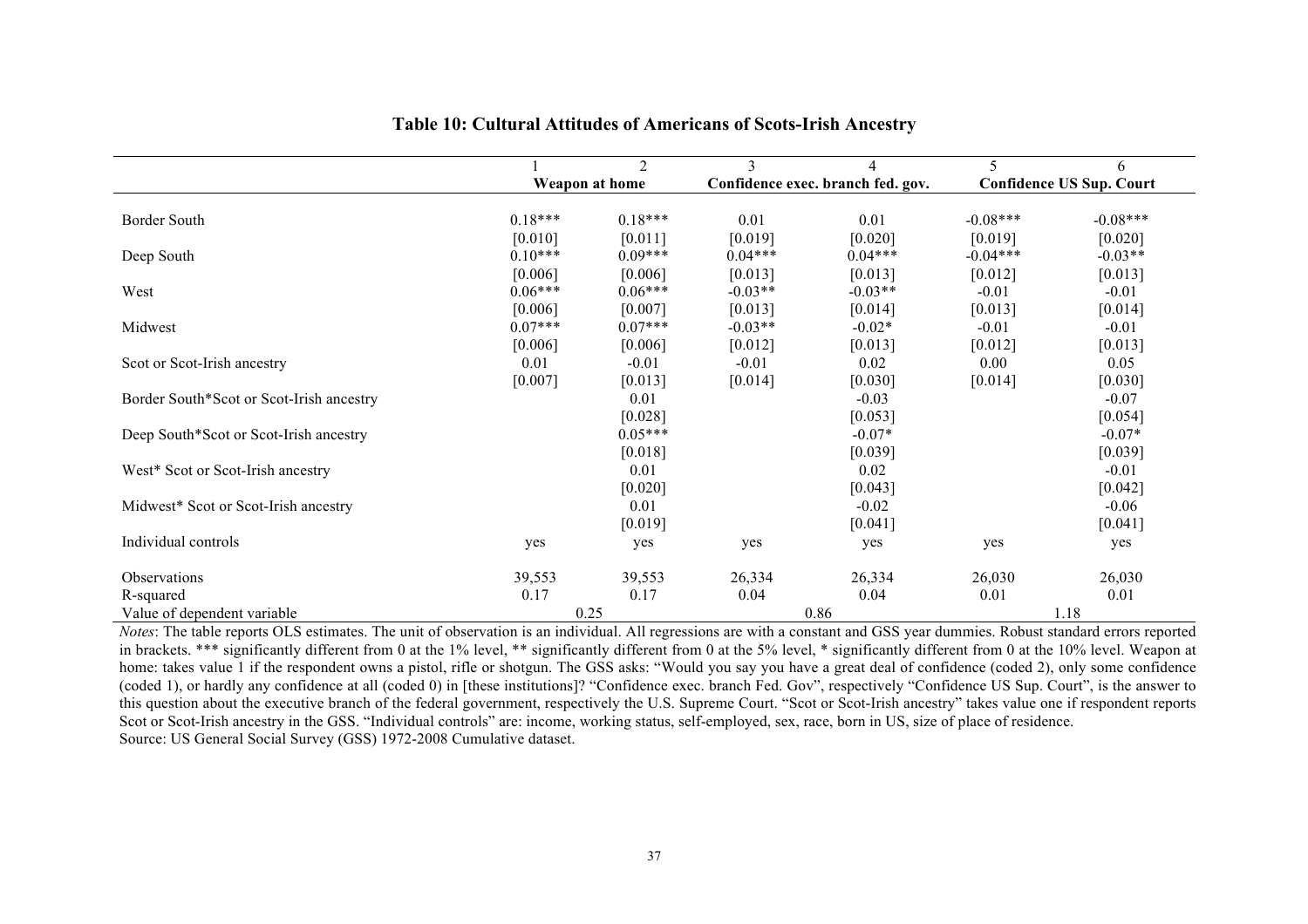## Table 10: Cultural Attitudes of Americans of Scots-Irish Ancestry

| | 1 | 2 | 3 | 4 | 5 | 6 |
|---|---|---|---|---|---|---|
| | Weapon at home | | Confidence exec. branch fed. gov. | | Confidence US Sup. Court | |
| Border South | 0.18*** | 0.18*** | 0.01 | 0.01 | -0.08*** | -0.08*** |
| | [0.010] | [0.011] | [0.019] | [0.020] | [0.019] | [0.020] |
| Deep South | 0.10*** | 0.09*** | 0.04*** | 0.04*** | -0.04*** | -0.03** |
| | [0.006] | [0.006] | [0.013] | [0.013] | [0.012] | [0.013] |
| West | 0.06*** | 0.06*** | -0.03** | -0.03** | -0.01 | -0.01 |
| | [0.006] | [0.007] | [0.013] | [0.014] | [0.013] | [0.014] |
| Midwest | 0.07*** | 0.07*** | -0.03** | -0.02* | -0.01 | -0.01 |
| | [0.006] | [0.006] | [0.012] | [0.013] | [0.012] | [0.013] |
| Scot or Scot-Irish ancestry | 0.01 | -0.01 | -0.01 | 0.02 | 0.00 | 0.05 |
| | [0.007] | [0.013] | [0.014] | [0.030] | [0.014] | [0.030] |
| Border South*Scot or Scot-Irish ancestry | | 0.01 | | -0.03 | | -0.07 |
| | | [0.028] | | [0.053] | | [0.054] |
| Deep South*Scot or Scot-Irish ancestry | | 0.05*** | | -0.07* | | -0.07* |
| | | [0.018] | | [0.039] | | [0.039] |
| West* Scot or Scot-Irish ancestry | | 0.01 | | 0.02 | | -0.01 |
| | | [0.020] | | [0.043] | | [0.042] |
| Midwest* Scot or Scot-Irish ancestry | | 0.01 | | -0.02 | | -0.06 |
| | | [0.019] | | [0.041] | | [0.041] |
| Individual controls | yes | yes | yes | yes | yes | yes |
| Observations | 39,553 | 39,553 | 26,334 | 26,334 | 26,030 | 26,030 |
| R-squared | 0.17 | 0.17 | 0.04 | 0.04 | 0.01 | 0.01 |
| Value of dependent variable | 0.25 | | 0.86 | | 1.18 | |

*Notes*: The table reports OLS estimates. The unit of observation is an individual. All regressions are with a constant and GSS year dummies. Robust standard errors reported in brackets. *** significantly different from 0 at the 1% level, ** significantly different from 0 at the 5% level, * significantly different from 0 at the 10% level. Weapon at home: takes value 1 if the respondent owns a pistol, rifle or shotgun. The GSS asks: "Would you say you have a great deal of confidence (coded 2), only some confidence (coded 1), or hardly any confidence at all (coded 0) in [these institutions]? "Confidence exec. branch Fed. Gov", respectively "Confidence US Sup. Court", is the answer to this question about the executive branch of the federal government, respectively the U.S. Supreme Court. "Scot or Scot-Irish ancestry" takes value one if respondent reports Scot or Scot-Irish ancestry in the GSS. "Individual controls" are: income, working status, self-employed, sex, race, born in US, size of place of residence.

Source: US General Social Survey (GSS) 1972-2008 Cumulative dataset.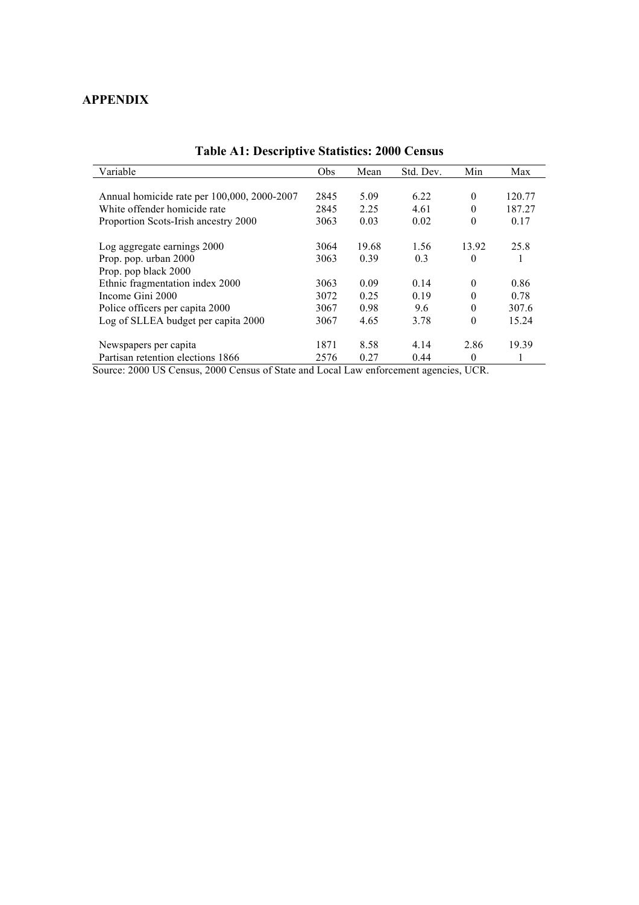## APPENDIX

**Table A1: Descriptive Statistics: 2000 Census**

| Variable | Obs | Mean | Std. Dev. | Min | Max |
|---|---|---|---|---|---|
| Annual homicide rate per 100,000, 2000-2007 | 2845 | 5.09 | 6.22 | 0 | 120.77 |
| White offender homicide rate | 2845 | 2.25 | 4.61 | 0 | 187.27 |
| Proportion Scots-Irish ancestry 2000 | 3063 | 0.03 | 0.02 | 0 | 0.17 |
| Log aggregate earnings 2000 | 3064 | 19.68 | 1.56 | 13.92 | 25.8 |
| Prop. pop. urban 2000 | 3063 | 0.39 | 0.3 | 0 | 1 |
| Prop. pop black 2000 | | | | | |
| Ethnic fragmentation index 2000 | 3063 | 0.09 | 0.14 | 0 | 0.86 |
| Income Gini 2000 | 3072 | 0.25 | 0.19 | 0 | 0.78 |
| Police officers per capita 2000 | 3067 | 0.98 | 9.6 | 0 | 307.6 |
| Log of SLLEA budget per capita 2000 | 3067 | 4.65 | 3.78 | 0 | 15.24 |
| Newspapers per capita | 1871 | 8.58 | 4.14 | 2.86 | 19.39 |
| Partisan retention elections 1866 | 2576 | 0.27 | 0.44 | 0 | 1 |

Source: 2000 US Census, 2000 Census of State and Local Law enforcement agencies, UCR.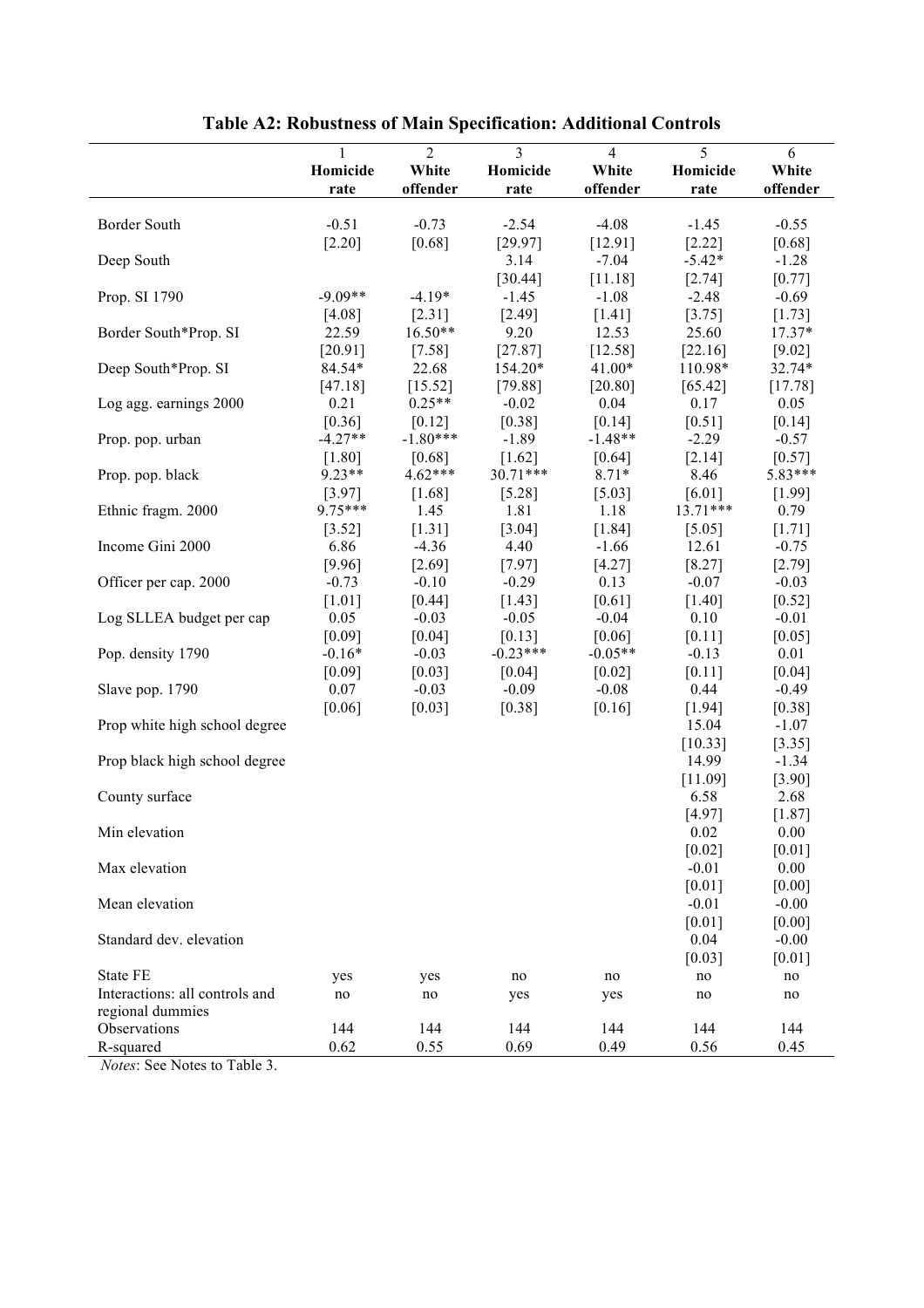**Table A2: Robustness of Main Specification: Additional Controls**

| | 1 | 2 | 3 | 4 | 5 | 6 |
|---|---|---|---|---|---|---|
| | **Homicide rate** | **White offender** | **Homicide rate** | **White offender** | **Homicide rate** | **White offender** |
| Border South | -0.51 | -0.73 | -2.54 | -4.08 | -1.45 | -0.55 |
| | [2.20] | [0.68] | [29.97] | [12.91] | [2.22] | [0.68] |
| Deep South | | | 3.14 | -7.04 | -5.42* | -1.28 |
| | | | [30.44] | [11.18] | [2.74] | [0.77] |
| Prop. SI 1790 | -9.09** | -4.19* | -1.45 | -1.08 | -2.48 | -0.69 |
| | [4.08] | [2.31] | [2.49] | [1.41] | [3.75] | [1.73] |
| Border South*Prop. SI | 22.59 | 16.50** | 9.20 | 12.53 | 25.60 | 17.37* |
| | [20.91] | [7.58] | [27.87] | [12.58] | [22.16] | [9.02] |
| Deep South*Prop. SI | 84.54* | 22.68 | 154.20* | 41.00* | 110.98* | 32.74* |
| | [47.18] | [15.52] | [79.88] | [20.80] | [65.42] | [17.78] |
| Log agg. earnings 2000 | 0.21 | 0.25** | -0.02 | 0.04 | 0.17 | 0.05 |
| | [0.36] | [0.12] | [0.38] | [0.14] | [0.51] | [0.14] |
| Prop. pop. urban | -4.27** | -1.80*** | -1.89 | -1.48** | -2.29 | -0.57 |
| | [1.80] | [0.68] | [1.62] | [0.64] | [2.14] | [0.57] |
| Prop. pop. black | 9.23** | 4.62*** | 30.71*** | 8.71* | 8.46 | 5.83*** |
| | [3.97] | [1.68] | [5.28] | [5.03] | [6.01] | [1.99] |
| Ethnic fragm. 2000 | 9.75*** | 1.45 | 1.81 | 1.18 | 13.71*** | 0.79 |
| | [3.52] | [1.31] | [3.04] | [1.84] | [5.05] | [1.71] |
| Income Gini 2000 | 6.86 | -4.36 | 4.40 | -1.66 | 12.61 | -0.75 |
| | [9.96] | [2.69] | [7.97] | [4.27] | [8.27] | [2.79] |
| Officer per cap. 2000 | -0.73 | -0.10 | -0.29 | 0.13 | -0.07 | -0.03 |
| | [1.01] | [0.44] | [1.43] | [0.61] | [1.40] | [0.52] |
| Log SLLEA budget per cap | 0.05 | -0.03 | -0.05 | -0.04 | 0.10 | -0.01 |
| | [0.09] | [0.04] | [0.13] | [0.06] | [0.11] | [0.05] |
| Pop. density 1790 | -0.16* | -0.03 | -0.23*** | -0.05** | -0.13 | 0.01 |
| | [0.09] | [0.03] | [0.04] | [0.02] | [0.11] | [0.04] |
| Slave pop. 1790 | 0.07 | -0.03 | -0.09 | -0.08 | 0.44 | -0.49 |
| | [0.06] | [0.03] | [0.38] | [0.16] | [1.94] | [0.38] |
| Prop white high school degree | | | | | 15.04 | -1.07 |
| | | | | | [10.33] | [3.35] |
| Prop black high school degree | | | | | 14.99 | -1.34 |
| | | | | | [11.09] | [3.90] |
| County surface | | | | | 6.58 | 2.68 |
| | | | | | [4.97] | [1.87] |
| Min elevation | | | | | 0.02 | 0.00 |
| | | | | | [0.02] | [0.01] |
| Max elevation | | | | | -0.01 | 0.00 |
| | | | | | [0.01] | [0.00] |
| Mean elevation | | | | | -0.01 | -0.00 |
| | | | | | [0.01] | [0.00] |
| Standard dev. elevation | | | | | 0.04 | -0.00 |
| | | | | | [0.03] | [0.01] |
| State FE | yes | yes | no | no | no | no |
| Interactions: all controls and regional dummies | no | no | yes | yes | no | no |
| Observations | 144 | 144 | 144 | 144 | 144 | 144 |
| R-squared | 0.62 | 0.55 | 0.69 | 0.49 | 0.56 | 0.45 |

*Notes*: See Notes to Table 3.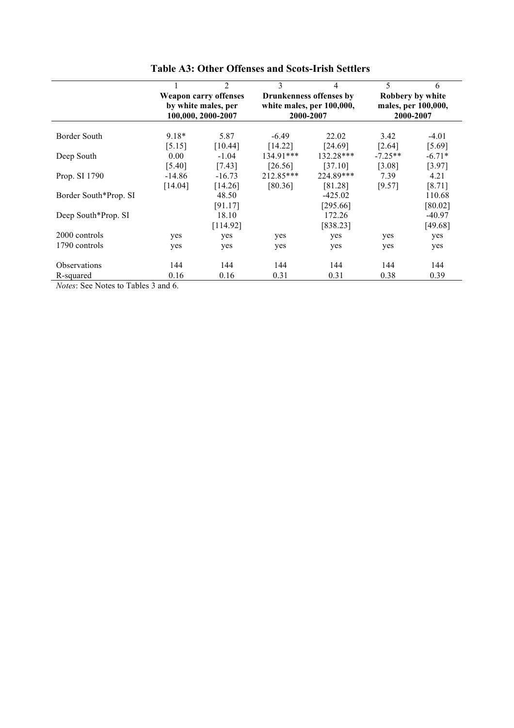**Table A3: Other Offenses and Scots-Irish Settlers**

| | 1 | 2 | 3 | 4 | 5 | 6 |
|---|---|---|---|---|---|---|
| | **Weapon carry offenses by white males, per 100,000, 2000-2007** | | **Drunkenness offenses by white males, per 100,000, 2000-2007** | | **Robbery by white males, per 100,000, 2000-2007** | |
| Border South | 9.18* | 5.87 | -6.49 | 22.02 | 3.42 | -4.01 |
| | [5.15] | [10.44] | [14.22] | [24.69] | [2.64] | [5.69] |
| Deep South | 0.00 | -1.04 | 134.91*** | 132.28*** | -7.25** | -6.71* |
| | [5.40] | [7.43] | [26.56] | [37.10] | [3.08] | [3.97] |
| Prop. SI 1790 | -14.86 | -16.73 | 212.85*** | 224.89*** | 7.39 | 4.21 |
| | [14.04] | [14.26] | [80.36] | [81.28] | [9.57] | [8.71] |
| Border South*Prop. SI | | 48.50 | | -425.02 | | 110.68 |
| | | [91.17] | | [295.66] | | [80.02] |
| Deep South*Prop. SI | | 18.10 | | 172.26 | | -40.97 |
| | | [114.92] | | [838.23] | | [49.68] |
| 2000 controls | yes | yes | yes | yes | yes | yes |
| 1790 controls | yes | yes | yes | yes | yes | yes |
| Observations | 144 | 144 | 144 | 144 | 144 | 144 |
| R-squared | 0.16 | 0.16 | 0.31 | 0.31 | 0.38 | 0.39 |

*Notes*: See Notes to Tables 3 and 6.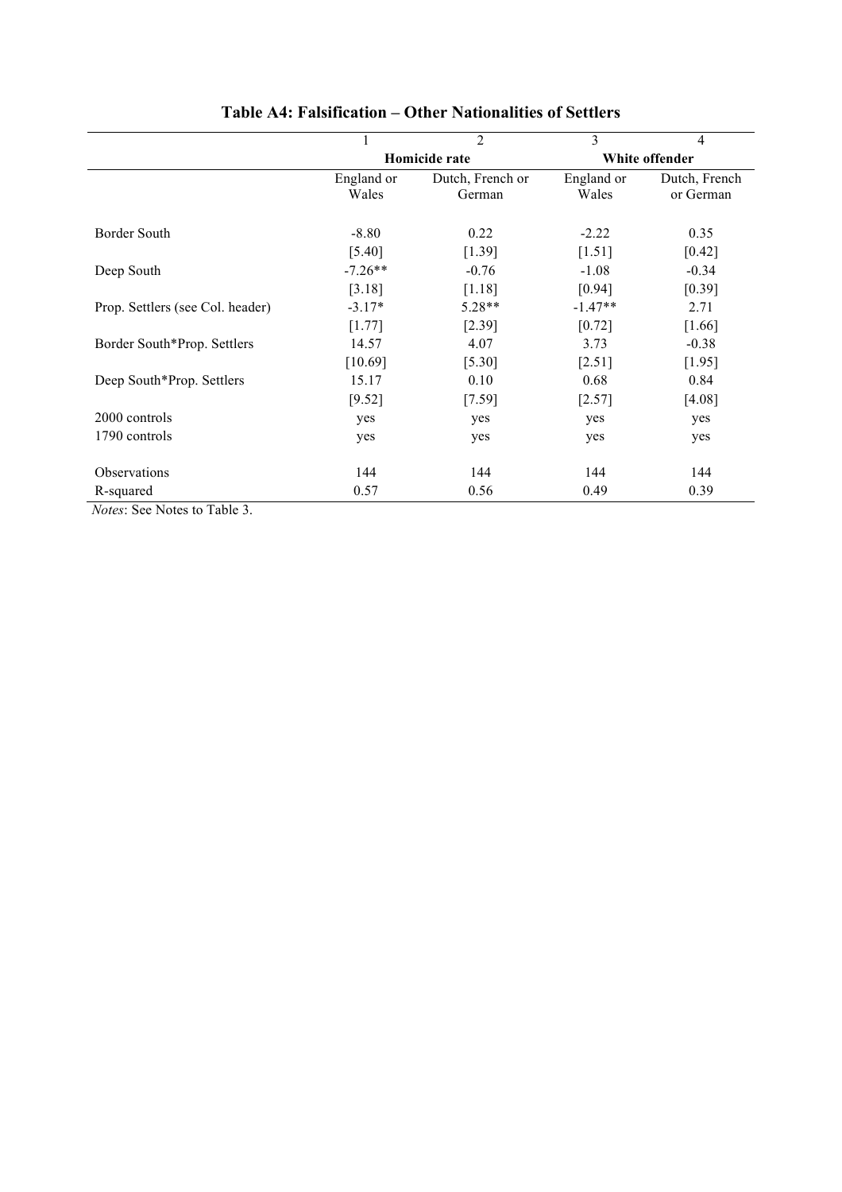**Table A4: Falsification – Other Nationalities of Settlers**

| | 1 | 2 | 3 | 4 |
|---|---|---|---|---|
| | Homicide rate | | White offender | |
| | England or Wales | Dutch, French or German | England or Wales | Dutch, French or German |
| Border South | -8.80 | 0.22 | -2.22 | 0.35 |
| | [5.40] | [1.39] | [1.51] | [0.42] |
| Deep South | -7.26** | -0.76 | -1.08 | -0.34 |
| | [3.18] | [1.18] | [0.94] | [0.39] |
| Prop. Settlers (see Col. header) | -3.17* | 5.28** | -1.47** | 2.71 |
| | [1.77] | [2.39] | [0.72] | [1.66] |
| Border South*Prop. Settlers | 14.57 | 4.07 | 3.73 | -0.38 |
| | [10.69] | [5.30] | [2.51] | [1.95] |
| Deep South*Prop. Settlers | 15.17 | 0.10 | 0.68 | 0.84 |
| | [9.52] | [7.59] | [2.57] | [4.08] |
| 2000 controls | yes | yes | yes | yes |
| 1790 controls | yes | yes | yes | yes |
| Observations | 144 | 144 | 144 | 144 |
| R-squared | 0.57 | 0.56 | 0.49 | 0.39 |

*Notes*: See Notes to Table 3.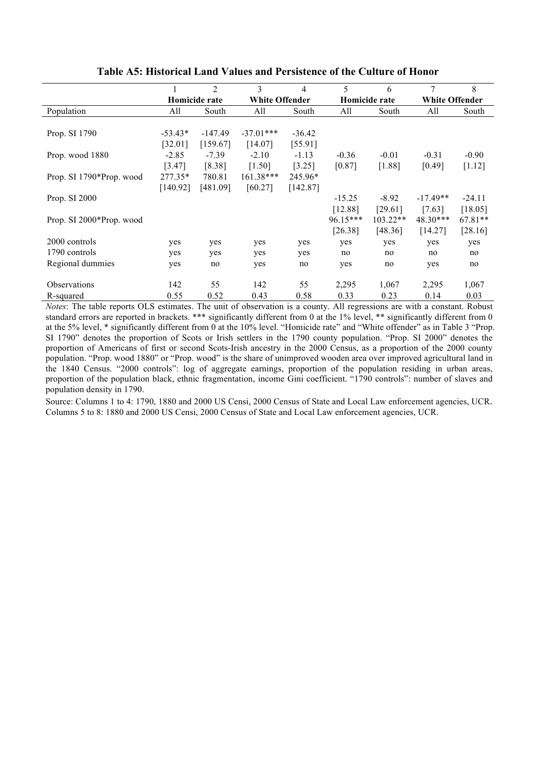**Table A5: Historical Land Values and Persistence of the Culture of Honor**

| | 1 | 2 | 3 | 4 | 5 | 6 | 7 | 8 |
|---|---|---|---|---|---|---|---|---|
| | Homicide rate | | White Offender | | Homicide rate | | White Offender | |
| Population | All | South | All | South | All | South | All | South |
| Prop. SI 1790 | -53.43* | -147.49 | -37.01*** | -36.42 | | | | |
| | [32.01] | [159.67] | [14.07] | [55.91] | | | | |
| Prop. wood 1880 | -2.85 | -7.39 | -2.10 | -1.13 | -0.36 | -0.01 | -0.31 | -0.90 |
| | [3.47] | [8.38] | [1.50] | [3.25] | [0.87] | [1.88] | [0.49] | [1.12] |
| Prop. SI 1790*Prop. wood | 277.35* | 780.81 | 161.38*** | 245.96* | | | | |
| | [140.92] | [481.09] | [60.27] | [142.87] | | | | |
| Prop. SI 2000 | | | | | -15.25 | -8.92 | -17.49** | -24.11 |
| | | | | | [12.88] | [29.61] | [7.63] | [18.05] |
| Prop. SI 2000*Prop. wood | | | | | 96.15*** | 103.22** | 48.30*** | 67.81** |
| | | | | | [26.38] | [48.36] | [14.27] | [28.16] |
| 2000 controls | yes | yes | yes | yes | yes | yes | yes | yes |
| 1790 controls | yes | yes | yes | yes | no | no | no | no |
| Regional dummies | yes | no | yes | no | yes | no | yes | no |
| Observations | 142 | 55 | 142 | 55 | 2,295 | 1,067 | 2,295 | 1,067 |
| R-squared | 0.55 | 0.52 | 0.43 | 0.58 | 0.33 | 0.23 | 0.14 | 0.03 |

*Notes*: The table reports OLS estimates. The unit of observation is a county. All regressions are with a constant. Robust standard errors are reported in brackets. *** significantly different from 0 at the 1% level, ** significantly different from 0 at the 5% level, * significantly different from 0 at the 10% level. "Homicide rate" and "White offender" as in Table 3 "Prop. SI 1790" denotes the proportion of Scots or Irish settlers in the 1790 county population. "Prop. SI 2000" denotes the proportion of Americans of first or second Scots-Irish ancestry in the 2000 Census, as a proportion of the 2000 county population. "Prop. wood 1880" or "Prop. wood" is the share of unimproved wooden area over improved agricultural land in the 1840 Census. "2000 controls": log of aggregate earnings, proportion of the population residing in urban areas, proportion of the population black, ethnic fragmentation, income Gini coefficient. "1790 controls": number of slaves and population density in 1790.

Source: Columns 1 to 4: 1790, 1880 and 2000 US Censi, 2000 Census of State and Local Law enforcement agencies, UCR. Columns 5 to 8: 1880 and 2000 US Censi, 2000 Census of State and Local Law enforcement agencies, UCR.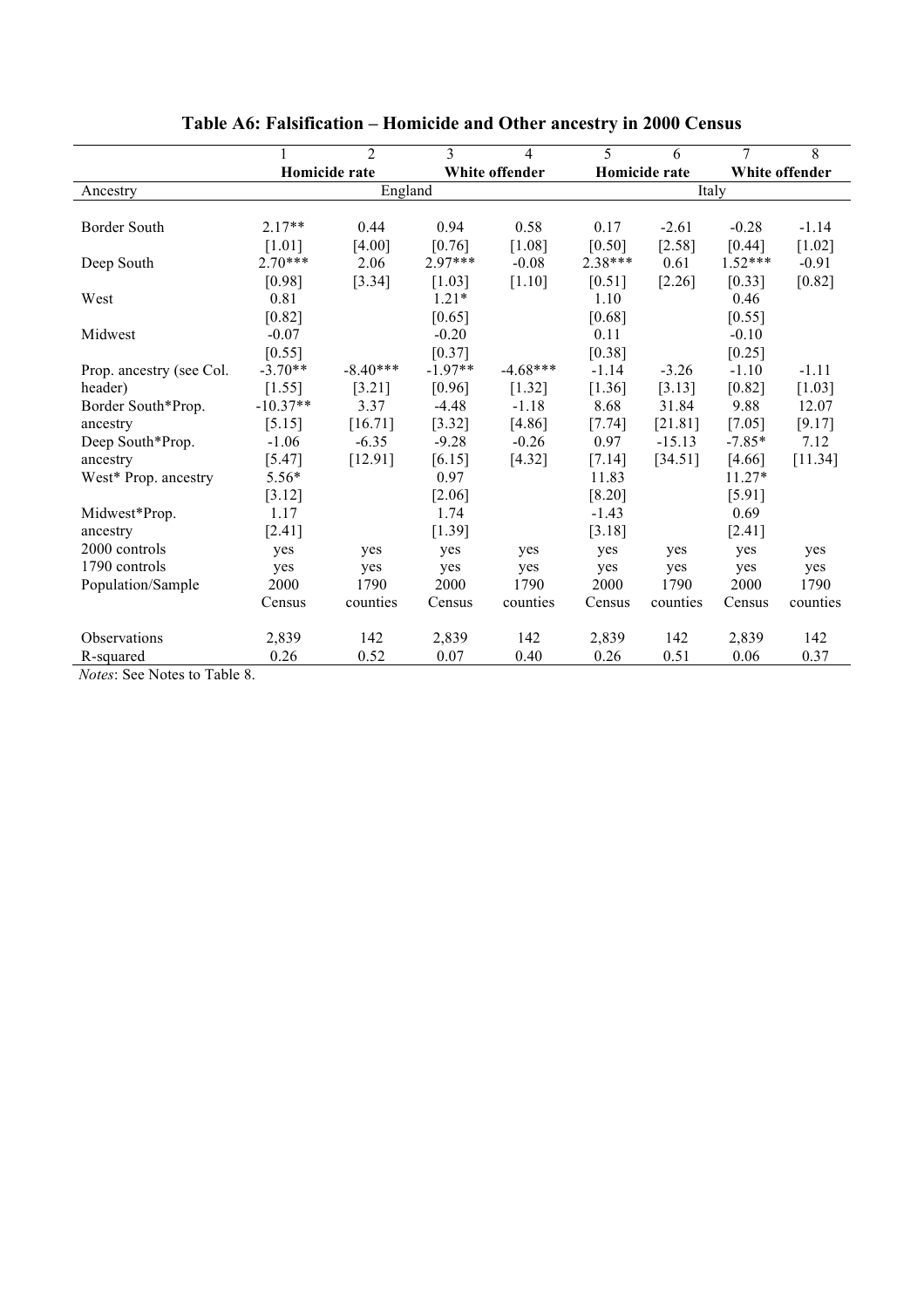**Table A6: Falsification – Homicide and Other ancestry in 2000 Census**

| | 1 | 2 | 3 | 4 | 5 | 6 | 7 | 8 |
|---|---|---|---|---|---|---|---|---|
| | **Homicide rate** | | **White offender** | | **Homicide rate** | | **White offender** | |
| Ancestry | England | | | | Italy | | | |
| Border South | 2.17** | 0.44 | 0.94 | 0.58 | 0.17 | -2.61 | -0.28 | -1.14 |
| | [1.01] | [4.00] | [0.76] | [1.08] | [0.50] | [2.58] | [0.44] | [1.02] |
| Deep South | 2.70*** | 2.06 | 2.97*** | -0.08 | 2.38*** | 0.61 | 1.52*** | -0.91 |
| | [0.98] | [3.34] | [1.03] | [1.10] | [0.51] | [2.26] | [0.33] | [0.82] |
| West | 0.81 | | 1.21* | | 1.10 | | 0.46 | |
| | [0.82] | | [0.65] | | [0.68] | | [0.55] | |
| Midwest | -0.07 | | -0.20 | | 0.11 | | -0.10 | |
| | [0.55] | | [0.37] | | [0.38] | | [0.25] | |
| Prop. ancestry (see Col. header) | -3.70** | -8.40*** | -1.97** | -4.68*** | -1.14 | -3.26 | -1.10 | -1.11 |
| | [1.55] | [3.21] | [0.96] | [1.32] | [1.36] | [3.13] | [0.82] | [1.03] |
| Border South*Prop. ancestry | -10.37** | 3.37 | -4.48 | -1.18 | 8.68 | 31.84 | 9.88 | 12.07 |
| | [5.15] | [16.71] | [3.32] | [4.86] | [7.74] | [21.81] | [7.05] | [9.17] |
| Deep South*Prop. ancestry | -1.06 | -6.35 | -9.28 | -0.26 | 0.97 | -15.13 | -7.85* | 7.12 |
| | [5.47] | [12.91] | [6.15] | [4.32] | [7.14] | [34.51] | [4.66] | [11.34] |
| West* Prop. ancestry | 5.56* | | 0.97 | | 11.83 | | 11.27* | |
| | [3.12] | | [2.06] | | [8.20] | | [5.91] | |
| Midwest*Prop. ancestry | 1.17 | | 1.74 | | -1.43 | | 0.69 | |
| | [2.41] | | [1.39] | | [3.18] | | [2.41] | |
| 2000 controls | yes | yes | yes | yes | yes | yes | yes | yes |
| 1790 controls | yes | yes | yes | yes | yes | yes | yes | yes |
| Population/Sample | 2000 Census | 1790 counties | 2000 Census | 1790 counties | 2000 Census | 1790 counties | 2000 Census | 1790 counties |
| Observations | 2,839 | 142 | 2,839 | 142 | 2,839 | 142 | 2,839 | 142 |
| R-squared | 0.26 | 0.52 | 0.07 | 0.40 | 0.26 | 0.51 | 0.06 | 0.37 |

*Notes*: See Notes to Table 8.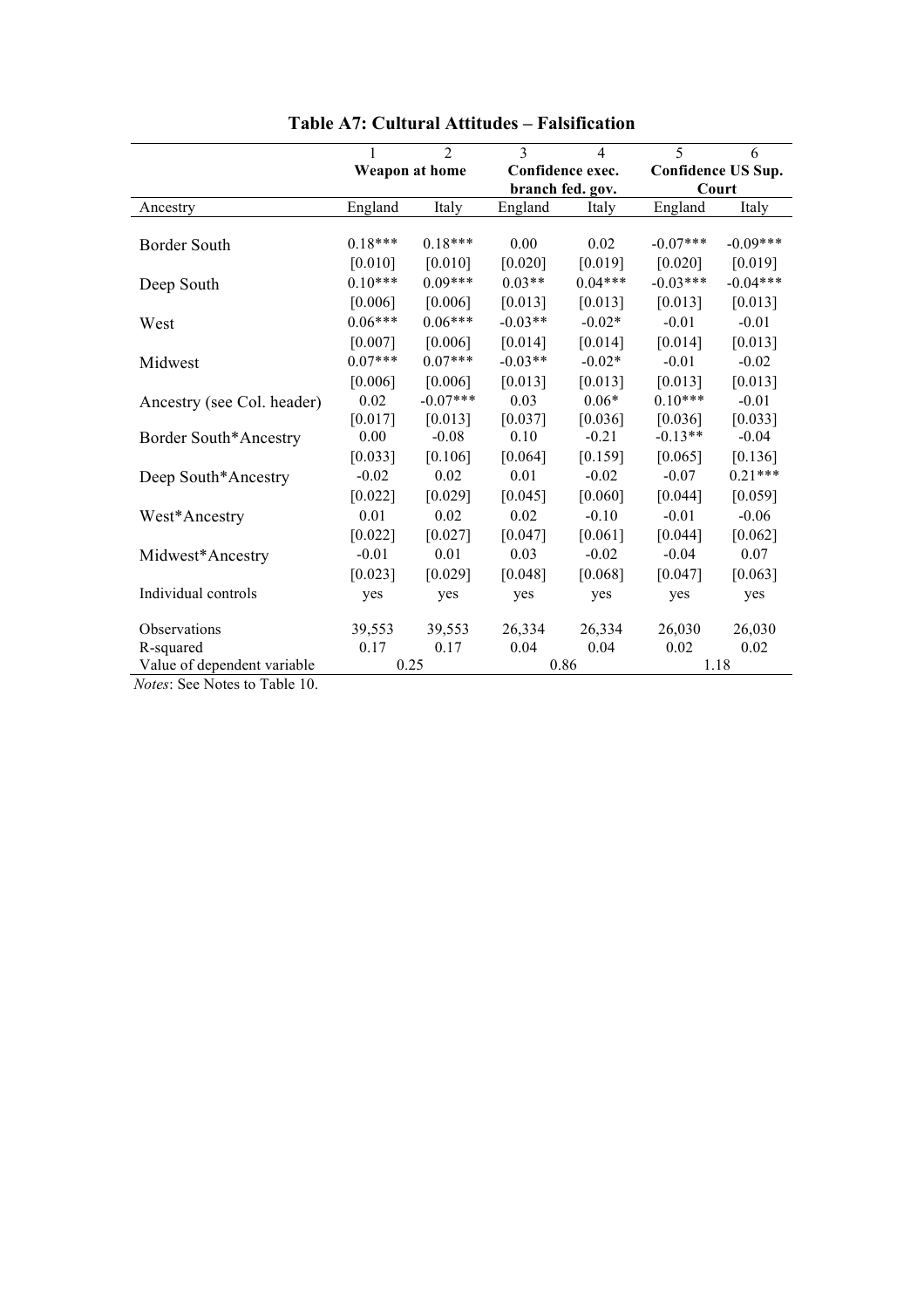**Table A7: Cultural Attitudes – Falsification**

| | 1 | 2 | 3 | 4 | 5 | 6 |
|---|---|---|---|---|---|---|
| | Weapon at home | | Confidence exec. branch fed. gov. | | Confidence US Sup. Court | |
| Ancestry | England | Italy | England | Italy | England | Italy |
| Border South | 0.18*** | 0.18*** | 0.00 | 0.02 | -0.07*** | -0.09*** |
| | [0.010] | [0.010] | [0.020] | [0.019] | [0.020] | [0.019] |
| Deep South | 0.10*** | 0.09*** | 0.03** | 0.04*** | -0.03*** | -0.04*** |
| | [0.006] | [0.006] | [0.013] | [0.013] | [0.013] | [0.013] |
| West | 0.06*** | 0.06*** | -0.03** | -0.02* | -0.01 | -0.01 |
| | [0.007] | [0.006] | [0.014] | [0.014] | [0.014] | [0.013] |
| Midwest | 0.07*** | 0.07*** | -0.03** | -0.02* | -0.01 | -0.02 |
| | [0.006] | [0.006] | [0.013] | [0.013] | [0.013] | [0.013] |
| Ancestry (see Col. header) | 0.02 | -0.07*** | 0.03 | 0.06* | 0.10*** | -0.01 |
| | [0.017] | [0.013] | [0.037] | [0.036] | [0.036] | [0.033] |
| Border South*Ancestry | 0.00 | -0.08 | 0.10 | -0.21 | -0.13** | -0.04 |
| | [0.033] | [0.106] | [0.064] | [0.159] | [0.065] | [0.136] |
| Deep South*Ancestry | -0.02 | 0.02 | 0.01 | -0.02 | -0.07 | 0.21*** |
| | [0.022] | [0.029] | [0.045] | [0.060] | [0.044] | [0.059] |
| West*Ancestry | 0.01 | 0.02 | 0.02 | -0.10 | -0.01 | -0.06 |
| | [0.022] | [0.027] | [0.047] | [0.061] | [0.044] | [0.062] |
| Midwest*Ancestry | -0.01 | 0.01 | 0.03 | -0.02 | -0.04 | 0.07 |
| | [0.023] | [0.029] | [0.048] | [0.068] | [0.047] | [0.063] |
| Individual controls | yes | yes | yes | yes | yes | yes |
| Observations | 39,553 | 39,553 | 26,334 | 26,334 | 26,030 | 26,030 |
| R-squared | 0.17 | 0.17 | 0.04 | 0.04 | 0.02 | 0.02 |
| Value of dependent variable | 0.25 | | 0.86 | | 1.18 | |

*Notes*: See Notes to Table 10.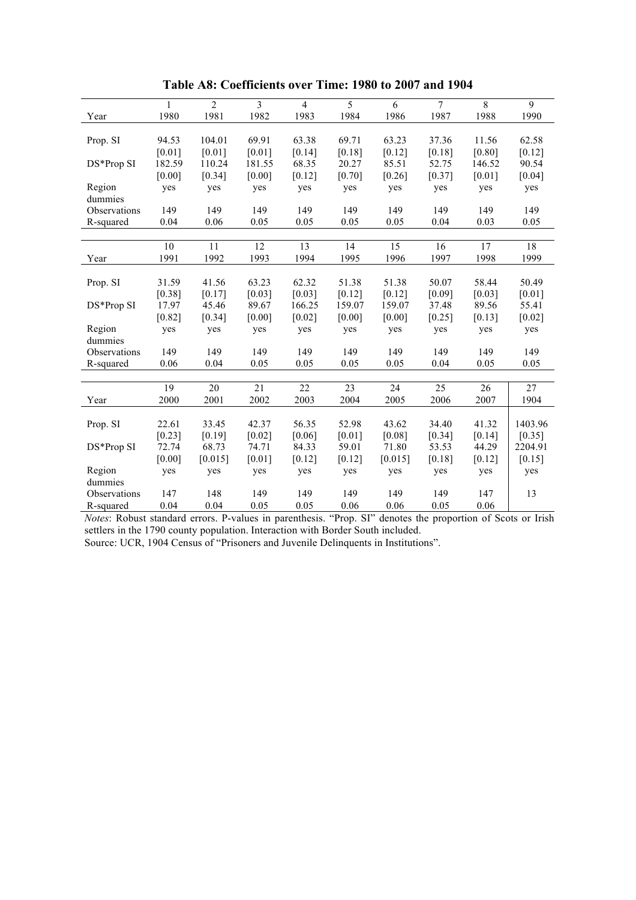**Table A8: Coefficients over Time: 1980 to 2007 and 1904**

| | 1 | 2 | 3 | 4 | 5 | 6 | 7 | 8 | 9 |
|---|---|---|---|---|---|---|---|---|---|
| Year | 1980 | 1981 | 1982 | 1983 | 1984 | 1986 | 1987 | 1988 | 1990 |
| Prop. SI | 94.53 | 104.01 | 69.91 | 63.38 | 69.71 | 63.23 | 37.36 | 11.56 | 62.58 |
| | [0.01] | [0.01] | [0.01] | [0.14] | [0.18] | [0.12] | [0.18] | [0.80] | [0.12] |
| DS*Prop SI | 182.59 | 110.24 | 181.55 | 68.35 | 20.27 | 85.51 | 52.75 | 146.52 | 90.54 |
| | [0.00] | [0.34] | [0.00] | [0.12] | [0.70] | [0.26] | [0.37] | [0.01] | [0.04] |
| Region dummies | yes | yes | yes | yes | yes | yes | yes | yes | yes |
| Observations | 149 | 149 | 149 | 149 | 149 | 149 | 149 | 149 | 149 |
| R-squared | 0.04 | 0.06 | 0.05 | 0.05 | 0.05 | 0.05 | 0.04 | 0.03 | 0.05 |

| | 10 | 11 | 12 | 13 | 14 | 15 | 16 | 17 | 18 |
|---|---|---|---|---|---|---|---|---|---|
| Year | 1991 | 1992 | 1993 | 1994 | 1995 | 1996 | 1997 | 1998 | 1999 |
| Prop. SI | 31.59 | 41.56 | 63.23 | 62.32 | 51.38 | 51.38 | 50.07 | 58.44 | 50.49 |
| | [0.38] | [0.17] | [0.03] | [0.03] | [0.12] | [0.12] | [0.09] | [0.03] | [0.01] |
| DS*Prop SI | 17.97 | 45.46 | 89.67 | 166.25 | 159.07 | 159.07 | 37.48 | 89.56 | 55.41 |
| | [0.82] | [0.34] | [0.00] | [0.02] | [0.00] | [0.00] | [0.25] | [0.13] | [0.02] |
| Region dummies | yes | yes | yes | yes | yes | yes | yes | yes | yes |
| Observations | 149 | 149 | 149 | 149 | 149 | 149 | 149 | 149 | 149 |
| R-squared | 0.06 | 0.04 | 0.05 | 0.05 | 0.05 | 0.05 | 0.04 | 0.05 | 0.05 |

| | 19 | 20 | 21 | 22 | 23 | 24 | 25 | 26 | 27 |
|---|---|---|---|---|---|---|---|---|---|
| Year | 2000 | 2001 | 2002 | 2003 | 2004 | 2005 | 2006 | 2007 | 1904 |
| Prop. SI | 22.61 | 33.45 | 42.37 | 56.35 | 52.98 | 43.62 | 34.40 | 41.32 | 1403.96 |
| | [0.23] | [0.19] | [0.02] | [0.06] | [0.01] | [0.08] | [0.34] | [0.14] | [0.35] |
| DS*Prop SI | 72.74 | 68.73 | 74.71 | 84.33 | 59.01 | 71.80 | 53.53 | 44.29 | 2204.91 |
| | [0.00] | [0.015] | [0.01] | [0.12] | [0.12] | [0.015] | [0.18] | [0.12] | [0.15] |
| Region dummies | yes | yes | yes | yes | yes | yes | yes | yes | yes |
| Observations | 147 | 148 | 149 | 149 | 149 | 149 | 149 | 147 | 13 |
| R-squared | 0.04 | 0.04 | 0.05 | 0.05 | 0.06 | 0.06 | 0.05 | 0.06 | |

*Notes*: Robust standard errors. P-values in parenthesis. "Prop. SI" denotes the proportion of Scots or Irish settlers in the 1790 county population. Interaction with Border South included.

Source: UCR, 1904 Census of "Prisoners and Juvenile Delinquents in Institutions".